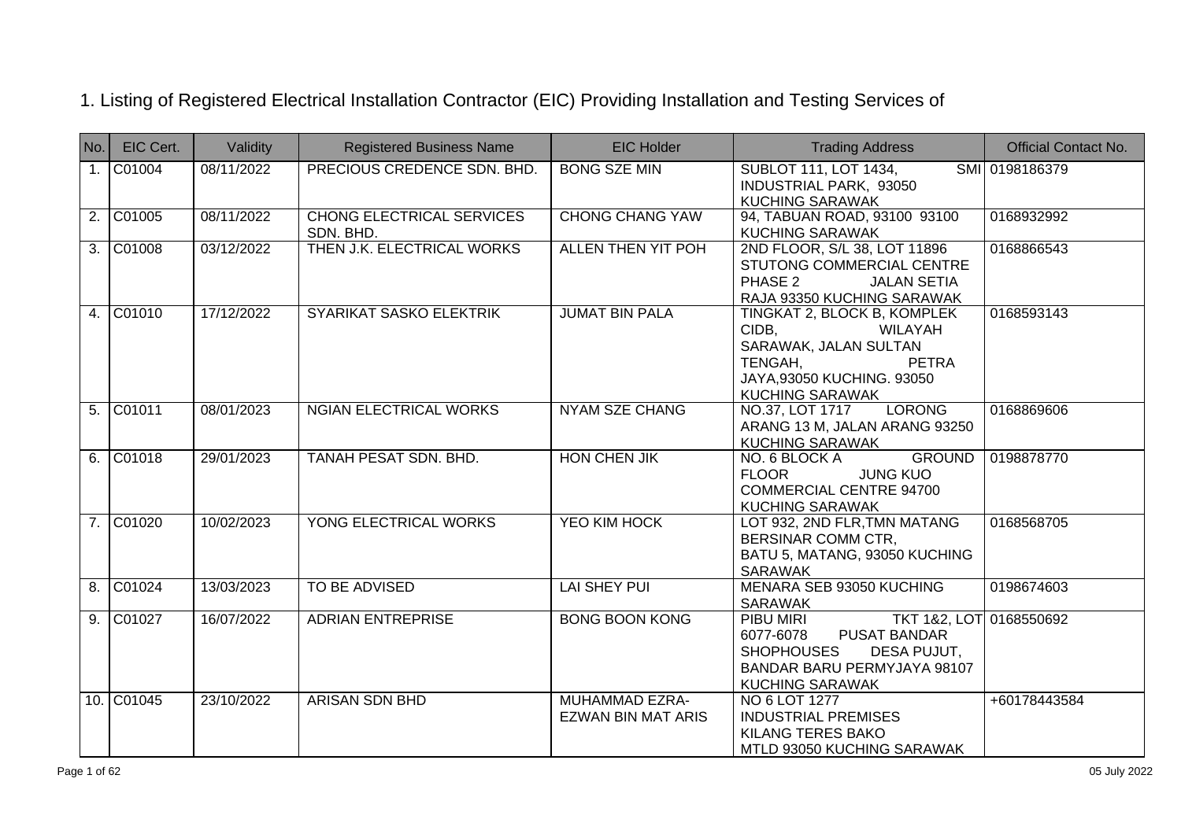# 1. Listing of Registered Electrical Installation Contractor (EIC) Providing Installation and Testing Services of

| No. | EIC Cert. | Validity | Registered Business Name | EIC Holder | Trading Address | Official Contact No. |
|---|---|---|---|---|---|---|
| 1. | C01004 | 08/11/2022 | PRECIOUS CREDENCE SDN. BHD. | BONG SZE MIN | SUBLOT 111, LOT 1434, SMI INDUSTRIAL PARK, 93050 KUCHING SARAWAK | 0198186379 |
| 2. | C01005 | 08/11/2022 | CHONG ELECTRICAL SERVICES SDN. BHD. | CHONG CHANG YAW | 94, TABUAN ROAD, 93100 93100 KUCHING SARAWAK | 0168932992 |
| 3. | C01008 | 03/12/2022 | THEN J.K. ELECTRICAL WORKS | ALLEN THEN YIT POH | 2ND FLOOR, S/L 38, LOT 11896 STUTONG COMMERCIAL CENTRE PHASE 2 JALAN SETIA RAJA 93350 KUCHING SARAWAK | 0168866543 |
| 4. | C01010 | 17/12/2022 | SYARIKAT SASKO ELEKTRIK | JUMAT BIN PALA | TINGKAT 2, BLOCK B, KOMPLEK CIDB, WILAYAH SARAWAK, JALAN SULTAN TENGAH, PETRA JAYA,93050 KUCHING. 93050 KUCHING SARAWAK | 0168593143 |
| 5. | C01011 | 08/01/2023 | NGIAN ELECTRICAL WORKS | NYAM SZE CHANG | NO.37, LOT 1717 LORONG ARANG 13 M, JALAN ARANG 93250 KUCHING SARAWAK | 0168869606 |
| 6. | C01018 | 29/01/2023 | TANAH PESAT SDN. BHD. | HON CHEN JIK | NO. 6 BLOCK A GROUND FLOOR JUNG KUO COMMERCIAL CENTRE 94700 KUCHING SARAWAK | 0198878770 |
| 7. | C01020 | 10/02/2023 | YONG ELECTRICAL WORKS | YEO KIM HOCK | LOT 932, 2ND FLR,TMN MATANG BERSINAR COMM CTR, BATU 5, MATANG, 93050 KUCHING SARAWAK | 0168568705 |
| 8. | C01024 | 13/03/2023 | TO BE ADVISED | LAI SHEY PUI | MENARA SEB 93050 KUCHING SARAWAK | 0198674603 |
| 9. | C01027 | 16/07/2022 | ADRIAN ENTREPRISE | BONG BOON KONG | PIBU MIRI TKT 1&2, LOT 6077-6078 PUSAT BANDAR SHOPHOUSES DESA PUJUT, BANDAR BARU PERMYJAYA 98107 KUCHING SARAWAK | 0168550692 |
| 10. | C01045 | 23/10/2022 | ARISAN SDN BHD | MUHAMMAD EZRA-EZWAN BIN MAT ARIS | NO 6 LOT 1277 INDUSTRIAL PREMISES KILANG TERES BAKO MTLD 93050 KUCHING SARAWAK | +60178443584 |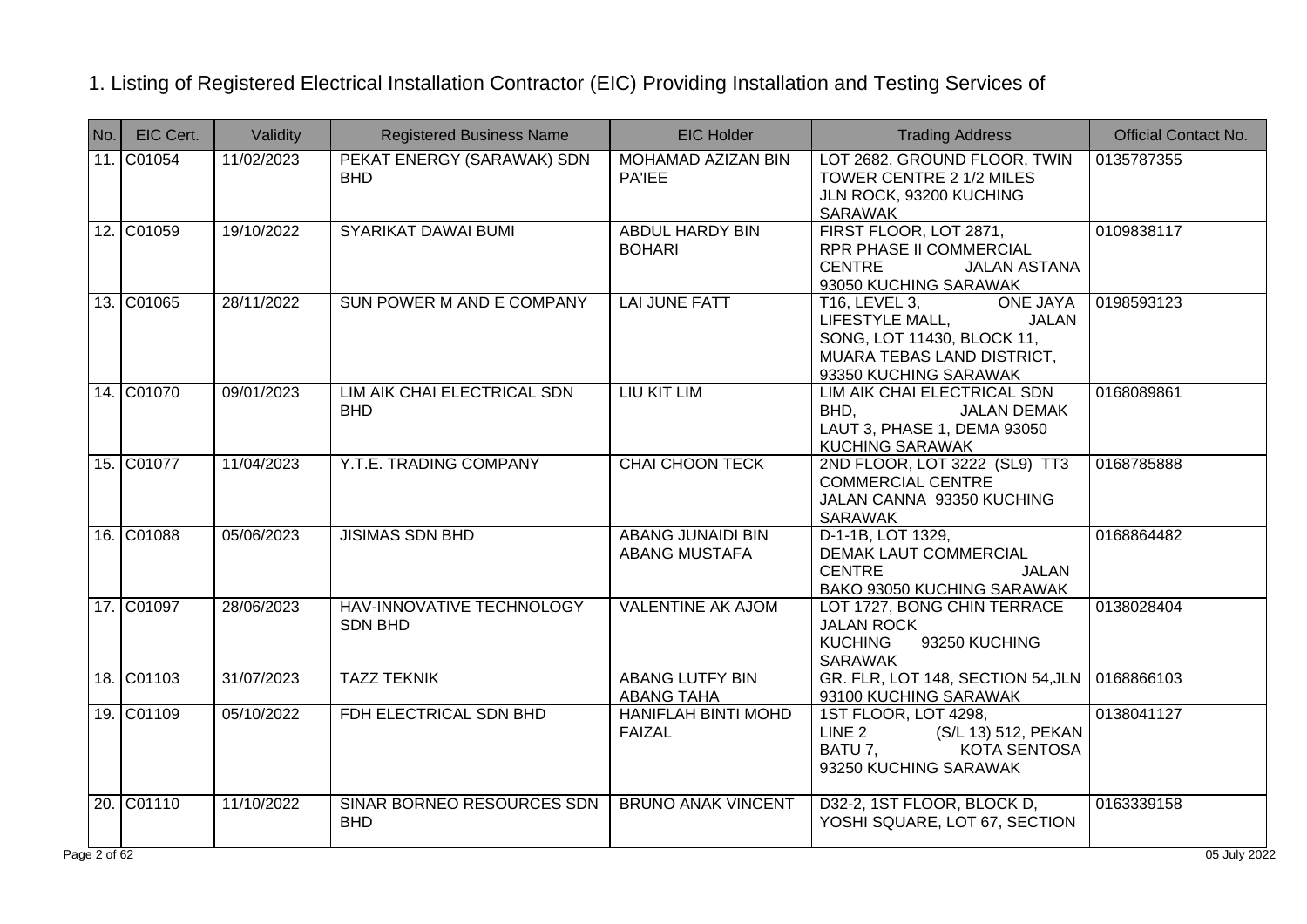# 1. Listing of Registered Electrical Installation Contractor (EIC) Providing Installation and Testing Services of

| No. | EIC Cert. | Validity | Registered Business Name | EIC Holder | Trading Address | Official Contact No. |
|---|---|---|---|---|---|---|
| 11. | C01054 | 11/02/2023 | PEKAT ENERGY (SARAWAK) SDN BHD | MOHAMAD AZIZAN BIN PA'IEE | LOT 2682, GROUND FLOOR, TWIN TOWER CENTRE 2 1/2 MILES JLN ROCK, 93200 KUCHING SARAWAK | 0135787355 |
| 12. | C01059 | 19/10/2022 | SYARIKAT DAWAI BUMI | ABDUL HARDY BIN BOHARI | FIRST FLOOR, LOT 2871, RPR PHASE II COMMERCIAL CENTRE JALAN ASTANA 93050 KUCHING SARAWAK | 0109838117 |
| 13. | C01065 | 28/11/2022 | SUN POWER M AND E COMPANY | LAI JUNE FATT | T16, LEVEL 3, ONE JAYA LIFESTYLE MALL, JALAN SONG, LOT 11430, BLOCK 11, MUARA TEBAS LAND DISTRICT, 93350 KUCHING SARAWAK | 0198593123 |
| 14. | C01070 | 09/01/2023 | LIM AIK CHAI ELECTRICAL SDN BHD | LIU KIT LIM | LIM AIK CHAI ELECTRICAL SDN BHD, JALAN DEMAK LAUT 3, PHASE 1, DEMA 93050 KUCHING SARAWAK | 0168089861 |
| 15. | C01077 | 11/04/2023 | Y.T.E. TRADING COMPANY | CHAI CHOON TECK | 2ND FLOOR, LOT 3222 (SL9) TT3 COMMERCIAL CENTRE JALAN CANNA 93350 KUCHING SARAWAK | 0168785888 |
| 16. | C01088 | 05/06/2023 | JISIMAS SDN BHD | ABANG JUNAIDI BIN ABANG MUSTAFA | D-1-1B, LOT 1329, DEMAK LAUT COMMERCIAL CENTRE JALAN BAKO 93050 KUCHING SARAWAK | 0168864482 |
| 17. | C01097 | 28/06/2023 | HAV-INNOVATIVE TECHNOLOGY SDN BHD | VALENTINE AK AJOM | LOT 1727, BONG CHIN TERRACE JALAN ROCK KUCHING 93250 KUCHING SARAWAK | 0138028404 |
| 18. | C01103 | 31/07/2023 | TAZZ TEKNIK | ABANG LUTFY BIN ABANG TAHA | GR. FLR, LOT 148, SECTION 54,JLN 93100 KUCHING SARAWAK | 0168866103 |
| 19. | C01109 | 05/10/2022 | FDH ELECTRICAL SDN BHD | HANIFLAH BINTI MOHD FAIZAL | 1ST FLOOR, LOT 4298, LINE 2 (S/L 13) 512, PEKAN BATU 7, KOTA SENTOSA 93250 KUCHING SARAWAK | 0138041127 |
| 20. | C01110 | 11/10/2022 | SINAR BORNEO RESOURCES SDN BHD | BRUNO ANAK VINCENT | D32-2, 1ST FLOOR, BLOCK D, YOSHI SQUARE, LOT 67, SECTION | 0163339158 |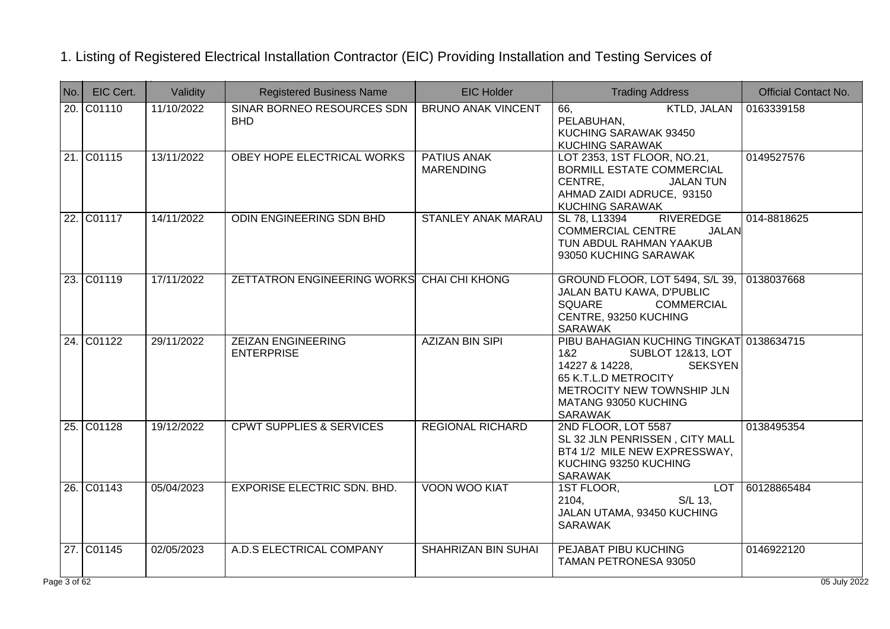# 1. Listing of Registered Electrical Installation Contractor (EIC) Providing Installation and Testing Services of

| No. | EIC Cert. | Validity | Registered Business Name | EIC Holder | Trading Address | Official Contact No. |
|---|---|---|---|---|---|---|
| 20. | C01110 | 11/10/2022 | SINAR BORNEO RESOURCES SDN BHD | BRUNO ANAK VINCENT | 66, KTLD, JALAN PELABUHAN, KUCHING SARAWAK 93450 KUCHING SARAWAK | 0163339158 |
| 21. | C01115 | 13/11/2022 | OBEY HOPE ELECTRICAL WORKS | PATIUS ANAK MARENDING | LOT 2353, 1ST FLOOR, NO.21, BORMILL ESTATE COMMERCIAL CENTRE, JALAN TUN AHMAD ZAIDI ADRUCE, 93150 KUCHING SARAWAK | 0149527576 |
| 22. | C01117 | 14/11/2022 | ODIN ENGINEERING SDN BHD | STANLEY ANAK MARAU | SL 78, L13394 RIVEREDGE COMMERCIAL CENTRE JALAN TUN ABDUL RAHMAN YAAKUB 93050 KUCHING SARAWAK | 014-8818625 |
| 23. | C01119 | 17/11/2022 | ZETTATRON ENGINEERING WORKS | CHAI CHI KHONG | GROUND FLOOR, LOT 5494, S/L 39, JALAN BATU KAWA, D'PUBLIC SQUARE COMMERCIAL CENTRE, 93250 KUCHING SARAWAK | 0138037668 |
| 24. | C01122 | 29/11/2022 | ZEIZAN ENGINEERING ENTERPRISE | AZIZAN BIN SIPI | PIBU BAHAGIAN KUCHING TINGKAT 1&2 SUBLOT 12&13, LOT 14227 & 14228, SEKSYEN 65 K.T.L.D METROCITY METROCITY NEW TOWNSHIP JLN MATANG 93050 KUCHING SARAWAK | 0138634715 |
| 25. | C01128 | 19/12/2022 | CPWT SUPPLIES & SERVICES | REGIONAL RICHARD | 2ND FLOOR, LOT 5587 SL 32 JLN PENRISSEN , CITY MALL BT4 1/2 MILE NEW EXPRESSWAY, KUCHING 93250 KUCHING SARAWAK | 0138495354 |
| 26. | C01143 | 05/04/2023 | EXPORISE ELECTRIC SDN. BHD. | VOON WOO KIAT | 1ST FLOOR, LOT 2104, S/L 13, JALAN UTAMA, 93450 KUCHING SARAWAK | 60128865484 |
| 27. | C01145 | 02/05/2023 | A.D.S ELECTRICAL COMPANY | SHAHRIZAN BIN SUHAI | PEJABAT PIBU KUCHING TAMAN PETRONESA 93050 | 0146922120 |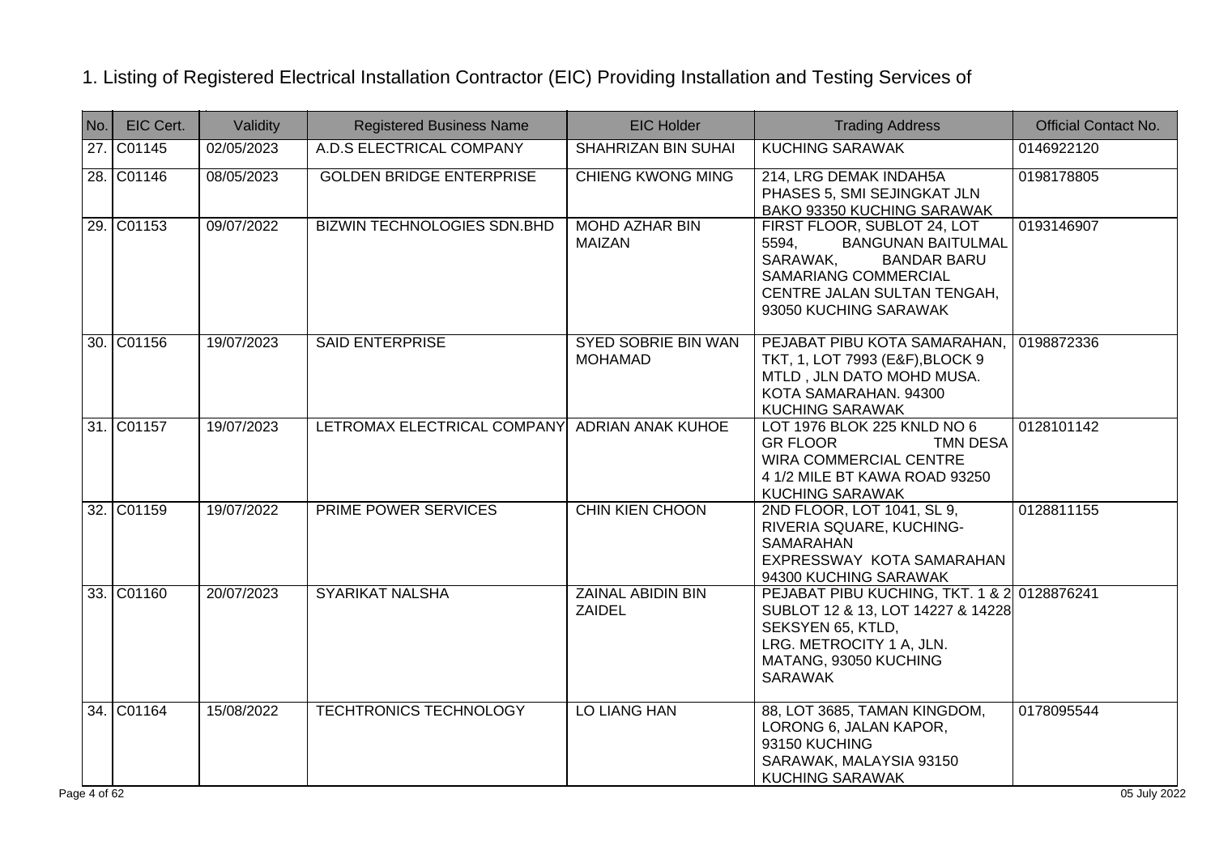1. Listing of Registered Electrical Installation Contractor (EIC) Providing Installation and Testing Services of

| No. | EIC Cert. | Validity | Registered Business Name | EIC Holder | Trading Address | Official Contact No. |
|---|---|---|---|---|---|---|
| 27. | C01145 | 02/05/2023 | A.D.S ELECTRICAL COMPANY | SHAHRIZAN BIN SUHAI | KUCHING SARAWAK | 0146922120 |
| 28. | C01146 | 08/05/2023 | GOLDEN BRIDGE ENTERPRISE | CHIENG KWONG MING | 214, LRG DEMAK INDAH5A PHASES 5, SMI SEJINGKAT JLN BAKO 93350 KUCHING SARAWAK | 0198178805 |
| 29. | C01153 | 09/07/2022 | BIZWIN TECHNOLOGIES SDN.BHD | MOHD AZHAR BIN MAIZAN | FIRST FLOOR, SUBLOT 24, LOT 5594, BANGUNAN BAITULMAL SARAWAK, BANDAR BARU SAMARIANG COMMERCIAL CENTRE JALAN SULTAN TENGAH, 93050 KUCHING SARAWAK | 0193146907 |
| 30. | C01156 | 19/07/2023 | SAID ENTERPRISE | SYED SOBRIE BIN WAN MOHAMAD | PEJABAT PIBU KOTA SAMARAHAN, TKT, 1, LOT 7993 (E&F),BLOCK 9 MTLD , JLN DATO MOHD MUSA. KOTA SAMARAHAN. 94300 KUCHING SARAWAK | 0198872336 |
| 31. | C01157 | 19/07/2023 | LETROMAX ELECTRICAL COMPANY | ADRIAN ANAK KUHOE | LOT 1976 BLOK 225 KNLD NO 6 GR FLOOR TMN DESA WIRA COMMERCIAL CENTRE 4 1/2 MILE BT KAWA ROAD 93250 KUCHING SARAWAK | 0128101142 |
| 32. | C01159 | 19/07/2022 | PRIME POWER SERVICES | CHIN KIEN CHOON | 2ND FLOOR, LOT 1041, SL 9, RIVERIA SQUARE, KUCHING-SAMARAHAN EXPRESSWAY KOTA SAMARAHAN 94300 KUCHING SARAWAK | 0128811155 |
| 33. | C01160 | 20/07/2023 | SYARIKAT NALSHA | ZAINAL ABIDIN BIN ZAIDEL | PEJABAT PIBU KUCHING, TKT. 1 & 2 SUBLOT 12 & 13, LOT 14227 & 14228 SEKSYEN 65, KTLD, LRG. METROCITY 1 A, JLN. MATANG, 93050 KUCHING SARAWAK | 0128876241 |
| 34. | C01164 | 15/08/2022 | TECHTRONICS TECHNOLOGY | LO LIANG HAN | 88, LOT 3685, TAMAN KINGDOM, LORONG 6, JALAN KAPOR, 93150 KUCHING SARAWAK, MALAYSIA 93150 KUCHING SARAWAK | 0178095544 |

05 July 2022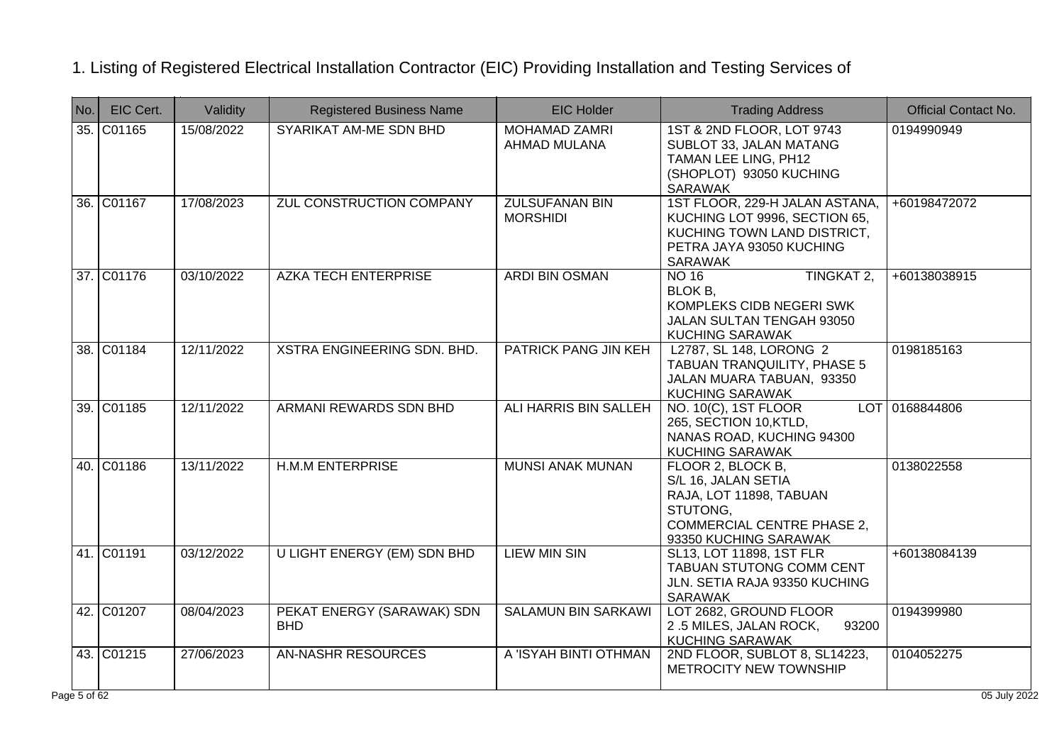1. Listing of Registered Electrical Installation Contractor (EIC) Providing Installation and Testing Services of

| No. | EIC Cert. | Validity | Registered Business Name | EIC Holder | Trading Address | Official Contact No. |
|---|---|---|---|---|---|---|
| 35. | C01165 | 15/08/2022 | SYARIKAT AM-ME SDN BHD | MOHAMAD ZAMRI AHMAD MULANA | 1ST & 2ND FLOOR, LOT 9743 SUBLOT 33, JALAN MATANG TAMAN LEE LING, PH12 (SHOPLOT) 93050 KUCHING SARAWAK | 0194990949 |
| 36. | C01167 | 17/08/2023 | ZUL CONSTRUCTION COMPANY | ZULSUFANAN BIN MORSHIDI | 1ST FLOOR, 229-H JALAN ASTANA, KUCHING LOT 9996, SECTION 65, KUCHING TOWN LAND DISTRICT, PETRA JAYA 93050 KUCHING SARAWAK | +60198472072 |
| 37. | C01176 | 03/10/2022 | AZKA TECH ENTERPRISE | ARDI BIN OSMAN | NO 16 TINGKAT 2, BLOK B, KOMPLEKS CIDB NEGERI SWK JALAN SULTAN TENGAH 93050 KUCHING SARAWAK | +60138038915 |
| 38. | C01184 | 12/11/2022 | XSTRA ENGINEERING SDN. BHD. | PATRICK PANG JIN KEH | L2787, SL 148, LORONG 2 TABUAN TRANQUILITY, PHASE 5 JALAN MUARA TABUAN, 93350 KUCHING SARAWAK | 0198185163 |
| 39. | C01185 | 12/11/2022 | ARMANI REWARDS SDN BHD | ALI HARRIS BIN SALLEH | NO. 10(C), 1ST FLOOR LOT 265, SECTION 10,KTLD, NANAS ROAD, KUCHING 94300 KUCHING SARAWAK | 0168844806 |
| 40. | C01186 | 13/11/2022 | H.M.M ENTERPRISE | MUNSI ANAK MUNAN | FLOOR 2, BLOCK B, S/L 16, JALAN SETIA RAJA, LOT 11898, TABUAN STUTONG, COMMERCIAL CENTRE PHASE 2, 93350 KUCHING SARAWAK | 0138022558 |
| 41. | C01191 | 03/12/2022 | U LIGHT ENERGY (EM) SDN BHD | LIEW MIN SIN | SL13, LOT 11898, 1ST FLR TABUAN STUTONG COMM CENT JLN. SETIA RAJA 93350 KUCHING SARAWAK | +60138084139 |
| 42. | C01207 | 08/04/2023 | PEKAT ENERGY (SARAWAK) SDN BHD | SALAMUN BIN SARKAWI | LOT 2682, GROUND FLOOR 2 .5 MILES, JALAN ROCK, 93200 KUCHING SARAWAK | 0194399980 |
| 43. | C01215 | 27/06/2023 | AN-NASHR RESOURCES | A 'ISYAH BINTI OTHMAN | 2ND FLOOR, SUBLOT 8, SL14223, METROCITY NEW TOWNSHIP | 0104052275 |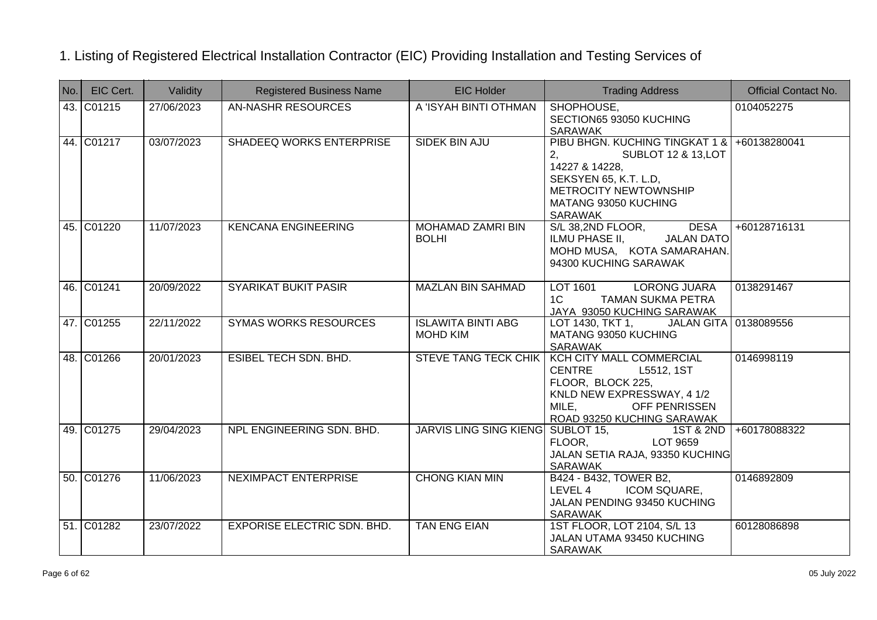# 1. Listing of Registered Electrical Installation Contractor (EIC) Providing Installation and Testing Services of

| No. | EIC Cert. | Validity | Registered Business Name | EIC Holder | Trading Address | Official Contact No. |
|---|---|---|---|---|---|---|
| 43. | C01215 | 27/06/2023 | AN-NASHR RESOURCES | A 'ISYAH BINTI OTHMAN | SHOPHOUSE, SECTION65 93050 KUCHING SARAWAK | 0104052275 |
| 44. | C01217 | 03/07/2023 | SHADEEQ WORKS ENTERPRISE | SIDEK BIN AJU | PIBU BHGN. KUCHING TINGKAT 1 & 2, SUBLOT 12 & 13,LOT 14227 & 14228, SEKSYEN 65, K.T. L.D, METROCITY NEWTOWNSHIP MATANG 93050 KUCHING SARAWAK | +60138280041 |
| 45. | C01220 | 11/07/2023 | KENCANA ENGINEERING | MOHAMAD ZAMRI BIN BOLHI | S/L 38,2ND FLOOR, DESA ILMU PHASE II, JALAN DATO MOHD MUSA, KOTA SAMARAHAN. 94300 KUCHING SARAWAK | +60128716131 |
| 46. | C01241 | 20/09/2022 | SYARIKAT BUKIT PASIR | MAZLAN BIN SAHMAD | LOT 1601 LORONG JUARA 1C TAMAN SUKMA PETRA JAYA 93050 KUCHING SARAWAK | 0138291467 |
| 47. | C01255 | 22/11/2022 | SYMAS WORKS RESOURCES | ISLAWITA BINTI ABG MOHD KIM | LOT 1430, TKT 1, JALAN GITA MATANG 93050 KUCHING SARAWAK | 0138089556 |
| 48. | C01266 | 20/01/2023 | ESIBEL TECH SDN. BHD. | STEVE TANG TECK CHIK | KCH CITY MALL COMMERCIAL CENTRE L5512, 1ST FLOOR, BLOCK 225, KNLD NEW EXPRESSWAY, 4 1/2 MILE, OFF PENRISSEN ROAD 93250 KUCHING SARAWAK | 0146998119 |
| 49. | C01275 | 29/04/2023 | NPL ENGINEERING SDN. BHD. | JARVIS LING SING KIENG | SUBLOT 15, 1ST & 2ND FLOOR, LOT 9659 JALAN SETIA RAJA, 93350 KUCHING SARAWAK | +60178088322 |
| 50. | C01276 | 11/06/2023 | NEXIMPACT ENTERPRISE | CHONG KIAN MIN | B424 - B432, TOWER B2, LEVEL 4 ICOM SQUARE, JALAN PENDING 93450 KUCHING SARAWAK | 0146892809 |
| 51. | C01282 | 23/07/2022 | EXPORISE ELECTRIC SDN. BHD. | TAN ENG EIAN | 1ST FLOOR, LOT 2104, S/L 13 JALAN UTAMA 93450 KUCHING SARAWAK | 60128086898 |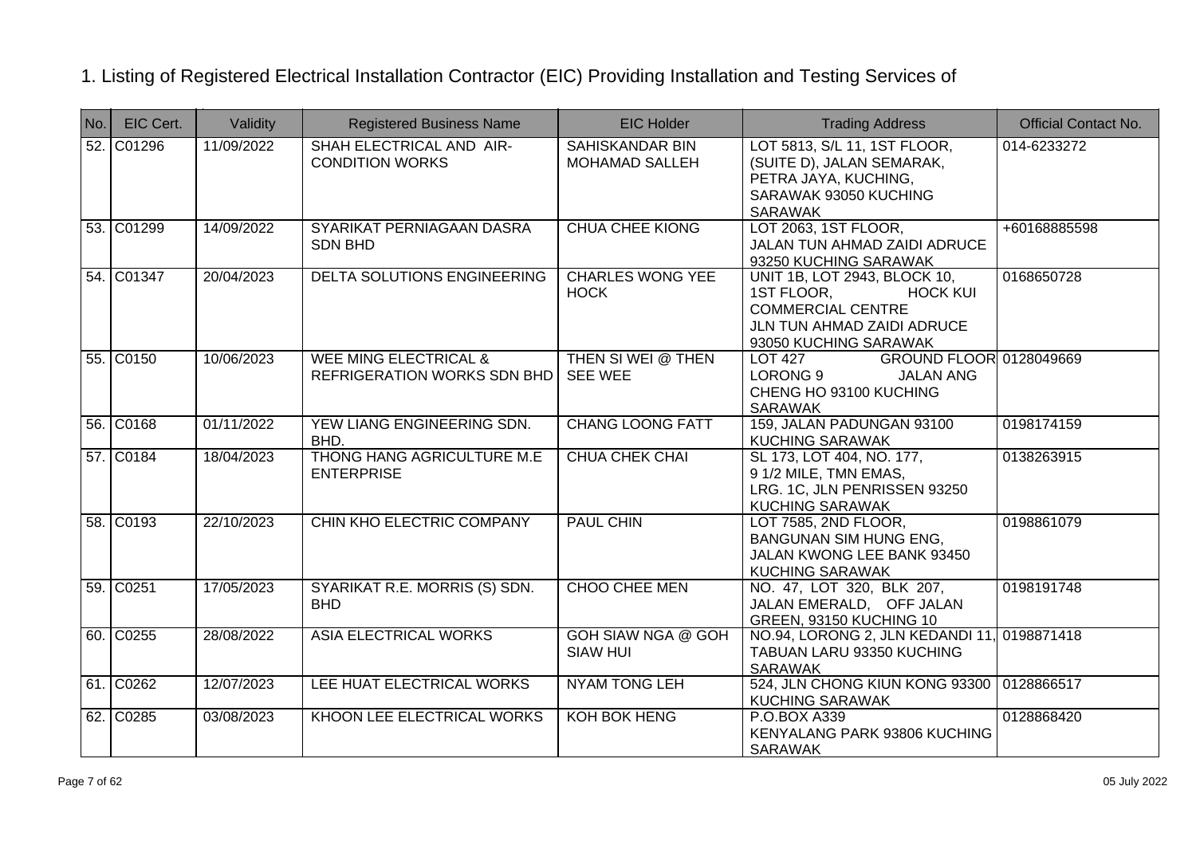# 1. Listing of Registered Electrical Installation Contractor (EIC) Providing Installation and Testing Services of

| No. | EIC Cert. | Validity | Registered Business Name | EIC Holder | Trading Address | Official Contact No. |
|---|---|---|---|---|---|---|
| 52. | C01296 | 11/09/2022 | SHAH ELECTRICAL AND AIR-CONDITION WORKS | SAHISKANDAR BIN MOHAMAD SALLEH | LOT 5813, S/L 11, 1ST FLOOR, (SUITE D), JALAN SEMARAK, PETRA JAYA, KUCHING, SARAWAK 93050 KUCHING SARAWAK | 014-6233272 |
| 53. | C01299 | 14/09/2022 | SYARIKAT PERNIAGAAN DASRA SDN BHD | CHUA CHEE KIONG | LOT 2063, 1ST FLOOR, JALAN TUN AHMAD ZAIDI ADRUCE 93250 KUCHING SARAWAK | +60168885598 |
| 54. | C01347 | 20/04/2023 | DELTA SOLUTIONS ENGINEERING | CHARLES WONG YEE HOCK | UNIT 1B, LOT 2943, BLOCK 10, 1ST FLOOR, HOCK KUI COMMERCIAL CENTRE JLN TUN AHMAD ZAIDI ADRUCE 93050 KUCHING SARAWAK | 0168650728 |
| 55. | C0150 | 10/06/2023 | WEE MING ELECTRICAL & REFRIGERATION WORKS SDN BHD | THEN SI WEI @ THEN SEE WEE | LOT 427 GROUND FLOOR LORONG 9 JALAN ANG CHENG HO 93100 KUCHING SARAWAK | 0128049669 |
| 56. | C0168 | 01/11/2022 | YEW LIANG ENGINEERING SDN. BHD. | CHANG LOONG FATT | 159, JALAN PADUNGAN 93100 KUCHING SARAWAK | 0198174159 |
| 57. | C0184 | 18/04/2023 | THONG HANG AGRICULTURE M.E ENTERPRISE | CHUA CHEK CHAI | SL 173, LOT 404, NO. 177, 9 1/2 MILE, TMN EMAS, LRG. 1C, JLN PENRISSEN 93250 KUCHING SARAWAK | 0138263915 |
| 58. | C0193 | 22/10/2023 | CHIN KHO ELECTRIC COMPANY | PAUL CHIN | LOT 7585, 2ND FLOOR, BANGUNAN SIM HUNG ENG, JALAN KWONG LEE BANK 93450 KUCHING SARAWAK | 0198861079 |
| 59. | C0251 | 17/05/2023 | SYARIKAT R.E. MORRIS (S) SDN. BHD | CHOO CHEE MEN | NO. 47, LOT 320, BLK 207, JALAN EMERALD, OFF JALAN GREEN, 93150 KUCHING 10 | 0198191748 |
| 60. | C0255 | 28/08/2022 | ASIA ELECTRICAL WORKS | GOH SIAW NGA @ GOH SIAW HUI | NO.94, LORONG 2, JLN KEDANDI 11, TABUAN LARU 93350 KUCHING SARAWAK | 0198871418 |
| 61. | C0262 | 12/07/2023 | LEE HUAT ELECTRICAL WORKS | NYAM TONG LEH | 524, JLN CHONG KIUN KONG 93300 KUCHING SARAWAK | 0128866517 |
| 62. | C0285 | 03/08/2023 | KHOON LEE ELECTRICAL WORKS | KOH BOK HENG | P.O.BOX A339 KENYALANG PARK 93806 KUCHING SARAWAK | 0128868420 |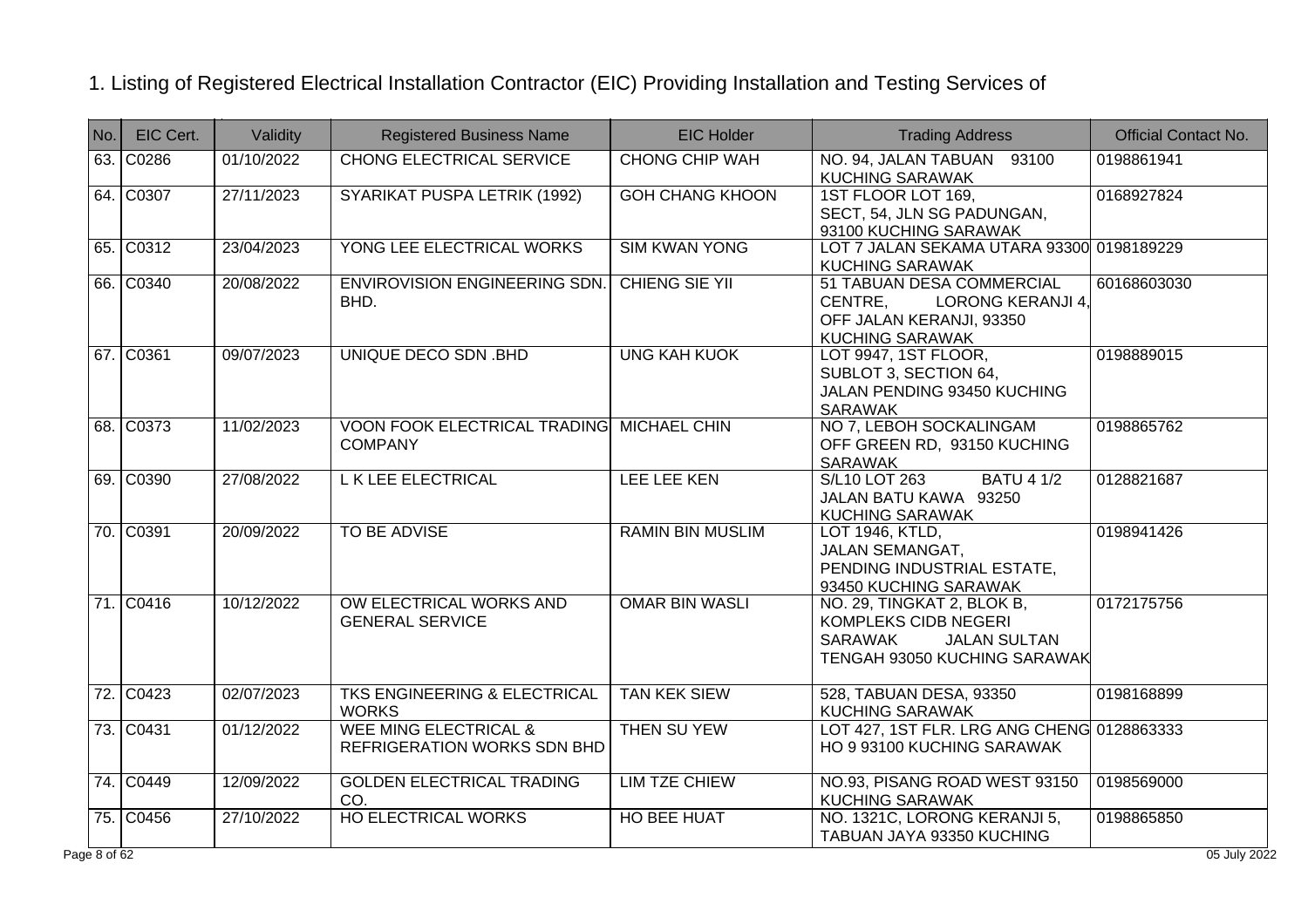1. Listing of Registered Electrical Installation Contractor (EIC) Providing Installation and Testing Services of

| No. | EIC Cert. | Validity | Registered Business Name | EIC Holder | Trading Address | Official Contact No. |
|---|---|---|---|---|---|---|
| 63. | C0286 | 01/10/2022 | CHONG ELECTRICAL SERVICE | CHONG CHIP WAH | NO. 94, JALAN TABUAN 93100 KUCHING SARAWAK | 0198861941 |
| 64. | C0307 | 27/11/2023 | SYARIKAT PUSPA LETRIK (1992) | GOH CHANG KHOON | 1ST FLOOR LOT 169, SECT, 54, JLN SG PADUNGAN, 93100 KUCHING SARAWAK | 0168927824 |
| 65. | C0312 | 23/04/2023 | YONG LEE ELECTRICAL WORKS | SIM KWAN YONG | LOT 7 JALAN SEKAMA UTARA 93300 KUCHING SARAWAK | 0198189229 |
| 66. | C0340 | 20/08/2022 | ENVIROVISION ENGINEERING SDN. BHD. | CHIENG SIE YII | 51 TABUAN DESA COMMERCIAL CENTRE, LORONG KERANJI 4, OFF JALAN KERANJI, 93350 KUCHING SARAWAK | 60168603030 |
| 67. | C0361 | 09/07/2023 | UNIQUE DECO SDN .BHD | UNG KAH KUOK | LOT 9947, 1ST FLOOR, SUBLOT 3, SECTION 64, JALAN PENDING 93450 KUCHING SARAWAK | 0198889015 |
| 68. | C0373 | 11/02/2023 | VOON FOOK ELECTRICAL TRADING COMPANY | MICHAEL CHIN | NO 7, LEBOH SOCKALINGAM OFF GREEN RD, 93150 KUCHING SARAWAK | 0198865762 |
| 69. | C0390 | 27/08/2022 | L K LEE ELECTRICAL | LEE LEE KEN | S/L10 LOT 263 BATU 4 1/2 JALAN BATU KAWA 93250 KUCHING SARAWAK | 0128821687 |
| 70. | C0391 | 20/09/2022 | TO BE ADVISE | RAMIN BIN MUSLIM | LOT 1946, KTLD, JALAN SEMANGAT, PENDING INDUSTRIAL ESTATE, 93450 KUCHING SARAWAK | 0198941426 |
| 71. | C0416 | 10/12/2022 | OW ELECTRICAL WORKS AND GENERAL SERVICE | OMAR BIN WASLI | NO. 29, TINGKAT 2, BLOK B, KOMPLEKS CIDB NEGERI SARAWAK JALAN SULTAN TENGAH 93050 KUCHING SARAWAK | 0172175756 |
| 72. | C0423 | 02/07/2023 | TKS ENGINEERING & ELECTRICAL WORKS | TAN KEK SIEW | 528, TABUAN DESA, 93350 KUCHING SARAWAK | 0198168899 |
| 73. | C0431 | 01/12/2022 | WEE MING ELECTRICAL & REFRIGERATION WORKS SDN BHD | THEN SU YEW | LOT 427, 1ST FLR. LRG ANG CHENG HO 9 93100 KUCHING SARAWAK | 0128863333 |
| 74. | C0449 | 12/09/2022 | GOLDEN ELECTRICAL TRADING CO. | LIM TZE CHIEW | NO.93, PISANG ROAD WEST 93150 KUCHING SARAWAK | 0198569000 |
| 75. | C0456 | 27/10/2022 | HO ELECTRICAL WORKS | HO BEE HUAT | NO. 1321C, LORONG KERANJI 5, TABUAN JAYA 93350 KUCHING | 0198865850 |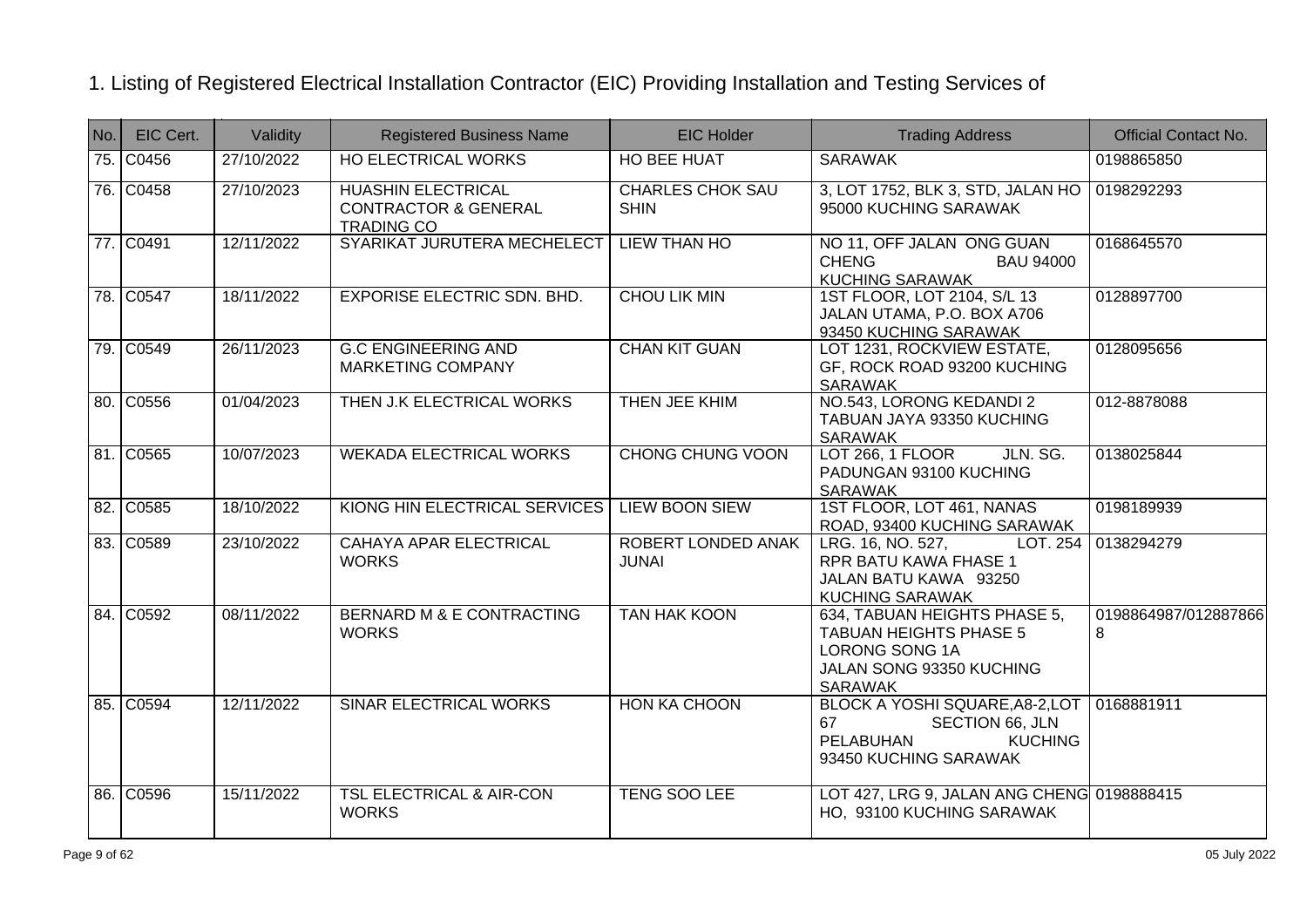# 1. Listing of Registered Electrical Installation Contractor (EIC) Providing Installation and Testing Services of

| No. | EIC Cert. | Validity | Registered Business Name | EIC Holder | Trading Address | Official Contact No. |
|---|---|---|---|---|---|---|
| 75. | C0456 | 27/10/2022 | HO ELECTRICAL WORKS | HO BEE HUAT | SARAWAK | 0198865850 |
| 76. | C0458 | 27/10/2023 | HUASHIN ELECTRICAL CONTRACTOR & GENERAL TRADING CO | CHARLES CHOK SAU SHIN | 3, LOT 1752, BLK 3, STD, JALAN HO 95000 KUCHING SARAWAK | 0198292293 |
| 77. | C0491 | 12/11/2022 | SYARIKAT JURUTERA MECHELECT | LIEW THAN HO | NO 11, OFF JALAN ONG GUAN CHENG BAU 94000 KUCHING SARAWAK | 0168645570 |
| 78. | C0547 | 18/11/2022 | EXPORISE ELECTRIC SDN. BHD. | CHOU LIK MIN | 1ST FLOOR, LOT 2104, S/L 13 JALAN UTAMA, P.O. BOX A706 93450 KUCHING SARAWAK | 0128897700 |
| 79. | C0549 | 26/11/2023 | G.C ENGINEERING AND MARKETING COMPANY | CHAN KIT GUAN | LOT 1231, ROCKVIEW ESTATE, GF, ROCK ROAD 93200 KUCHING SARAWAK | 0128095656 |
| 80. | C0556 | 01/04/2023 | THEN J.K ELECTRICAL WORKS | THEN JEE KHIM | NO.543, LORONG KEDANDI 2 TABUAN JAYA 93350 KUCHING SARAWAK | 012-8878088 |
| 81. | C0565 | 10/07/2023 | WEKADA ELECTRICAL WORKS | CHONG CHUNG VOON | LOT 266, 1 FLOOR JLN. SG. PADUNGAN 93100 KUCHING SARAWAK | 0138025844 |
| 82. | C0585 | 18/10/2022 | KIONG HIN ELECTRICAL SERVICES | LIEW BOON SIEW | 1ST FLOOR, LOT 461, NANAS ROAD, 93400 KUCHING SARAWAK | 0198189939 |
| 83. | C0589 | 23/10/2022 | CAHAYA APAR ELECTRICAL WORKS | ROBERT LONDED ANAK JUNAI | LRG. 16, NO. 527, LOT. 254 RPR BATU KAWA FHASE 1 JALAN BATU KAWA 93250 KUCHING SARAWAK | 0138294279 |
| 84. | C0592 | 08/11/2022 | BERNARD M & E CONTRACTING WORKS | TAN HAK KOON | 634, TABUAN HEIGHTS PHASE 5, TABUAN HEIGHTS PHASE 5 LORONG SONG 1A JALAN SONG 93350 KUCHING SARAWAK | 0198864987/0128878668 |
| 85. | C0594 | 12/11/2022 | SINAR ELECTRICAL WORKS | HON KA CHOON | BLOCK A YOSHI SQUARE,A8-2,LOT 67 SECTION 66, JLN PELABUHAN KUCHING 93450 KUCHING SARAWAK | 0168881911 |
| 86. | C0596 | 15/11/2022 | TSL ELECTRICAL & AIR-CON WORKS | TENG SOO LEE | LOT 427, LRG 9, JALAN ANG CHENG HO, 93100 KUCHING SARAWAK | 0198888415 |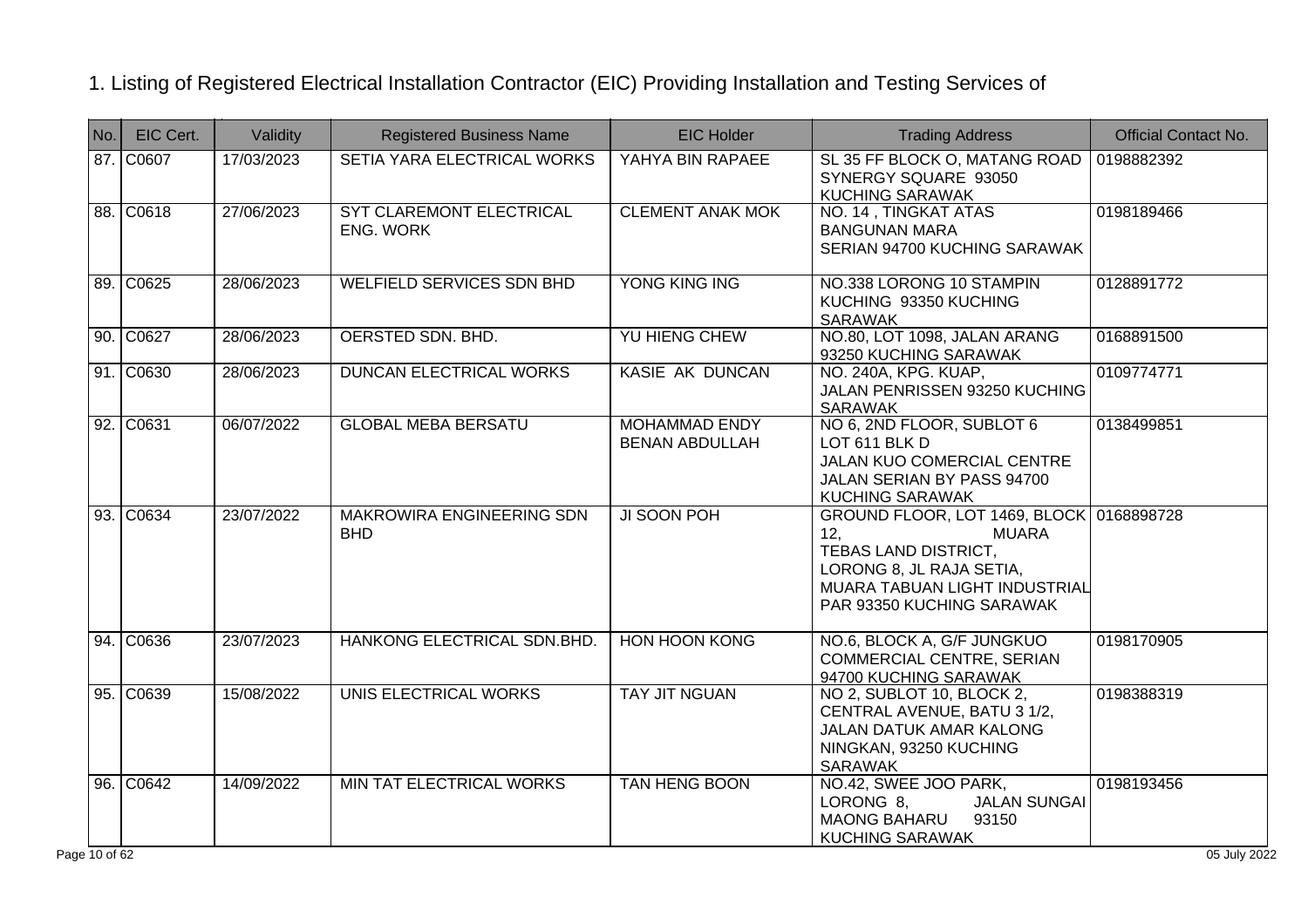# 1. Listing of Registered Electrical Installation Contractor (EIC) Providing Installation and Testing Services of

| No. | EIC Cert. | Validity | Registered Business Name | EIC Holder | Trading Address | Official Contact No. |
|---|---|---|---|---|---|---|
| 87. | C0607 | 17/03/2023 | SETIA YARA ELECTRICAL WORKS | YAHYA BIN RAPAEE | SL 35 FF BLOCK O, MATANG ROAD SYNERGY SQUARE 93050 KUCHING SARAWAK | 0198882392 |
| 88. | C0618 | 27/06/2023 | SYT CLAREMONT ELECTRICAL ENG. WORK | CLEMENT ANAK MOK | NO. 14 , TINGKAT ATAS BANGUNAN MARA SERIAN 94700 KUCHING SARAWAK | 0198189466 |
| 89. | C0625 | 28/06/2023 | WELFIELD SERVICES SDN BHD | YONG KING ING | NO.338 LORONG 10 STAMPIN KUCHING 93350 KUCHING SARAWAK | 0128891772 |
| 90. | C0627 | 28/06/2023 | OERSTED SDN. BHD. | YU HIENG CHEW | NO.80, LOT 1098, JALAN ARANG 93250 KUCHING SARAWAK | 0168891500 |
| 91. | C0630 | 28/06/2023 | DUNCAN ELECTRICAL WORKS | KASIE AK DUNCAN | NO. 240A, KPG. KUAP, JALAN PENRISSEN 93250 KUCHING SARAWAK | 0109774771 |
| 92. | C0631 | 06/07/2022 | GLOBAL MEBA BERSATU | MOHAMMAD ENDY BENAN ABDULLAH | NO 6, 2ND FLOOR, SUBLOT 6 LOT 611 BLK D JALAN KUO COMERCIAL CENTRE JALAN SERIAN BY PASS 94700 KUCHING SARAWAK | 0138499851 |
| 93. | C0634 | 23/07/2022 | MAKROWIRA ENGINEERING SDN BHD | JI SOON POH | GROUND FLOOR, LOT 1469, BLOCK 12, MUARA TEBAS LAND DISTRICT, LORONG 8, JL RAJA SETIA, MUARA TABUAN LIGHT INDUSTRIAL PAR 93350 KUCHING SARAWAK | 0168898728 |
| 94. | C0636 | 23/07/2023 | HANKONG ELECTRICAL SDN.BHD. | HON HOON KONG | NO.6, BLOCK A, G/F JUNGKUO COMMERCIAL CENTRE, SERIAN 94700 KUCHING SARAWAK | 0198170905 |
| 95. | C0639 | 15/08/2022 | UNIS ELECTRICAL WORKS | TAY JIT NGUAN | NO 2, SUBLOT 10, BLOCK 2, CENTRAL AVENUE, BATU 3 1/2, JALAN DATUK AMAR KALONG NINGKAN, 93250 KUCHING SARAWAK | 0198388319 |
| 96. | C0642 | 14/09/2022 | MIN TAT ELECTRICAL WORKS | TAN HENG BOON | NO.42, SWEE JOO PARK, LORONG 8, JALAN SUNGAI MAONG BAHARU 93150 KUCHING SARAWAK | 0198193456 |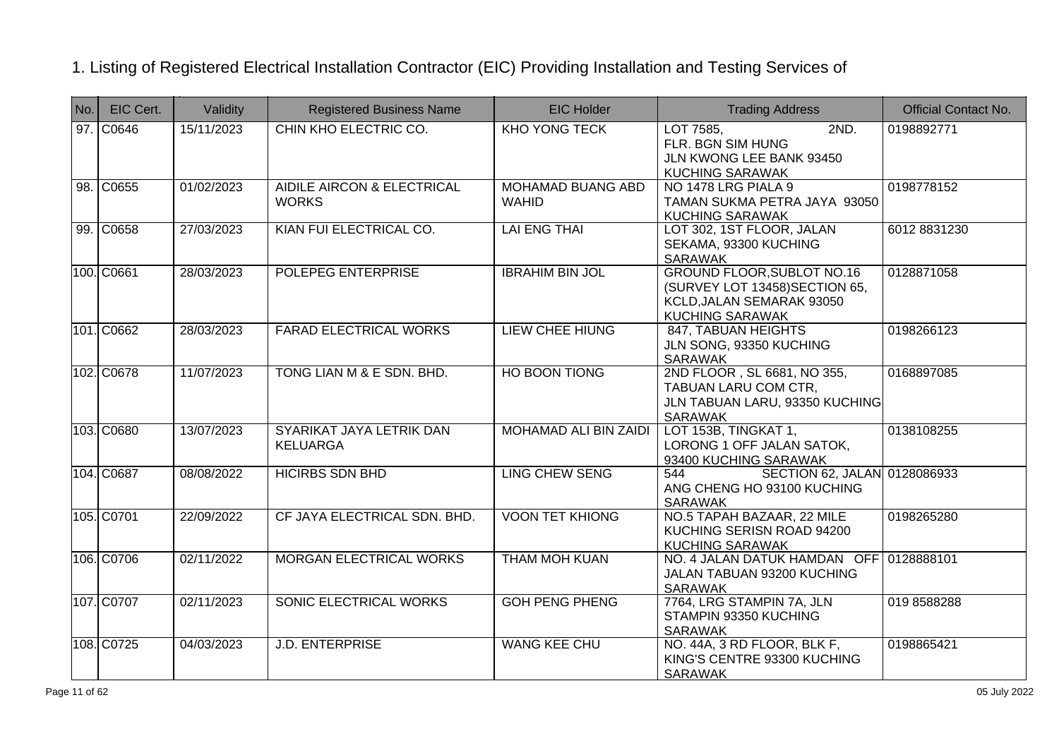1. Listing of Registered Electrical Installation Contractor (EIC) Providing Installation and Testing Services of

| No. | EIC Cert. | Validity | Registered Business Name | EIC Holder | Trading Address | Official Contact No. |
|---|---|---|---|---|---|---|
| 97. | C0646 | 15/11/2023 | CHIN KHO ELECTRIC CO. | KHO YONG TECK | LOT 7585, 2ND. FLR. BGN SIM HUNG JLN KWONG LEE BANK 93450 KUCHING SARAWAK | 0198892771 |
| 98. | C0655 | 01/02/2023 | AIDILE AIRCON & ELECTRICAL WORKS | MOHAMAD BUANG ABD WAHID | NO 1478 LRG PIALA 9 TAMAN SUKMA PETRA JAYA 93050 KUCHING SARAWAK | 0198778152 |
| 99. | C0658 | 27/03/2023 | KIAN FUI ELECTRICAL CO. | LAI ENG THAI | LOT 302, 1ST FLOOR, JALAN SEKAMA, 93300 KUCHING SARAWAK | 6012 8831230 |
| 100. | C0661 | 28/03/2023 | POLEPEG ENTERPRISE | IBRAHIM BIN JOL | GROUND FLOOR,SUBLOT NO.16 (SURVEY LOT 13458)SECTION 65, KCLD,JALAN SEMARAK 93050 KUCHING SARAWAK | 0128871058 |
| 101. | C0662 | 28/03/2023 | FARAD ELECTRICAL WORKS | LIEW CHEE HIUNG | 847, TABUAN HEIGHTS JLN SONG, 93350 KUCHING SARAWAK | 0198266123 |
| 102. | C0678 | 11/07/2023 | TONG LIAN M & E SDN. BHD. | HO BOON TIONG | 2ND FLOOR , SL 6681, NO 355, TABUAN LARU COM CTR, JLN TABUAN LARU, 93350 KUCHING SARAWAK | 0168897085 |
| 103. | C0680 | 13/07/2023 | SYARIKAT JAYA LETRIK DAN KELUARGA | MOHAMAD ALI BIN ZAIDI | LOT 153B, TINGKAT 1, LORONG 1 OFF JALAN SATOK, 93400 KUCHING SARAWAK | 0138108255 |
| 104. | C0687 | 08/08/2022 | HICIRBS SDN BHD | LING CHEW SENG | 544 SECTION 62, JALAN ANG CHENG HO 93100 KUCHING SARAWAK | 0128086933 |
| 105. | C0701 | 22/09/2022 | CF JAYA ELECTRICAL SDN. BHD. | VOON TET KHIONG | NO.5 TAPAH BAZAAR, 22 MILE KUCHING SERISN ROAD 94200 KUCHING SARAWAK | 0198265280 |
| 106. | C0706 | 02/11/2022 | MORGAN ELECTRICAL WORKS | THAM MOH KUAN | NO. 4 JALAN DATUK HAMDAN OFF JALAN TABUAN 93200 KUCHING SARAWAK | 0128888101 |
| 107. | C0707 | 02/11/2023 | SONIC ELECTRICAL WORKS | GOH PENG PHENG | 7764, LRG STAMPIN 7A, JLN STAMPIN 93350 KUCHING SARAWAK | 019 8588288 |
| 108. | C0725 | 04/03/2023 | J.D. ENTERPRISE | WANG KEE CHU | NO. 44A, 3 RD FLOOR, BLK F, KING'S CENTRE 93300 KUCHING SARAWAK | 0198865421 |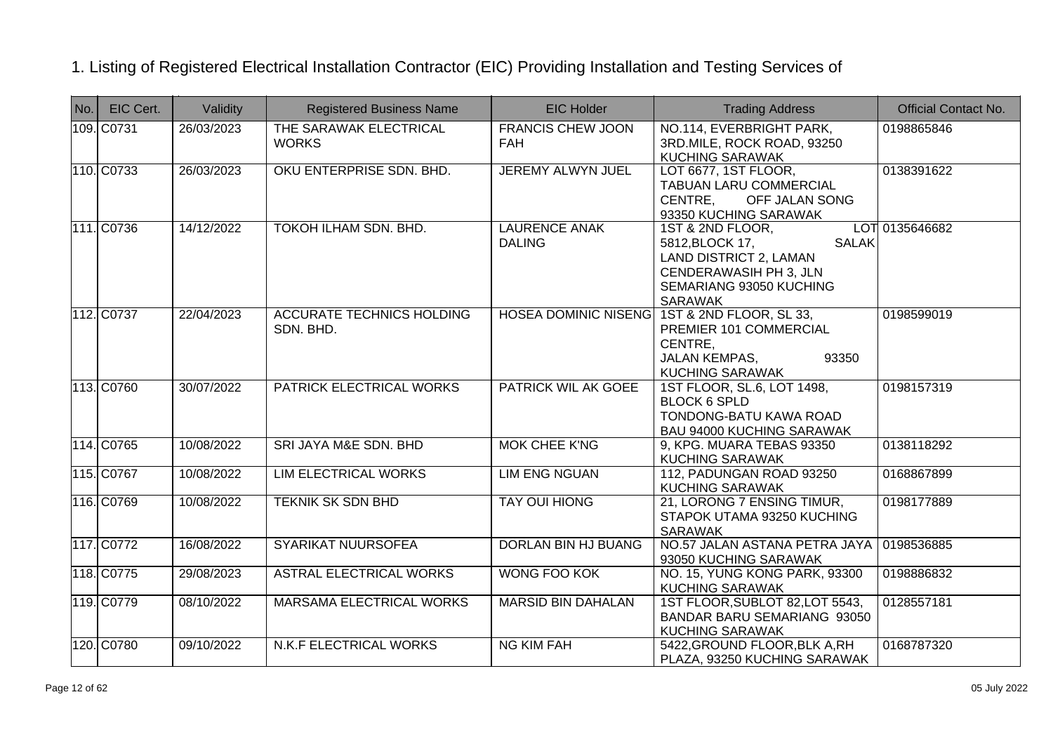# 1. Listing of Registered Electrical Installation Contractor (EIC) Providing Installation and Testing Services of

| No. | EIC Cert. | Validity | Registered Business Name | EIC Holder | Trading Address | Official Contact No. |
|---|---|---|---|---|---|---|
| 109. | C0731 | 26/03/2023 | THE SARAWAK ELECTRICAL WORKS | FRANCIS CHEW JOON FAH | NO.114, EVERBRIGHT PARK, 3RD.MILE, ROCK ROAD, 93250 KUCHING SARAWAK | 0198865846 |
| 110. | C0733 | 26/03/2023 | OKU ENTERPRISE SDN. BHD. | JEREMY ALWYN JUEL | LOT 6677, 1ST FLOOR, TABUAN LARU COMMERCIAL CENTRE, OFF JALAN SONG 93350 KUCHING SARAWAK | 0138391622 |
| 111. | C0736 | 14/12/2022 | TOKOH ILHAM SDN. BHD. | LAURENCE ANAK DALING | 1ST & 2ND FLOOR, LOT 5812,BLOCK 17, SALAK LAND DISTRICT 2, LAMAN CENDERAWASIH PH 3, JLN SEMARIANG 93050 KUCHING SARAWAK | 0135646682 |
| 112. | C0737 | 22/04/2023 | ACCURATE TECHNICS HOLDING SDN. BHD. | HOSEA DOMINIC NISENG | 1ST & 2ND FLOOR, SL 33, PREMIER 101 COMMERCIAL CENTRE, JALAN KEMPAS, 93350 KUCHING SARAWAK | 0198599019 |
| 113. | C0760 | 30/07/2022 | PATRICK ELECTRICAL WORKS | PATRICK WIL AK GOEE | 1ST FLOOR, SL.6, LOT 1498, BLOCK 6 SPLD TONDONG-BATU KAWA ROAD BAU 94000 KUCHING SARAWAK | 0198157319 |
| 114. | C0765 | 10/08/2022 | SRI JAYA M&E SDN. BHD | MOK CHEE K'NG | 9, KPG. MUARA TEBAS 93350 KUCHING SARAWAK | 0138118292 |
| 115. | C0767 | 10/08/2022 | LIM ELECTRICAL WORKS | LIM ENG NGUAN | 112, PADUNGAN ROAD 93250 KUCHING SARAWAK | 0168867899 |
| 116. | C0769 | 10/08/2022 | TEKNIK SK SDN BHD | TAY OUI HIONG | 21, LORONG 7 ENSING TIMUR, STAPOK UTAMA 93250 KUCHING SARAWAK | 0198177889 |
| 117. | C0772 | 16/08/2022 | SYARIKAT NUURSOFEA | DORLAN BIN HJ BUANG | NO.57 JALAN ASTANA PETRA JAYA 93050 KUCHING SARAWAK | 0198536885 |
| 118. | C0775 | 29/08/2023 | ASTRAL ELECTRICAL WORKS | WONG FOO KOK | NO. 15, YUNG KONG PARK, 93300 KUCHING SARAWAK | 0198886832 |
| 119. | C0779 | 08/10/2022 | MARSAMA ELECTRICAL WORKS | MARSID BIN DAHALAN | 1ST FLOOR,SUBLOT 82,LOT 5543, BANDAR BARU SEMARIANG 93050 KUCHING SARAWAK | 0128557181 |
| 120. | C0780 | 09/10/2022 | N.K.F ELECTRICAL WORKS | NG KIM FAH | 5422,GROUND FLOOR,BLK A,RH PLAZA, 93250 KUCHING SARAWAK | 0168787320 |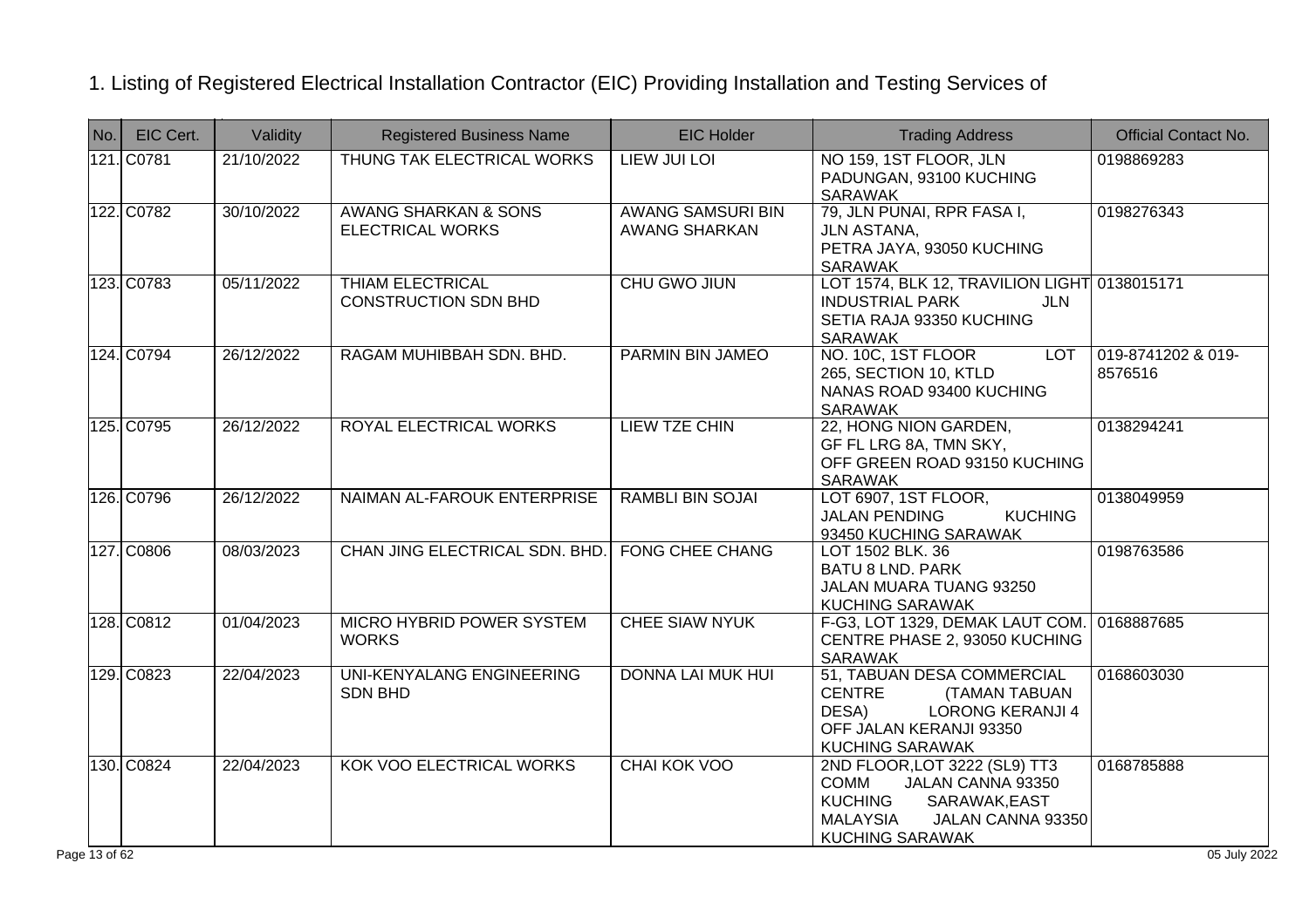1. Listing of Registered Electrical Installation Contractor (EIC) Providing Installation and Testing Services of

| No. | EIC Cert. | Validity | Registered Business Name | EIC Holder | Trading Address | Official Contact No. |
|---|---|---|---|---|---|---|
| 121. | C0781 | 21/10/2022 | THUNG TAK ELECTRICAL WORKS | LIEW JUI LOI | NO 159, 1ST FLOOR, JLN PADUNGAN, 93100 KUCHING SARAWAK | 0198869283 |
| 122. | C0782 | 30/10/2022 | AWANG SHARKAN & SONS ELECTRICAL WORKS | AWANG SAMSURI BIN AWANG SHARKAN | 79, JLN PUNAI, RPR FASA I, JLN ASTANA, PETRA JAYA, 93050 KUCHING SARAWAK | 0198276343 |
| 123. | C0783 | 05/11/2022 | THIAM ELECTRICAL CONSTRUCTION SDN BHD | CHU GWO JIUN | LOT 1574, BLK 12, TRAVILION LIGHT INDUSTRIAL PARK JLN SETIA RAJA 93350 KUCHING SARAWAK | 0138015171 |
| 124. | C0794 | 26/12/2022 | RAGAM MUHIBBAH SDN. BHD. | PARMIN BIN JAMEO | NO. 10C, 1ST FLOOR LOT 265, SECTION 10, KTLD NANAS ROAD 93400 KUCHING SARAWAK | 019-8741202 & 019-8576516 |
| 125. | C0795 | 26/12/2022 | ROYAL ELECTRICAL WORKS | LIEW TZE CHIN | 22, HONG NION GARDEN, GF FL LRG 8A, TMN SKY, OFF GREEN ROAD 93150 KUCHING SARAWAK | 0138294241 |
| 126. | C0796 | 26/12/2022 | NAIMAN AL-FAROUK ENTERPRISE | RAMBLI BIN SOJAI | LOT 6907, 1ST FLOOR, JALAN PENDING KUCHING 93450 KUCHING SARAWAK | 0138049959 |
| 127. | C0806 | 08/03/2023 | CHAN JING ELECTRICAL SDN. BHD. | FONG CHEE CHANG | LOT 1502 BLK. 36 BATU 8 LND. PARK JALAN MUARA TUANG 93250 KUCHING SARAWAK | 0198763586 |
| 128. | C0812 | 01/04/2023 | MICRO HYBRID POWER SYSTEM WORKS | CHEE SIAW NYUK | F-G3, LOT 1329, DEMAK LAUT COM. CENTRE PHASE 2, 93050 KUCHING SARAWAK | 0168887685 |
| 129. | C0823 | 22/04/2023 | UNI-KENYALANG ENGINEERING SDN BHD | DONNA LAI MUK HUI | 51, TABUAN DESA COMMERCIAL CENTRE (TAMAN TABUAN DESA) LORONG KERANJI 4 OFF JALAN KERANJI 93350 KUCHING SARAWAK | 0168603030 |
| 130. | C0824 | 22/04/2023 | KOK VOO ELECTRICAL WORKS | CHAI KOK VOO | 2ND FLOOR,LOT 3222 (SL9) TT3 COMM JALAN CANNA 93350 KUCHING SARAWAK,EAST MALAYSIA JALAN CANNA 93350 KUCHING SARAWAK | 0168785888 |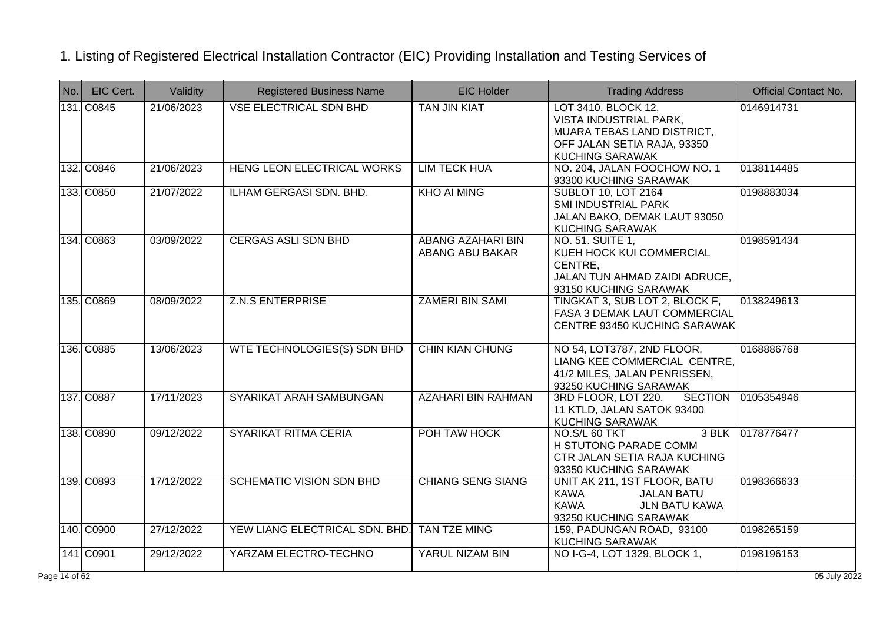# 1. Listing of Registered Electrical Installation Contractor (EIC) Providing Installation and Testing Services of

| No. | EIC Cert. | Validity | Registered Business Name | EIC Holder | Trading Address | Official Contact No. |
|---|---|---|---|---|---|---|
| 131. | C0845 | 21/06/2023 | VSE ELECTRICAL SDN BHD | TAN JIN KIAT | LOT 3410, BLOCK 12, VISTA INDUSTRIAL PARK, MUARA TEBAS LAND DISTRICT, OFF JALAN SETIA RAJA, 93350 KUCHING SARAWAK | 0146914731 |
| 132. | C0846 | 21/06/2023 | HENG LEON ELECTRICAL WORKS | LIM TECK HUA | NO. 204, JALAN FOOCHOW NO. 1 93300 KUCHING SARAWAK | 0138114485 |
| 133. | C0850 | 21/07/2022 | ILHAM GERGASI SDN. BHD. | KHO AI MING | SUBLOT 10, LOT 2164 SMI INDUSTRIAL PARK JALAN BAKO, DEMAK LAUT 93050 KUCHING SARAWAK | 0198883034 |
| 134. | C0863 | 03/09/2022 | CERGAS ASLI SDN BHD | ABANG AZAHARI BIN ABANG ABU BAKAR | NO. 51. SUITE 1, KUEH HOCK KUI COMMERCIAL CENTRE, JALAN TUN AHMAD ZAIDI ADRUCE, 93150 KUCHING SARAWAK | 0198591434 |
| 135. | C0869 | 08/09/2022 | Z.N.S ENTERPRISE | ZAMERI BIN SAMI | TINGKAT 3, SUB LOT 2, BLOCK F, FASA 3 DEMAK LAUT COMMERCIAL CENTRE 93450 KUCHING SARAWAK | 0138249613 |
| 136. | C0885 | 13/06/2023 | WTE TECHNOLOGIES(S) SDN BHD | CHIN KIAN CHUNG | NO 54, LOT3787, 2ND FLOOR, LIANG KEE COMMERCIAL CENTRE, 41/2 MILES, JALAN PENRISSEN, 93250 KUCHING SARAWAK | 0168886768 |
| 137. | C0887 | 17/11/2023 | SYARIKAT ARAH SAMBUNGAN | AZAHARI BIN RAHMAN | 3RD FLOOR, LOT 220. SECTION 11 KTLD, JALAN SATOK 93400 KUCHING SARAWAK | 0105354946 |
| 138. | C0890 | 09/12/2022 | SYARIKAT RITMA CERIA | POH TAW HOCK | NO.S/L 60 TKT 3 BLK H STUTONG PARADE COMM CTR JALAN SETIA RAJA KUCHING 93350 KUCHING SARAWAK | 0178776477 |
| 139. | C0893 | 17/12/2022 | SCHEMATIC VISION SDN BHD | CHIANG SENG SIANG | UNIT AK 211, 1ST FLOOR, BATU KAWA JALAN BATU KAWA JLN BATU KAWA 93250 KUCHING SARAWAK | 0198366633 |
| 140. | C0900 | 27/12/2022 | YEW LIANG ELECTRICAL SDN. BHD. | TAN TZE MING | 159, PADUNGAN ROAD, 93100 KUCHING SARAWAK | 0198265159 |
| 141 | C0901 | 29/12/2022 | YARZAM ELECTRO-TECHNO | YARUL NIZAM BIN | NO I-G-4, LOT 1329, BLOCK 1, | 0198196153 |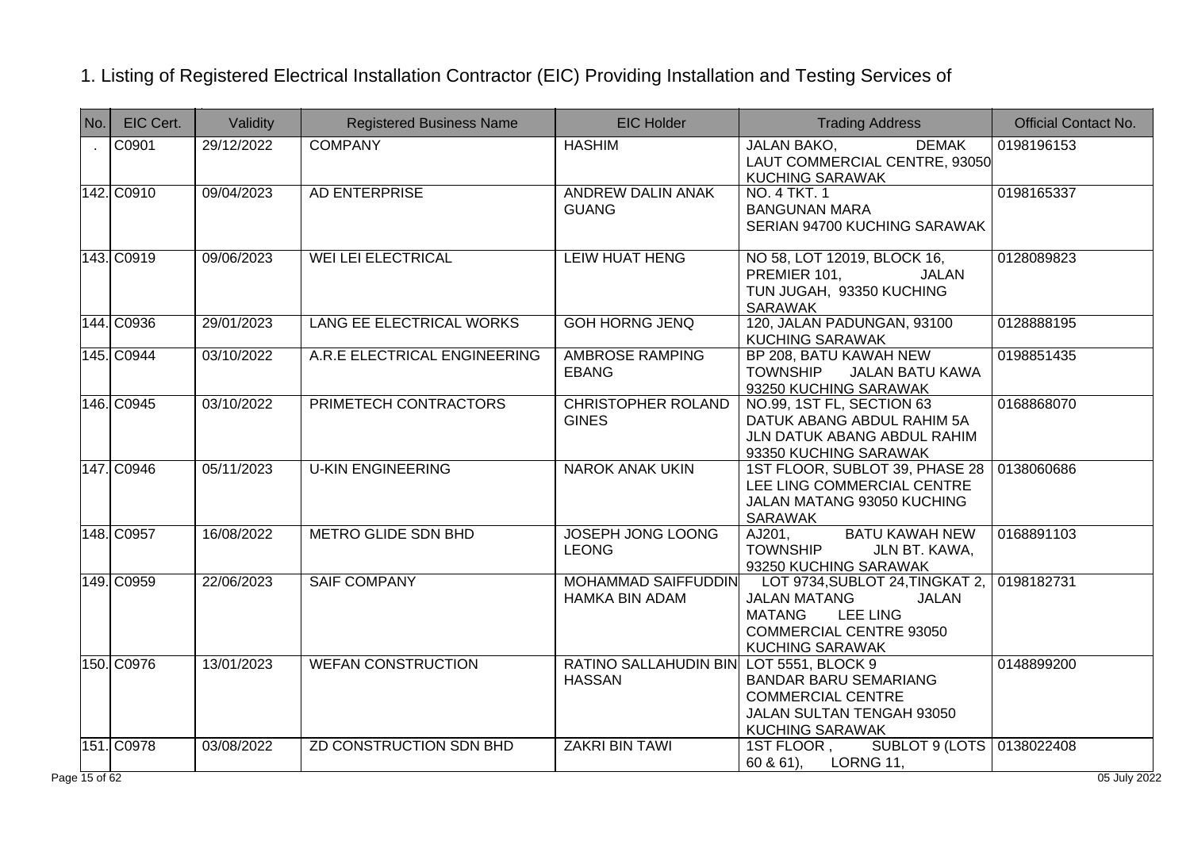# 1. Listing of Registered Electrical Installation Contractor (EIC) Providing Installation and Testing Services of

| No. | EIC Cert. | Validity | Registered Business Name | EIC Holder | Trading Address | Official Contact No. |
|---|---|---|---|---|---|---|
| . | C0901 | 29/12/2022 | COMPANY | HASHIM | JALAN BAKO, DEMAK LAUT COMMERCIAL CENTRE, 93050 KUCHING SARAWAK | 0198196153 |
| 142. | C0910 | 09/04/2023 | AD ENTERPRISE | ANDREW DALIN ANAK GUANG | NO. 4 TKT. 1 BANGUNAN MARA SERIAN 94700 KUCHING SARAWAK | 0198165337 |
| 143. | C0919 | 09/06/2023 | WEI LEI ELECTRICAL | LEIW HUAT HENG | NO 58, LOT 12019, BLOCK 16, PREMIER 101, JALAN TUN JUGAH, 93350 KUCHING SARAWAK | 0128089823 |
| 144. | C0936 | 29/01/2023 | LANG EE ELECTRICAL WORKS | GOH HORNG JENQ | 120, JALAN PADUNGAN, 93100 KUCHING SARAWAK | 0128888195 |
| 145. | C0944 | 03/10/2022 | A.R.E ELECTRICAL ENGINEERING | AMBROSE RAMPING EBANG | BP 208, BATU KAWAH NEW TOWNSHIP JALAN BATU KAWA 93250 KUCHING SARAWAK | 0198851435 |
| 146. | C0945 | 03/10/2022 | PRIMETECH CONTRACTORS | CHRISTOPHER ROLAND GINES | NO.99, 1ST FL, SECTION 63 DATUK ABANG ABDUL RAHIM 5A JLN DATUK ABANG ABDUL RAHIM 93350 KUCHING SARAWAK | 0168868070 |
| 147. | C0946 | 05/11/2023 | U-KIN ENGINEERING | NAROK ANAK UKIN | 1ST FLOOR, SUBLOT 39, PHASE 28 LEE LING COMMERCIAL CENTRE JALAN MATANG 93050 KUCHING SARAWAK | 0138060686 |
| 148. | C0957 | 16/08/2022 | METRO GLIDE SDN BHD | JOSEPH JONG LOONG LEONG | AJ201, BATU KAWAH NEW TOWNSHIP JLN BT. KAWA, 93250 KUCHING SARAWAK | 0168891103 |
| 149. | C0959 | 22/06/2023 | SAIF COMPANY | MOHAMMAD SAIFFUDDIN HAMKA BIN ADAM | LOT 9734,SUBLOT 24,TINGKAT 2, JALAN MATANG JALAN MATANG LEE LING COMMERCIAL CENTRE 93050 KUCHING SARAWAK | 0198182731 |
| 150. | C0976 | 13/01/2023 | WEFAN CONSTRUCTION | RATINO SALLAHUDIN BIN HASSAN | LOT 5551, BLOCK 9 BANDAR BARU SEMARIANG COMMERCIAL CENTRE JALAN SULTAN TENGAH 93050 KUCHING SARAWAK | 0148899200 |
| 151. | C0978 | 03/08/2022 | ZD CONSTRUCTION SDN BHD | ZAKRI BIN TAWI | 1ST FLOOR , SUBLOT 9 (LOTS 60 & 61), LORNG 11, | 0138022408 |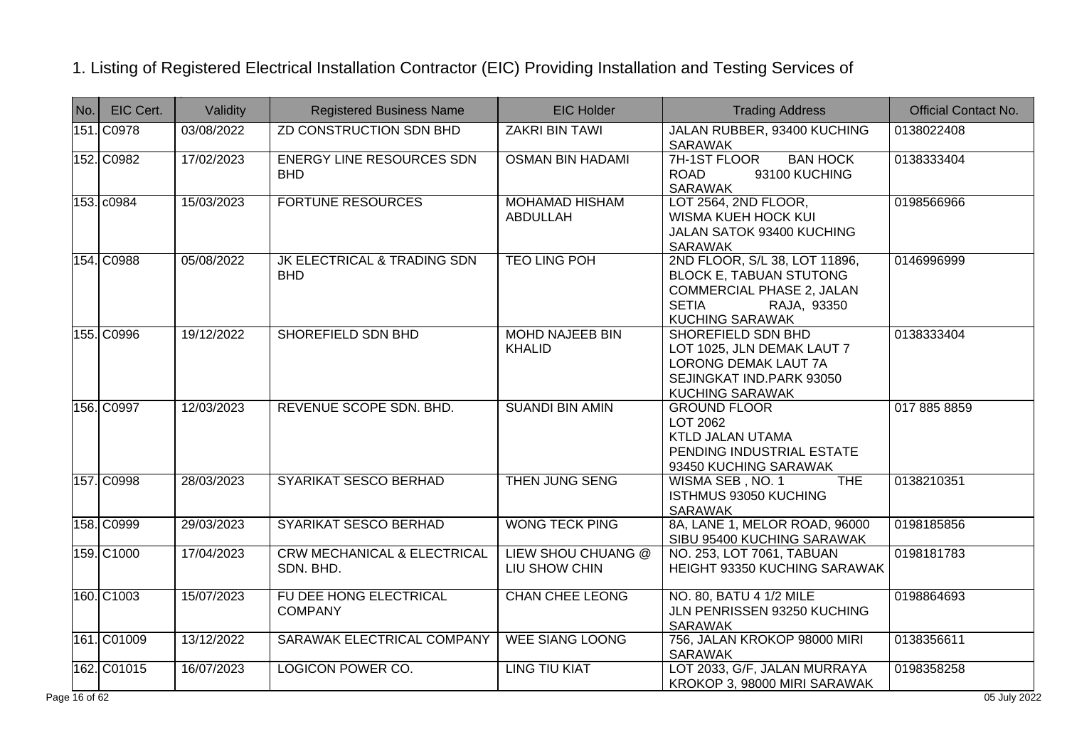1. Listing of Registered Electrical Installation Contractor (EIC) Providing Installation and Testing Services of

| No. | EIC Cert. | Validity | Registered Business Name | EIC Holder | Trading Address | Official Contact No. |
|---|---|---|---|---|---|---|
| 151. | C0978 | 03/08/2022 | ZD CONSTRUCTION SDN BHD | ZAKRI BIN TAWI | JALAN RUBBER, 93400 KUCHING SARAWAK | 0138022408 |
| 152. | C0982 | 17/02/2023 | ENERGY LINE RESOURCES SDN BHD | OSMAN BIN HADAMI | 7H-1ST FLOOR BAN HOCK ROAD 93100 KUCHING SARAWAK | 0138333404 |
| 153. | c0984 | 15/03/2023 | FORTUNE RESOURCES | MOHAMAD HISHAM ABDULLAH | LOT 2564, 2ND FLOOR, WISMA KUEH HOCK KUI JALAN SATOK 93400 KUCHING SARAWAK | 0198566966 |
| 154. | C0988 | 05/08/2022 | JK ELECTRICAL & TRADING SDN BHD | TEO LING POH | 2ND FLOOR, S/L 38, LOT 11896, BLOCK E, TABUAN STUTONG COMMERCIAL PHASE 2, JALAN SETIA RAJA, 93350 KUCHING SARAWAK | 0146996999 |
| 155. | C0996 | 19/12/2022 | SHOREFIELD SDN BHD | MOHD NAJEEB BIN KHALID | SHOREFIELD SDN BHD LOT 1025, JLN DEMAK LAUT 7 LORONG DEMAK LAUT 7A SEJINGKAT IND.PARK 93050 KUCHING SARAWAK | 0138333404 |
| 156. | C0997 | 12/03/2023 | REVENUE SCOPE SDN. BHD. | SUANDI BIN AMIN | GROUND FLOOR LOT 2062 KTLD JALAN UTAMA PENDING INDUSTRIAL ESTATE 93450 KUCHING SARAWAK | 017 885 8859 |
| 157. | C0998 | 28/03/2023 | SYARIKAT SESCO BERHAD | THEN JUNG SENG | WISMA SEB , NO. 1 THE ISTHMUS 93050 KUCHING SARAWAK | 0138210351 |
| 158. | C0999 | 29/03/2023 | SYARIKAT SESCO BERHAD | WONG TECK PING | 8A, LANE 1, MELOR ROAD, 96000 SIBU 95400 KUCHING SARAWAK | 0198185856 |
| 159. | C1000 | 17/04/2023 | CRW MECHANICAL & ELECTRICAL SDN. BHD. | LIEW SHOU CHUANG @ LIU SHOW CHIN | NO. 253, LOT 7061, TABUAN HEIGHT 93350 KUCHING SARAWAK | 0198181783 |
| 160. | C1003 | 15/07/2023 | FU DEE HONG ELECTRICAL COMPANY | CHAN CHEE LEONG | NO. 80, BATU 4 1/2 MILE JLN PENRISSEN 93250 KUCHING SARAWAK | 0198864693 |
| 161. | C01009 | 13/12/2022 | SARAWAK ELECTRICAL COMPANY | WEE SIANG LOONG | 756, JALAN KROKOP 98000 MIRI SARAWAK | 0138356611 |
| 162. | C01015 | 16/07/2023 | LOGICON POWER CO. | LING TIU KIAT | LOT 2033, G/F, JALAN MURRAYA KROKOP 3, 98000 MIRI SARAWAK | 0198358258 |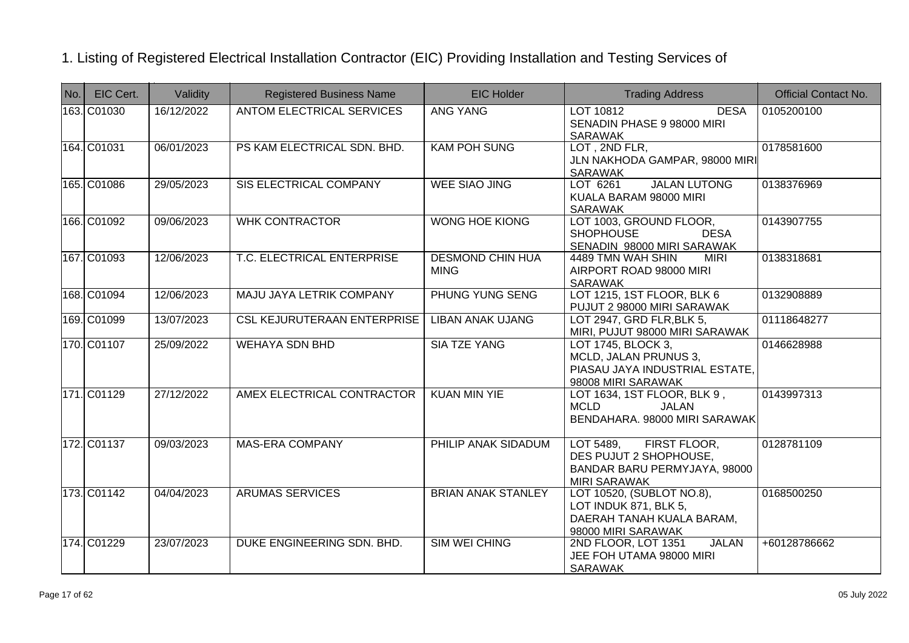# 1. Listing of Registered Electrical Installation Contractor (EIC) Providing Installation and Testing Services of

| No. | EIC Cert. | Validity | Registered Business Name | EIC Holder | Trading Address | Official Contact No. |
|---|---|---|---|---|---|---|
| 163. | C01030 | 16/12/2022 | ANTOM ELECTRICAL SERVICES | ANG YANG | LOT 10812 DESA SENADIN PHASE 9 98000 MIRI SARAWAK | 0105200100 |
| 164. | C01031 | 06/01/2023 | PS KAM ELECTRICAL SDN. BHD. | KAM POH SUNG | LOT , 2ND FLR, JLN NAKHODA GAMPAR, 98000 MIRI SARAWAK | 0178581600 |
| 165. | C01086 | 29/05/2023 | SIS ELECTRICAL COMPANY | WEE SIAO JING | LOT 6261 JALAN LUTONG KUALA BARAM 98000 MIRI SARAWAK | 0138376969 |
| 166. | C01092 | 09/06/2023 | WHK CONTRACTOR | WONG HOE KIONG | LOT 1003, GROUND FLOOR, SHOPHOUSE DESA SENADIN 98000 MIRI SARAWAK | 0143907755 |
| 167. | C01093 | 12/06/2023 | T.C. ELECTRICAL ENTERPRISE | DESMOND CHIN HUA MING | 4489 TMN WAH SHIN MIRI AIRPORT ROAD 98000 MIRI SARAWAK | 0138318681 |
| 168. | C01094 | 12/06/2023 | MAJU JAYA LETRIK COMPANY | PHUNG YUNG SENG | LOT 1215, 1ST FLOOR, BLK 6 PUJUT 2 98000 MIRI SARAWAK | 0132908889 |
| 169. | C01099 | 13/07/2023 | CSL KEJURUTERAAN ENTERPRISE | LIBAN ANAK UJANG | LOT 2947, GRD FLR,BLK 5, MIRI, PUJUT 98000 MIRI SARAWAK | 01118648277 |
| 170. | C01107 | 25/09/2022 | WEHAYA SDN BHD | SIA TZE YANG | LOT 1745, BLOCK 3, MCLD, JALAN PRUNUS 3, PIASAU JAYA INDUSTRIAL ESTATE, 98008 MIRI SARAWAK | 0146628988 |
| 171. | C01129 | 27/12/2022 | AMEX ELECTRICAL CONTRACTOR | KUAN MIN YIE | LOT 1634, 1ST FLOOR, BLK 9 , MCLD JALAN BENDAHARA. 98000 MIRI SARAWAK | 0143997313 |
| 172. | C01137 | 09/03/2023 | MAS-ERA COMPANY | PHILIP ANAK SIDADUM | LOT 5489, FIRST FLOOR, DES PUJUT 2 SHOPHOUSE, BANDAR BARU PERMYJAYA, 98000 MIRI SARAWAK | 0128781109 |
| 173. | C01142 | 04/04/2023 | ARUMAS SERVICES | BRIAN ANAK STANLEY | LOT 10520, (SUBLOT NO.8), LOT INDUK 871, BLK 5, DAERAH TANAH KUALA BARAM, 98000 MIRI SARAWAK | 0168500250 |
| 174. | C01229 | 23/07/2023 | DUKE ENGINEERING SDN. BHD. | SIM WEI CHING | 2ND FLOOR, LOT 1351 JALAN JEE FOH UTAMA 98000 MIRI SARAWAK | +60128786662 |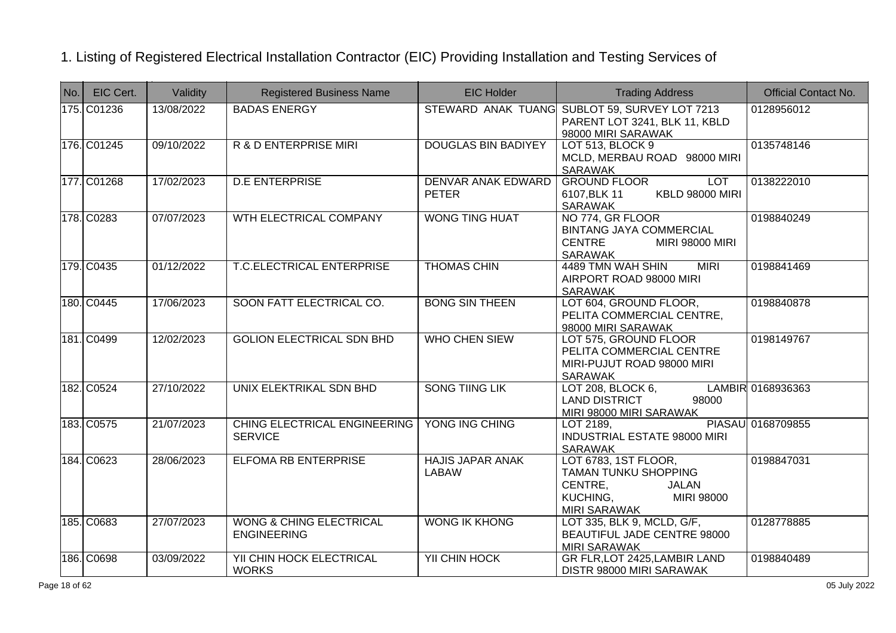1. Listing of Registered Electrical Installation Contractor (EIC) Providing Installation and Testing Services of

| No. | EIC Cert. | Validity | Registered Business Name | EIC Holder | Trading Address | Official Contact No. |
|---|---|---|---|---|---|---|
| 175. | C01236 | 13/08/2022 | BADAS ENERGY | STEWARD ANAK TUANG | SUBLOT 59, SURVEY LOT 7213 PARENT LOT 3241, BLK 11, KBLD 98000 MIRI SARAWAK | 0128956012 |
| 176. | C01245 | 09/10/2022 | R & D ENTERPRISE MIRI | DOUGLAS BIN BADIYEY | LOT 513, BLOCK 9 MCLD, MERBAU ROAD 98000 MIRI SARAWAK | 0135748146 |
| 177. | C01268 | 17/02/2023 | D.E ENTERPRISE | DENVAR ANAK EDWARD PETER | GROUND FLOOR LOT 6107,BLK 11 KBLD 98000 MIRI SARAWAK | 0138222010 |
| 178. | C0283 | 07/07/2023 | WTH ELECTRICAL COMPANY | WONG TING HUAT | NO 774, GR FLOOR BINTANG JAYA COMMERCIAL CENTRE MIRI 98000 MIRI SARAWAK | 0198840249 |
| 179. | C0435 | 01/12/2022 | T.C.ELECTRICAL ENTERPRISE | THOMAS CHIN | 4489 TMN WAH SHIN MIRI AIRPORT ROAD 98000 MIRI SARAWAK | 0198841469 |
| 180. | C0445 | 17/06/2023 | SOON FATT ELECTRICAL CO. | BONG SIN THEEN | LOT 604, GROUND FLOOR, PELITA COMMERCIAL CENTRE, 98000 MIRI SARAWAK | 0198840878 |
| 181. | C0499 | 12/02/2023 | GOLION ELECTRICAL SDN BHD | WHO CHEN SIEW | LOT 575, GROUND FLOOR PELITA COMMERCIAL CENTRE MIRI-PUJUT ROAD 98000 MIRI SARAWAK | 0198149767 |
| 182. | C0524 | 27/10/2022 | UNIX ELEKTRIKAL SDN BHD | SONG TIING LIK | LOT 208, BLOCK 6, LAMBIR LAND DISTRICT 98000 MIRI 98000 MIRI SARAWAK | 0168936363 |
| 183. | C0575 | 21/07/2023 | CHING ELECTRICAL ENGINEERING SERVICE | YONG ING CHING | LOT 2189, PIASAU INDUSTRIAL ESTATE 98000 MIRI SARAWAK | 0168709855 |
| 184. | C0623 | 28/06/2023 | ELFOMA RB ENTERPRISE | HAJIS JAPAR ANAK LABAW | LOT 6783, 1ST FLOOR, TAMAN TUNKU SHOPPING CENTRE, JALAN KUCHING, MIRI 98000 MIRI SARAWAK | 0198847031 |
| 185. | C0683 | 27/07/2023 | WONG & CHING ELECTRICAL ENGINEERING | WONG IK KHONG | LOT 335, BLK 9, MCLD, G/F, BEAUTIFUL JADE CENTRE 98000 MIRI SARAWAK | 0128778885 |
| 186. | C0698 | 03/09/2022 | YII CHIN HOCK ELECTRICAL WORKS | YII CHIN HOCK | GR FLR,LOT 2425,LAMBIR LAND DISTR 98000 MIRI SARAWAK | 0198840489 |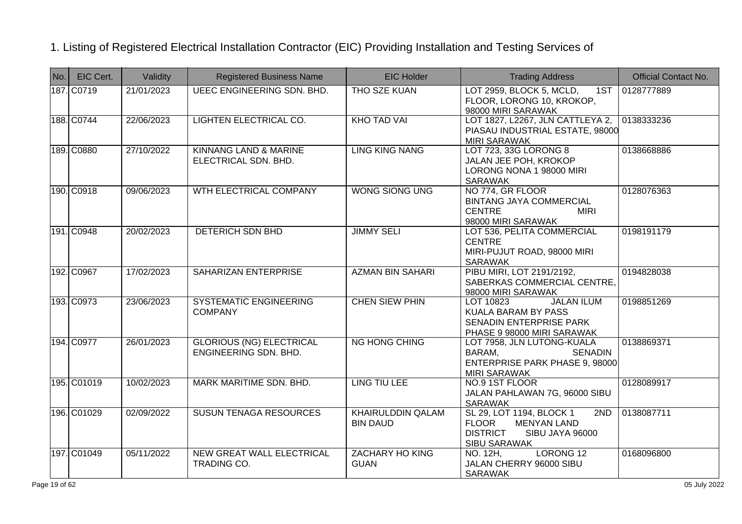# 1. Listing of Registered Electrical Installation Contractor (EIC) Providing Installation and Testing Services of

| No. | EIC Cert. | Validity | Registered Business Name | EIC Holder | Trading Address | Official Contact No. |
|---|---|---|---|---|---|---|
| 187. | C0719 | 21/01/2023 | UEEC ENGINEERING SDN. BHD. | THO SZE KUAN | LOT 2959, BLOCK 5, MCLD, 1ST FLOOR, LORONG 10, KROKOP, 98000 MIRI SARAWAK | 0128777889 |
| 188. | C0744 | 22/06/2023 | LIGHTEN ELECTRICAL CO. | KHO TAD VAI | LOT 1827, L2267, JLN CATTLEYA 2, PIASAU INDUSTRIAL ESTATE, 98000 MIRI SARAWAK | 0138333236 |
| 189. | C0880 | 27/10/2022 | KINNANG LAND & MARINE ELECTRICAL SDN. BHD. | LING KING NANG | LOT 723, 33G LORONG 8 JALAN JEE POH, KROKOP LORONG NONA 1 98000 MIRI SARAWAK | 0138668886 |
| 190. | C0918 | 09/06/2023 | WTH ELECTRICAL COMPANY | WONG SIONG UNG | NO 774, GR FLOOR BINTANG JAYA COMMERCIAL CENTRE MIRI 98000 MIRI SARAWAK | 0128076363 |
| 191. | C0948 | 20/02/2023 | DETERICH SDN BHD | JIMMY SELI | LOT 536, PELITA COMMERCIAL CENTRE MIRI-PUJUT ROAD, 98000 MIRI SARAWAK | 0198191179 |
| 192. | C0967 | 17/02/2023 | SAHARIZAN ENTERPRISE | AZMAN BIN SAHARI | PIBU MIRI, LOT 2191/2192, SABERKAS COMMERCIAL CENTRE, 98000 MIRI SARAWAK | 0194828038 |
| 193. | C0973 | 23/06/2023 | SYSTEMATIC ENGINEERING COMPANY | CHEN SIEW PHIN | LOT 10823 JALAN ILUM KUALA BARAM BY PASS SENADIN ENTERPRISE PARK PHASE 9 98000 MIRI SARAWAK | 0198851269 |
| 194. | C0977 | 26/01/2023 | GLORIOUS (NG) ELECTRICAL ENGINEERING SDN. BHD. | NG HONG CHING | LOT 7958, JLN LUTONG-KUALA BARAM, SENADIN ENTERPRISE PARK PHASE 9, 98000 MIRI SARAWAK | 0138869371 |
| 195. | C01019 | 10/02/2023 | MARK MARITIME SDN. BHD. | LING TIU LEE | NO.9 1ST FLOOR JALAN PAHLAWAN 7G, 96000 SIBU SARAWAK | 0128089917 |
| 196. | C01029 | 02/09/2022 | SUSUN TENAGA RESOURCES | KHAIRULDDIN QALAM BIN DAUD | SL 29, LOT 1194, BLOCK 1 2ND FLOOR MENYAN LAND DISTRICT SIBU JAYA 96000 SIBU SARAWAK | 0138087711 |
| 197. | C01049 | 05/11/2022 | NEW GREAT WALL ELECTRICAL TRADING CO. | ZACHARY HO KING GUAN | NO. 12H, LORONG 12 JALAN CHERRY 96000 SIBU SARAWAK | 0168096800 |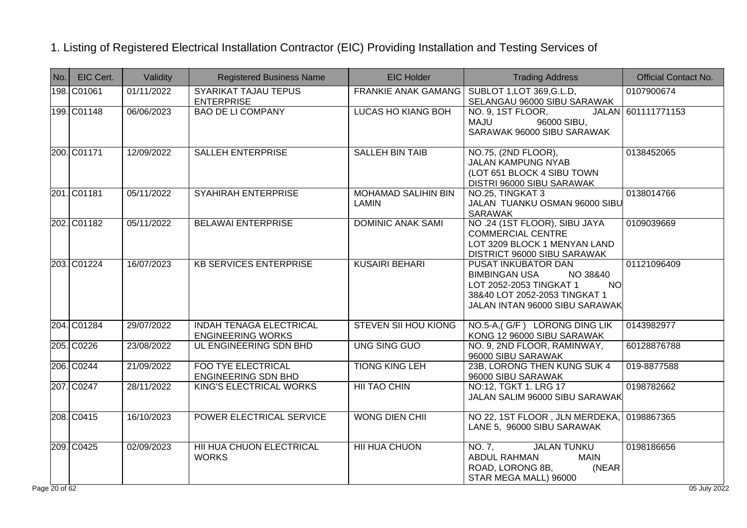# 1. Listing of Registered Electrical Installation Contractor (EIC) Providing Installation and Testing Services of

| No. | EIC Cert. | Validity | Registered Business Name | EIC Holder | Trading Address | Official Contact No. |
|---|---|---|---|---|---|---|
| 198. | C01061 | 01/11/2022 | SYARIKAT TAJAU TEPUS ENTERPRISE | FRANKIE ANAK GAMANG | SUBLOT 1,LOT 369,G.L.D, SELANGAU 96000 SIBU SARAWAK | 0107900674 |
| 199. | C01148 | 06/06/2023 | BAO DE LI COMPANY | LUCAS HO KIANG BOH | NO. 9, 1ST FLOOR, JALAN MAJU 96000 SIBU, SARAWAK 96000 SIBU SARAWAK | 601111771153 |
| 200. | C01171 | 12/09/2022 | SALLEH ENTERPRISE | SALLEH BIN TAIB | NO.75, (2ND FLOOR), JALAN KAMPUNG NYAB (LOT 651 BLOCK 4 SIBU TOWN DISTRI 96000 SIBU SARAWAK | 0138452065 |
| 201. | C01181 | 05/11/2022 | SYAHIRAH ENTERPRISE | MOHAMAD SALIHIN BIN LAMIN | NO.25, TINGKAT 3 JALAN TUANKU OSMAN 96000 SIBU SARAWAK | 0138014766 |
| 202. | C01182 | 05/11/2022 | BELAWAI ENTERPRISE | DOMINIC ANAK SAMI | NO .24 (1ST FLOOR), SIBU JAYA COMMERCIAL CENTRE LOT 3209 BLOCK 1 MENYAN LAND DISTRICT 96000 SIBU SARAWAK | 0109039669 |
| 203. | C01224 | 16/07/2023 | KB SERVICES ENTERPRISE | KUSAIRI BEHARI | PUSAT INKUBATOR DAN BIMBINGAN USA NO 38&40 LOT 2052-2053 TINGKAT 1 NO 38&40 LOT 2052-2053 TINGKAT 1 JALAN INTAN 96000 SIBU SARAWAK | 01121096409 |
| 204. | C01284 | 29/07/2022 | INDAH TENAGA ELECTRICAL ENGINEERING WORKS | STEVEN SII HOU KIONG | NO.5-A,( G/F ) LORONG DING LIK KONG 12 96000 SIBU SARAWAK | 0143982977 |
| 205. | C0226 | 23/08/2022 | UL ENGINEERING SDN BHD | UNG SING GUO | NO. 9, 2ND FLOOR, RAMINWAY, 96000 SIBU SARAWAK | 60128876788 |
| 206. | C0244 | 21/09/2022 | FOO TYE ELECTRICAL ENGINEERING SDN BHD | TIONG KING LEH | 23B, LORONG THEN KUNG SUK 4 96000 SIBU SARAWAK | 019-8877588 |
| 207. | C0247 | 28/11/2022 | KING'S ELECTRICAL WORKS | HII TAO CHIN | NO:12, TGKT 1. LRG 17 JALAN SALIM 96000 SIBU SARAWAK | 0198782662 |
| 208. | C0415 | 16/10/2023 | POWER ELECTRICAL SERVICE | WONG DIEN CHII | NO 22, 1ST FLOOR , JLN MERDEKA, LANE 5, 96000 SIBU SARAWAK | 0198867365 |
| 209. | C0425 | 02/09/2023 | HII HUA CHUON ELECTRICAL WORKS | HII HUA CHUON | NO. 7, JALAN TUNKU ABDUL RAHMAN MAIN ROAD, LORONG 8B, (NEAR STAR MEGA MALL) 96000 | 0198186656 |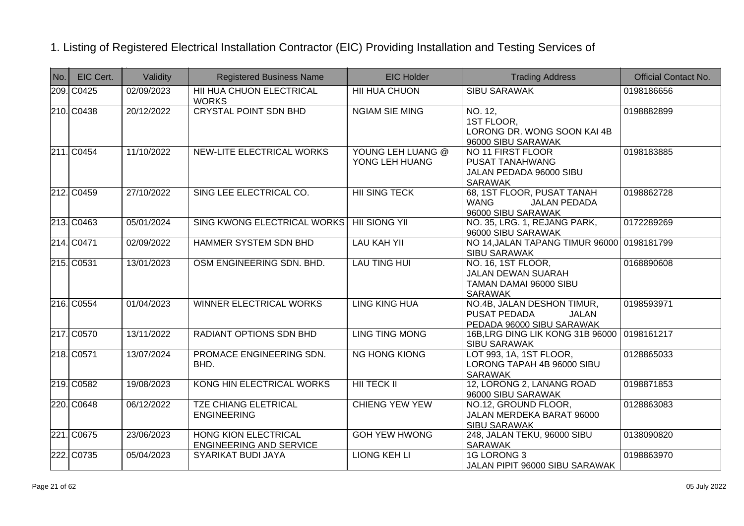# 1. Listing of Registered Electrical Installation Contractor (EIC) Providing Installation and Testing Services of

| No. | EIC Cert. | Validity | Registered Business Name | EIC Holder | Trading Address | Official Contact No. |
|---|---|---|---|---|---|---|
| 209. | C0425 | 02/09/2023 | HII HUA CHUON ELECTRICAL WORKS | HII HUA CHUON | SIBU SARAWAK | 0198186656 |
| 210. | C0438 | 20/12/2022 | CRYSTAL POINT SDN BHD | NGIAM SIE MING | NO. 12, 1ST FLOOR, LORONG DR. WONG SOON KAI 4B 96000 SIBU SARAWAK | 0198882899 |
| 211. | C0454 | 11/10/2022 | NEW-LITE ELECTRICAL WORKS | YOUNG LEH LUANG @ YONG LEH HUANG | NO 11 FIRST FLOOR PUSAT TANAHWANG JALAN PEDADA 96000 SIBU SARAWAK | 0198183885 |
| 212. | C0459 | 27/10/2022 | SING LEE ELECTRICAL CO. | HII SING TECK | 68, 1ST FLOOR, PUSAT TANAH WANG JALAN PEDADA 96000 SIBU SARAWAK | 0198862728 |
| 213. | C0463 | 05/01/2024 | SING KWONG ELECTRICAL WORKS | HII SIONG YII | NO. 35, LRG. 1, REJANG PARK, 96000 SIBU SARAWAK | 0172289269 |
| 214. | C0471 | 02/09/2022 | HAMMER SYSTEM SDN BHD | LAU KAH YII | NO 14,JALAN TAPANG TIMUR 96000 SIBU SARAWAK | 0198181799 |
| 215. | C0531 | 13/01/2023 | OSM ENGINEERING SDN. BHD. | LAU TING HUI | NO. 16, 1ST FLOOR, JALAN DEWAN SUARAH TAMAN DAMAI 96000 SIBU SARAWAK | 0168890608 |
| 216. | C0554 | 01/04/2023 | WINNER ELECTRICAL WORKS | LING KING HUA | NO.4B, JALAN DESHON TIMUR, PUSAT PEDADA JALAN PEDADA 96000 SIBU SARAWAK | 0198593971 |
| 217. | C0570 | 13/11/2022 | RADIANT OPTIONS SDN BHD | LING TING MONG | 16B,LRG DING LIK KONG 31B 96000 SIBU SARAWAK | 0198161217 |
| 218. | C0571 | 13/07/2024 | PROMACE ENGINEERING SDN. BHD. | NG HONG KIONG | LOT 993, 1A, 1ST FLOOR, LORONG TAPAH 4B 96000 SIBU SARAWAK | 0128865033 |
| 219. | C0582 | 19/08/2023 | KONG HIN ELECTRICAL WORKS | HII TECK II | 12, LORONG 2, LANANG ROAD 96000 SIBU SARAWAK | 0198871853 |
| 220. | C0648 | 06/12/2022 | TZE CHIANG ELETRICAL ENGINEERING | CHIENG YEW YEW | NO.12, GROUND FLOOR, JALAN MERDEKA BARAT 96000 SIBU SARAWAK | 0128863083 |
| 221. | C0675 | 23/06/2023 | HONG KION ELECTRICAL ENGINEERING AND SERVICE | GOH YEW HWONG | 248, JALAN TEKU, 96000 SIBU SARAWAK | 0138090820 |
| 222. | C0735 | 05/04/2023 | SYARIKAT BUDI JAYA | LIONG KEH LI | 1G LORONG 3 JALAN PIPIT 96000 SIBU SARAWAK | 0198863970 |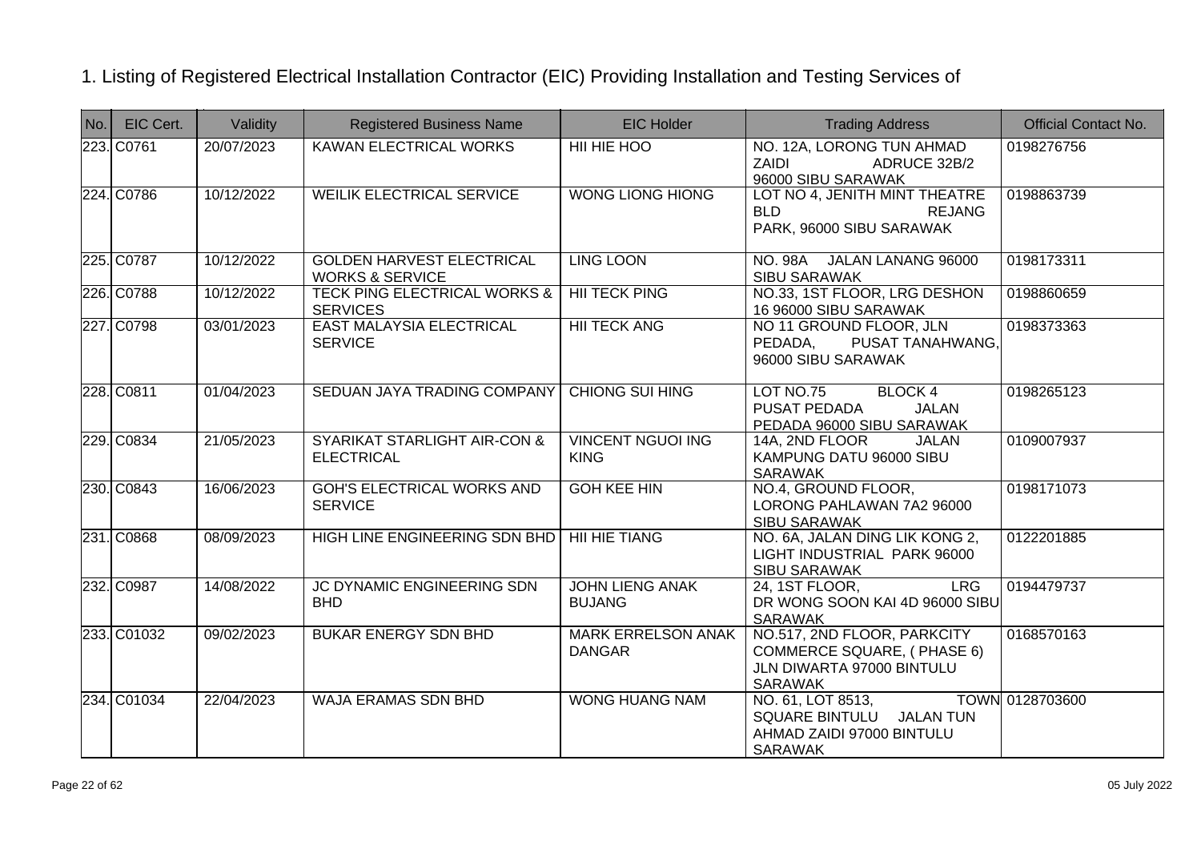# 1. Listing of Registered Electrical Installation Contractor (EIC) Providing Installation and Testing Services of

| No. | EIC Cert. | Validity | Registered Business Name | EIC Holder | Trading Address | Official Contact No. |
|---|---|---|---|---|---|---|
| 223. | C0761 | 20/07/2023 | KAWAN ELECTRICAL WORKS | HII HIE HOO | NO. 12A, LORONG TUN AHMAD ZAIDI ADRUCE 32B/2 96000 SIBU SARAWAK | 0198276756 |
| 224. | C0786 | 10/12/2022 | WEILIK ELECTRICAL SERVICE | WONG LIONG HIONG | LOT NO 4, JENITH MINT THEATRE BLD REJANG PARK, 96000 SIBU SARAWAK | 0198863739 |
| 225. | C0787 | 10/12/2022 | GOLDEN HARVEST ELECTRICAL WORKS & SERVICE | LING LOON | NO. 98A JALAN LANANG 96000 SIBU SARAWAK | 0198173311 |
| 226. | C0788 | 10/12/2022 | TECK PING ELECTRICAL WORKS & SERVICES | HII TECK PING | NO.33, 1ST FLOOR, LRG DESHON 16 96000 SIBU SARAWAK | 0198860659 |
| 227. | C0798 | 03/01/2023 | EAST MALAYSIA ELECTRICAL SERVICE | HII TECK ANG | NO 11 GROUND FLOOR, JLN PEDADA, PUSAT TANAHWANG, 96000 SIBU SARAWAK | 0198373363 |
| 228. | C0811 | 01/04/2023 | SEDUAN JAYA TRADING COMPANY | CHIONG SUI HING | LOT NO.75 BLOCK 4 PUSAT PEDADA JALAN PEDADA 96000 SIBU SARAWAK | 0198265123 |
| 229. | C0834 | 21/05/2023 | SYARIKAT STARLIGHT AIR-CON & ELECTRICAL | VINCENT NGUOI ING KING | 14A, 2ND FLOOR JALAN KAMPUNG DATU 96000 SIBU SARAWAK | 0109007937 |
| 230. | C0843 | 16/06/2023 | GOH'S ELECTRICAL WORKS AND SERVICE | GOH KEE HIN | NO.4, GROUND FLOOR, LORONG PAHLAWAN 7A2 96000 SIBU SARAWAK | 0198171073 |
| 231. | C0868 | 08/09/2023 | HIGH LINE ENGINEERING SDN BHD | HII HIE TIANG | NO. 6A, JALAN DING LIK KONG 2, LIGHT INDUSTRIAL PARK 96000 SIBU SARAWAK | 0122201885 |
| 232. | C0987 | 14/08/2022 | JC DYNAMIC ENGINEERING SDN BHD | JOHN LIENG ANAK BUJANG | 24, 1ST FLOOR, LRG DR WONG SOON KAI 4D 96000 SIBU SARAWAK | 0194479737 |
| 233. | C01032 | 09/02/2023 | BUKAR ENERGY SDN BHD | MARK ERRELSON ANAK DANGAR | NO.517, 2ND FLOOR, PARKCITY COMMERCE SQUARE, ( PHASE 6) JLN DIWARTA 97000 BINTULU SARAWAK | 0168570163 |
| 234. | C01034 | 22/04/2023 | WAJA ERAMAS SDN BHD | WONG HUANG NAM | NO. 61, LOT 8513, TOWN SQUARE BINTULU JALAN TUN AHMAD ZAIDI 97000 BINTULU SARAWAK | 0128703600 |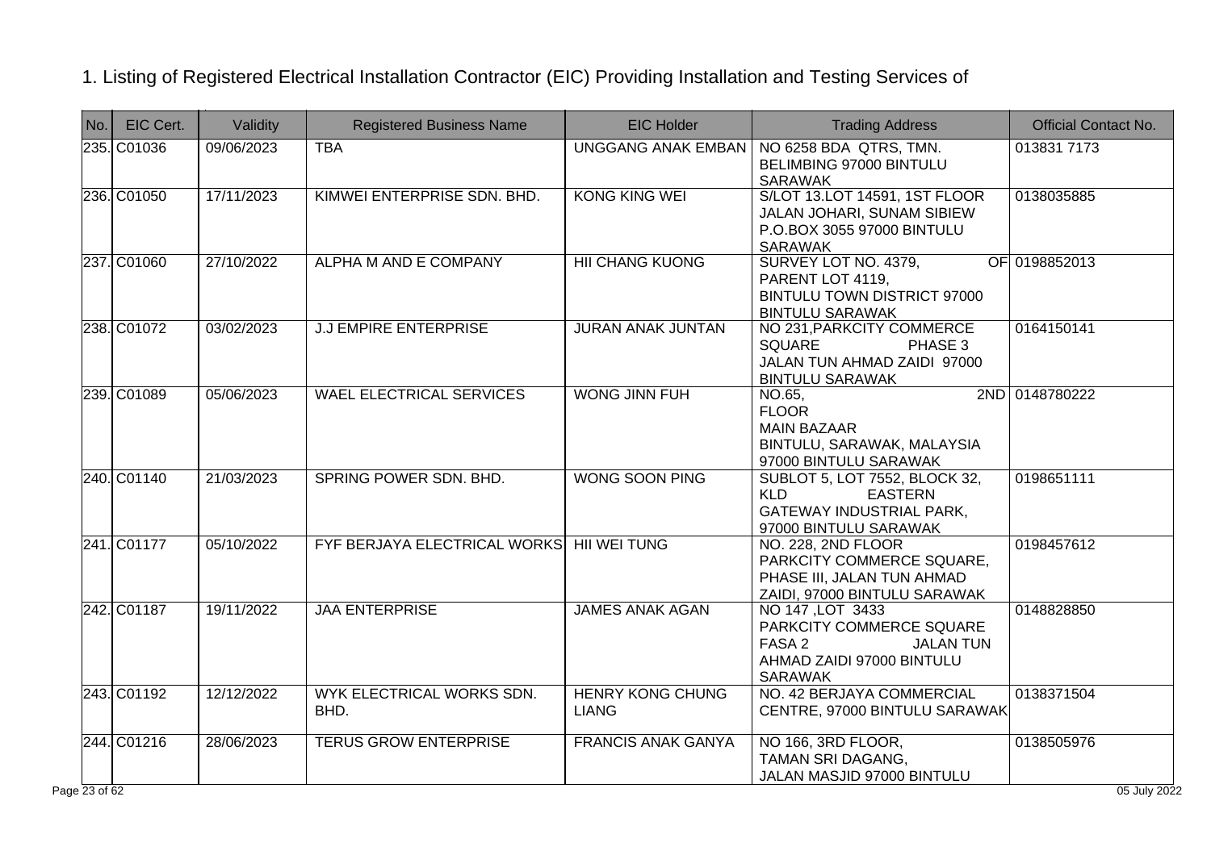1. Listing of Registered Electrical Installation Contractor (EIC) Providing Installation and Testing Services of

| No. | EIC Cert. | Validity | Registered Business Name | EIC Holder | Trading Address | Official Contact No. |
|---|---|---|---|---|---|---|
| 235. | C01036 | 09/06/2023 | TBA | UNGGANG ANAK EMBAN | NO 6258 BDA QTRS, TMN. BELIMBING 97000 BINTULU SARAWAK | 013831 7173 |
| 236. | C01050 | 17/11/2023 | KIMWEI ENTERPRISE SDN. BHD. | KONG KING WEI | S/LOT 13.LOT 14591, 1ST FLOOR JALAN JOHARI, SUNAM SIBIEW P.O.BOX 3055 97000 BINTULU SARAWAK | 0138035885 |
| 237. | C01060 | 27/10/2022 | ALPHA M AND E COMPANY | HII CHANG KUONG | SURVEY LOT NO. 4379, OF PARENT LOT 4119, BINTULU TOWN DISTRICT 97000 BINTULU SARAWAK | 0198852013 |
| 238. | C01072 | 03/02/2023 | J.J EMPIRE ENTERPRISE | JURAN ANAK JUNTAN | NO 231,PARKCITY COMMERCE SQUARE PHASE 3 JALAN TUN AHMAD ZAIDI 97000 BINTULU SARAWAK | 0164150141 |
| 239. | C01089 | 05/06/2023 | WAEL ELECTRICAL SERVICES | WONG JINN FUH | NO.65, 2ND FLOOR MAIN BAZAAR BINTULU, SARAWAK, MALAYSIA 97000 BINTULU SARAWAK | 0148780222 |
| 240. | C01140 | 21/03/2023 | SPRING POWER SDN. BHD. | WONG SOON PING | SUBLOT 5, LOT 7552, BLOCK 32, KLD EASTERN GATEWAY INDUSTRIAL PARK, 97000 BINTULU SARAWAK | 0198651111 |
| 241. | C01177 | 05/10/2022 | FYF BERJAYA ELECTRICAL WORKS | HII WEI TUNG | NO. 228, 2ND FLOOR PARKCITY COMMERCE SQUARE, PHASE III, JALAN TUN AHMAD ZAIDI, 97000 BINTULU SARAWAK | 0198457612 |
| 242. | C01187 | 19/11/2022 | JAA ENTERPRISE | JAMES ANAK AGAN | NO 147 ,LOT 3433 PARKCITY COMMERCE SQUARE FASA 2 JALAN TUN AHMAD ZAIDI 97000 BINTULU SARAWAK | 0148828850 |
| 243. | C01192 | 12/12/2022 | WYK ELECTRICAL WORKS SDN. BHD. | HENRY KONG CHUNG LIANG | NO. 42 BERJAYA COMMERCIAL CENTRE, 97000 BINTULU SARAWAK | 0138371504 |
| 244. | C01216 | 28/06/2023 | TERUS GROW ENTERPRISE | FRANCIS ANAK GANYA | NO 166, 3RD FLOOR, TAMAN SRI DAGANG, JALAN MASJID 97000 BINTULU | 0138505976 |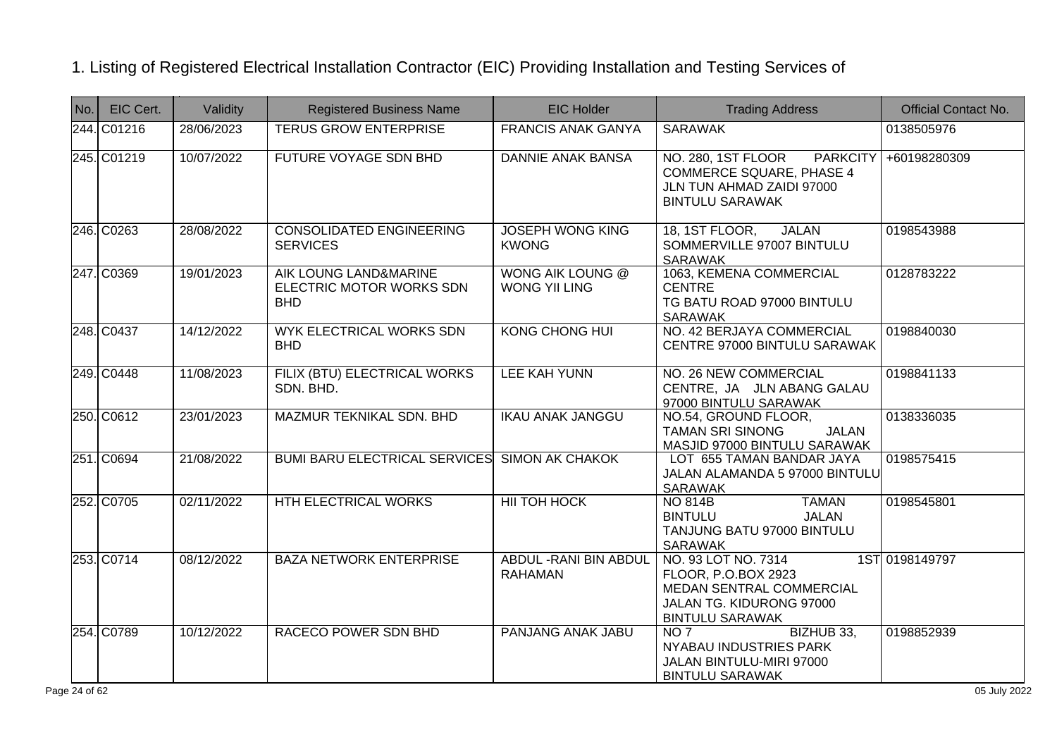# 1. Listing of Registered Electrical Installation Contractor (EIC) Providing Installation and Testing Services of

| No. | EIC Cert. | Validity | Registered Business Name | EIC Holder | Trading Address | Official Contact No. |
|---|---|---|---|---|---|---|
| 244. | C01216 | 28/06/2023 | TERUS GROW ENTERPRISE | FRANCIS ANAK GANYA | SARAWAK | 0138505976 |
| 245. | C01219 | 10/07/2022 | FUTURE VOYAGE SDN BHD | DANNIE ANAK BANSA | NO. 280, 1ST FLOOR PARKCITY COMMERCE SQUARE, PHASE 4 JLN TUN AHMAD ZAIDI 97000 BINTULU SARAWAK | +60198280309 |
| 246. | C0263 | 28/08/2022 | CONSOLIDATED ENGINEERING SERVICES | JOSEPH WONG KING KWONG | 18, 1ST FLOOR, JALAN SOMMERVILLE 97007 BINTULU SARAWAK | 0198543988 |
| 247. | C0369 | 19/01/2023 | AIK LOUNG LAND&MARINE ELECTRIC MOTOR WORKS SDN BHD | WONG AIK LOUNG @ WONG YII LING | 1063, KEMENA COMMERCIAL CENTRE TG BATU ROAD 97000 BINTULU SARAWAK | 0128783222 |
| 248. | C0437 | 14/12/2022 | WYK ELECTRICAL WORKS SDN BHD | KONG CHONG HUI | NO. 42 BERJAYA COMMERCIAL CENTRE 97000 BINTULU SARAWAK | 0198840030 |
| 249. | C0448 | 11/08/2023 | FILIX (BTU) ELECTRICAL WORKS SDN. BHD. | LEE KAH YUNN | NO. 26 NEW COMMERCIAL CENTRE, JA JLN ABANG GALAU 97000 BINTULU SARAWAK | 0198841133 |
| 250. | C0612 | 23/01/2023 | MAZMUR TEKNIKAL SDN. BHD | IKAU ANAK JANGGU | NO.54, GROUND FLOOR, TAMAN SRI SINONG JALAN MASJID 97000 BINTULU SARAWAK | 0138336035 |
| 251. | C0694 | 21/08/2022 | BUMI BARU ELECTRICAL SERVICES | SIMON AK CHAKOK | LOT 655 TAMAN BANDAR JAYA JALAN ALAMANDA 5 97000 BINTULU SARAWAK | 0198575415 |
| 252. | C0705 | 02/11/2022 | HTH ELECTRICAL WORKS | HII TOH HOCK | NO 814B TAMAN BINTULU JALAN TANJUNG BATU 97000 BINTULU SARAWAK | 0198545801 |
| 253. | C0714 | 08/12/2022 | BAZA NETWORK ENTERPRISE | ABDUL -RANI BIN ABDUL RAHAMAN | NO. 93 LOT NO. 7314 1ST FLOOR, P.O.BOX 2923 MEDAN SENTRAL COMMERCIAL JALAN TG. KIDURONG 97000 BINTULU SARAWAK | 0198149797 |
| 254. | C0789 | 10/12/2022 | RACECO POWER SDN BHD | PANJANG ANAK JABU | NO 7 BIZHUB 33, NYABAU INDUSTRIES PARK JALAN BINTULU-MIRI 97000 BINTULU SARAWAK | 0198852939 |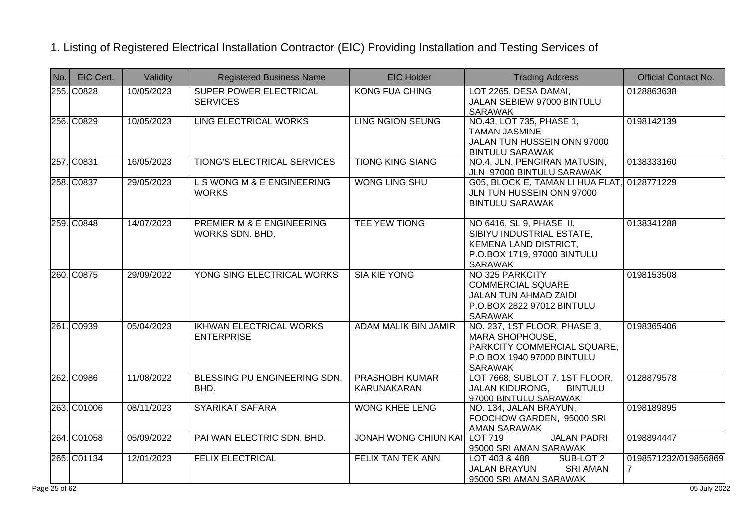1. Listing of Registered Electrical Installation Contractor (EIC) Providing Installation and Testing Services of

| No. | EIC Cert. | Validity | Registered Business Name | EIC Holder | Trading Address | Official Contact No. |
|---|---|---|---|---|---|---|
| 255. | C0828 | 10/05/2023 | SUPER POWER ELECTRICAL SERVICES | KONG FUA CHING | LOT 2265, DESA DAMAI, JALAN SEBIEW 97000 BINTULU SARAWAK | 0128863638 |
| 256. | C0829 | 10/05/2023 | LING ELECTRICAL WORKS | LING NGION SEUNG | NO.43, LOT 735, PHASE 1, TAMAN JASMINE JALAN TUN HUSSEIN ONN 97000 BINTULU SARAWAK | 0198142139 |
| 257. | C0831 | 16/05/2023 | TIONG'S ELECTRICAL SERVICES | TIONG KING SIANG | NO.4, JLN. PENGIRAN MATUSIN, JLN 97000 BINTULU SARAWAK | 0138333160 |
| 258. | C0837 | 29/05/2023 | L S WONG M & E ENGINEERING WORKS | WONG LING SHU | G05, BLOCK E, TAMAN LI HUA FLAT, JLN TUN HUSSEIN ONN 97000 BINTULU SARAWAK | 0128771229 |
| 259. | C0848 | 14/07/2023 | PREMIER M & E ENGINEERING WORKS SDN. BHD. | TEE YEW TIONG | NO 6416, SL 9, PHASE II, SIBIYU INDUSTRIAL ESTATE, KEMENA LAND DISTRICT, P.O.BOX 1719, 97000 BINTULU SARAWAK | 0138341288 |
| 260. | C0875 | 29/09/2022 | YONG SING ELECTRICAL WORKS | SIA KIE YONG | NO 325 PARKCITY COMMERCIAL SQUARE JALAN TUN AHMAD ZAIDI P.O.BOX 2822 97012 BINTULU SARAWAK | 0198153508 |
| 261. | C0939 | 05/04/2023 | IKHWAN ELECTRICAL WORKS ENTERPRISE | ADAM MALIK BIN JAMIR | NO. 237, 1ST FLOOR, PHASE 3, MARA SHOPHOUSE, PARKCITY COMMERCIAL SQUARE, P.O BOX 1940 97000 BINTULU SARAWAK | 0198365406 |
| 262. | C0986 | 11/08/2022 | BLESSING PU ENGINEERING SDN. BHD. | PRASHOBH KUMAR KARUNAKARAN | LOT 7668, SUBLOT 7, 1ST FLOOR, JALAN KIDURONG, BINTULU 97000 BINTULU SARAWAK | 0128879578 |
| 263. | C01006 | 08/11/2023 | SYARIKAT SAFARA | WONG KHEE LENG | NO. 134, JALAN BRAYUN, FOOCHOW GARDEN, 95000 SRI AMAN SARAWAK | 0198189895 |
| 264. | C01058 | 05/09/2022 | PAI WAN ELECTRIC SDN. BHD. | JONAH WONG CHIUN KAI | LOT 719 JALAN PADRI 95000 SRI AMAN SARAWAK | 0198894447 |
| 265. | C01134 | 12/01/2023 | FELIX ELECTRICAL | FELIX TAN TEK ANN | LOT 403 & 488 SUB-LOT 2 JALAN BRAYUN SRI AMAN 95000 SRI AMAN SARAWAK | 0198571232/0198568697 |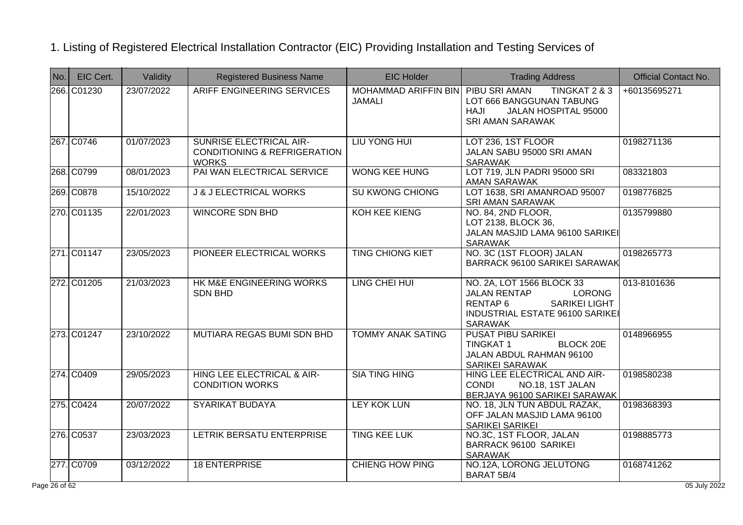# 1. Listing of Registered Electrical Installation Contractor (EIC) Providing Installation and Testing Services of

| No. | EIC Cert. | Validity | Registered Business Name | EIC Holder | Trading Address | Official Contact No. |
|---|---|---|---|---|---|---|
| 266. | C01230 | 23/07/2022 | ARIFF ENGINEERING SERVICES | MOHAMMAD ARIFFIN BIN JAMALI | PIBU SRI AMAN TINGKAT 2 & 3 LOT 666 BANGGUNAN TABUNG HAJI JALAN HOSPITAL 95000 SRI AMAN SARAWAK | +60135695271 |
| 267. | C0746 | 01/07/2023 | SUNRISE ELECTRICAL AIR-CONDITIONING & REFRIGERATION WORKS | LIU YONG HUI | LOT 236, 1ST FLOOR JALAN SABU 95000 SRI AMAN SARAWAK | 0198271136 |
| 268. | C0799 | 08/01/2023 | PAI WAN ELECTRICAL SERVICE | WONG KEE HUNG | LOT 719, JLN PADRI 95000 SRI AMAN SARAWAK | 083321803 |
| 269. | C0878 | 15/10/2022 | J & J ELECTRICAL WORKS | SU KWONG CHIONG | LOT 1638, SRI AMANROAD 95007 SRI AMAN SARAWAK | 0198776825 |
| 270. | C01135 | 22/01/2023 | WINCORE SDN BHD | KOH KEE KIENG | NO. 84, 2ND FLOOR, LOT 2138, BLOCK 36, JALAN MASJID LAMA 96100 SARIKEI SARAWAK | 0135799880 |
| 271. | C01147 | 23/05/2023 | PIONEER ELECTRICAL WORKS | TING CHIONG KIET | NO. 3C (1ST FLOOR) JALAN BARRACK 96100 SARIKEI SARAWAK | 0198265773 |
| 272. | C01205 | 21/03/2023 | HK M&E ENGINEERING WORKS SDN BHD | LING CHEI HUI | NO. 2A, LOT 1566 BLOCK 33 JALAN RENTAP LORONG RENTAP 6 SARIKEI LIGHT INDUSTRIAL ESTATE 96100 SARIKEI SARAWAK | 013-8101636 |
| 273. | C01247 | 23/10/2022 | MUTIARA REGAS BUMI SDN BHD | TOMMY ANAK SATING | PUSAT PIBU SARIKEI TINGKAT 1 BLOCK 20E JALAN ABDUL RAHMAN 96100 SARIKEI SARAWAK | 0148966955 |
| 274. | C0409 | 29/05/2023 | HING LEE ELECTRICAL & AIR-CONDITION WORKS | SIA TING HING | HING LEE ELECTRICAL AND AIR-CONDI NO.18, 1ST JALAN BERJAYA 96100 SARIKEI SARAWAK | 0198580238 |
| 275. | C0424 | 20/07/2022 | SYARIKAT BUDAYA | LEY KOK LUN | NO. 18, JLN TUN ABDUL RAZAK, OFF JALAN MASJID LAMA 96100 SARIKEI SARIKEI | 0198368393 |
| 276. | C0537 | 23/03/2023 | LETRIK BERSATU ENTERPRISE | TING KEE LUK | NO.3C, 1ST FLOOR, JALAN BARRACK 96100 SARIKEI SARAWAK | 0198885773 |
| 277. | C0709 | 03/12/2022 | 18 ENTERPRISE | CHIENG HOW PING | NO.12A, LORONG JELUTONG BARAT 5B/4 | 0168741262 |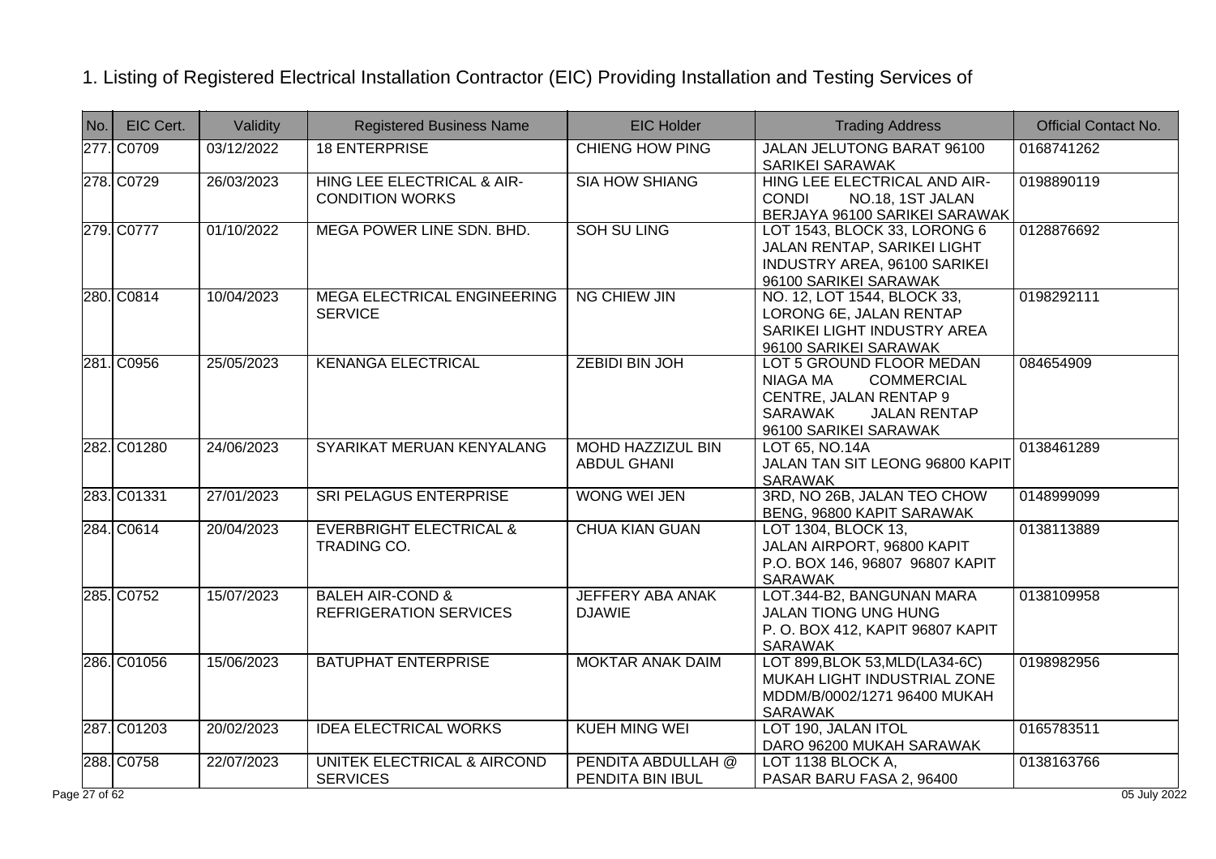# 1. Listing of Registered Electrical Installation Contractor (EIC) Providing Installation and Testing Services of

| No. | EIC Cert. | Validity | Registered Business Name | EIC Holder | Trading Address | Official Contact No. |
|---|---|---|---|---|---|---|
| 277. | C0709 | 03/12/2022 | 18 ENTERPRISE | CHIENG HOW PING | JALAN JELUTONG BARAT 96100 SARIKEI SARAWAK | 0168741262 |
| 278. | C0729 | 26/03/2023 | HING LEE ELECTRICAL & AIR-CONDITION WORKS | SIA HOW SHIANG | HING LEE ELECTRICAL AND AIR-CONDI NO.18, 1ST JALAN BERJAYA 96100 SARIKEI SARAWAK | 0198890119 |
| 279. | C0777 | 01/10/2022 | MEGA POWER LINE SDN. BHD. | SOH SU LING | LOT 1543, BLOCK 33, LORONG 6 JALAN RENTAP, SARIKEI LIGHT INDUSTRY AREA, 96100 SARIKEI 96100 SARIKEI SARAWAK | 0128876692 |
| 280. | C0814 | 10/04/2023 | MEGA ELECTRICAL ENGINEERING SERVICE | NG CHIEW JIN | NO. 12, LOT 1544, BLOCK 33, LORONG 6E, JALAN RENTAP SARIKEI LIGHT INDUSTRY AREA 96100 SARIKEI SARAWAK | 0198292111 |
| 281. | C0956 | 25/05/2023 | KENANGA ELECTRICAL | ZEBIDI BIN JOH | LOT 5 GROUND FLOOR MEDAN NIAGA MA COMMERCIAL CENTRE, JALAN RENTAP 9 SARAWAK JALAN RENTAP 96100 SARIKEI SARAWAK | 084654909 |
| 282. | C01280 | 24/06/2023 | SYARIKAT MERUAN KENYALANG | MOHD HAZZIZUL BIN ABDUL GHANI | LOT 65, NO.14A JALAN TAN SIT LEONG 96800 KAPIT SARAWAK | 0138461289 |
| 283. | C01331 | 27/01/2023 | SRI PELAGUS ENTERPRISE | WONG WEI JEN | 3RD, NO 26B, JALAN TEO CHOW BENG, 96800 KAPIT SARAWAK | 0148999099 |
| 284. | C0614 | 20/04/2023 | EVERBRIGHT ELECTRICAL & TRADING CO. | CHUA KIAN GUAN | LOT 1304, BLOCK 13, JALAN AIRPORT, 96800 KAPIT P.O. BOX 146, 96807 96807 KAPIT SARAWAK | 0138113889 |
| 285. | C0752 | 15/07/2023 | BALEH AIR-COND & REFRIGERATION SERVICES | JEFFERY ABA ANAK DJAWIE | LOT.344-B2, BANGUNAN MARA JALAN TIONG UNG HUNG P. O. BOX 412, KAPIT 96807 KAPIT SARAWAK | 0138109958 |
| 286. | C01056 | 15/06/2023 | BATUPHAT ENTERPRISE | MOKTAR ANAK DAIM | LOT 899,BLOK 53,MLD(LA34-6C) MUKAH LIGHT INDUSTRIAL ZONE MDDM/B/0002/1271 96400 MUKAH SARAWAK | 0198982956 |
| 287. | C01203 | 20/02/2023 | IDEA ELECTRICAL WORKS | KUEH MING WEI | LOT 190, JALAN ITOL DARO 96200 MUKAH SARAWAK | 0165783511 |
| 288. | C0758 | 22/07/2023 | UNITEK ELECTRICAL & AIRCOND SERVICES | PENDITA ABDULLAH @ PENDITA BIN IBUL | LOT 1138 BLOCK A, PASAR BARU FASA 2, 96400 | 0138163766 |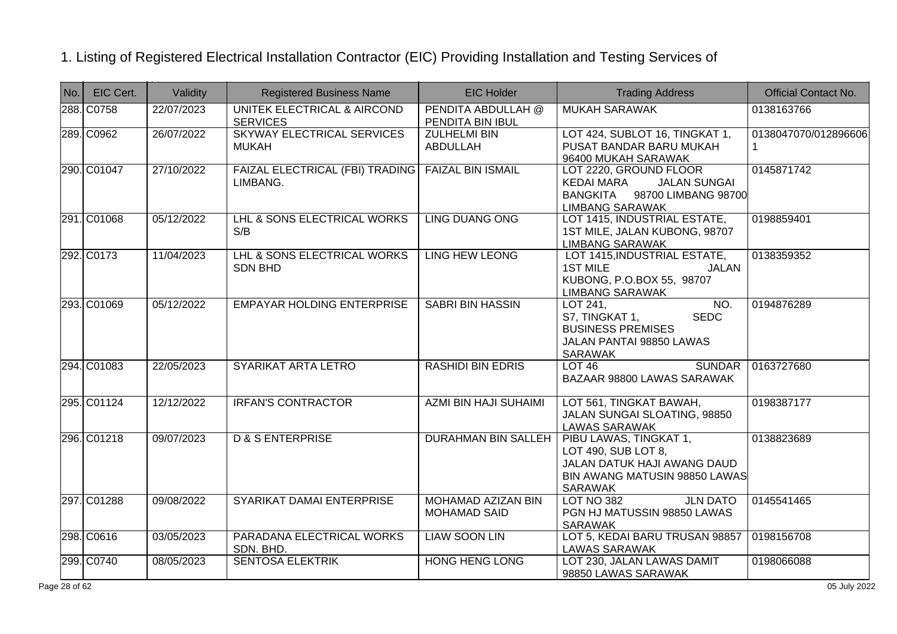1. Listing of Registered Electrical Installation Contractor (EIC) Providing Installation and Testing Services of

| No. | EIC Cert. | Validity | Registered Business Name | EIC Holder | Trading Address | Official Contact No. |
|---|---|---|---|---|---|---|
| 288. | C0758 | 22/07/2023 | UNITEK ELECTRICAL & AIRCOND SERVICES | PENDITA ABDULLAH @ PENDITA BIN IBUL | MUKAH SARAWAK | 0138163766 |
| 289. | C0962 | 26/07/2022 | SKYWAY ELECTRICAL SERVICES MUKAH | ZULHELMI BIN ABDULLAH | LOT 424, SUBLOT 16, TINGKAT 1, PUSAT BANDAR BARU MUKAH 96400 MUKAH SARAWAK | 0138047070/0128966061 |
| 290. | C01047 | 27/10/2022 | FAIZAL ELECTRICAL (FBI) TRADING LIMBANG. | FAIZAL BIN ISMAIL | LOT 2220, GROUND FLOOR KEDAI MARA JALAN SUNGAI BANGKITA 98700 LIMBANG 98700 LIMBANG SARAWAK | 0145871742 |
| 291. | C01068 | 05/12/2022 | LHL & SONS ELECTRICAL WORKS S/B | LING DUANG ONG | LOT 1415, INDUSTRIAL ESTATE, 1ST MILE, JALAN KUBONG, 98707 LIMBANG SARAWAK | 0198859401 |
| 292. | C0173 | 11/04/2023 | LHL & SONS ELECTRICAL WORKS SDN BHD | LING HEW LEONG | LOT 1415,INDUSTRIAL ESTATE, 1ST MILE JALAN KUBONG, P.O.BOX 55, 98707 LIMBANG SARAWAK | 0138359352 |
| 293. | C01069 | 05/12/2022 | EMPAYAR HOLDING ENTERPRISE | SABRI BIN HASSIN | LOT 241, NO. S7, TINGKAT 1, SEDC BUSINESS PREMISES JALAN PANTAI 98850 LAWAS SARAWAK | 0194876289 |
| 294. | C01083 | 22/05/2023 | SYARIKAT ARTA LETRO | RASHIDI BIN EDRIS | LOT 46 SUNDAR BAZAAR 98800 LAWAS SARAWAK | 0163727680 |
| 295. | C01124 | 12/12/2022 | IRFAN'S CONTRACTOR | AZMI BIN HAJI SUHAIMI | LOT 561, TINGKAT BAWAH, JALAN SUNGAI SLOATING, 98850 LAWAS SARAWAK | 0198387177 |
| 296. | C01218 | 09/07/2023 | D & S ENTERPRISE | DURAHMAN BIN SALLEH | PIBU LAWAS, TINGKAT 1, LOT 490, SUB LOT 8, JALAN DATUK HAJI AWANG DAUD BIN AWANG MATUSIN 98850 LAWAS SARAWAK | 0138823689 |
| 297. | C01288 | 09/08/2022 | SYARIKAT DAMAI ENTERPRISE | MOHAMAD AZIZAN BIN MOHAMAD SAID | LOT NO 382 JLN DATO PGN HJ MATUSSIN 98850 LAWAS SARAWAK | 0145541465 |
| 298. | C0616 | 03/05/2023 | PARADANA ELECTRICAL WORKS SDN. BHD. | LIAW SOON LIN | LOT 5, KEDAI BARU TRUSAN 98857 LAWAS SARAWAK | 0198156708 |
| 299. | C0740 | 08/05/2023 | SENTOSA ELEKTRIK | HONG HENG LONG | LOT 230, JALAN LAWAS DAMIT 98850 LAWAS SARAWAK | 0198066088 |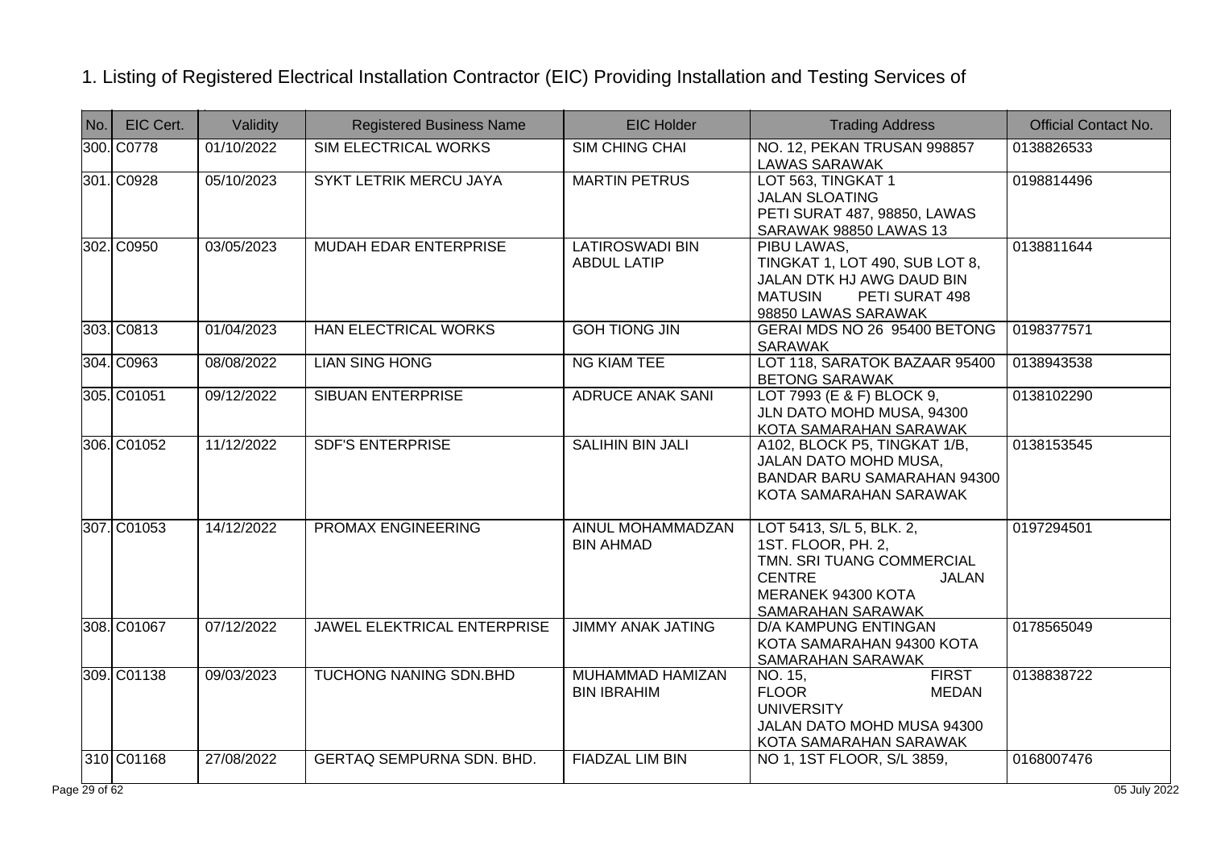1. Listing of Registered Electrical Installation Contractor (EIC) Providing Installation and Testing Services of

| No. | EIC Cert. | Validity | Registered Business Name | EIC Holder | Trading Address | Official Contact No. |
|---|---|---|---|---|---|---|
| 300. | C0778 | 01/10/2022 | SIM ELECTRICAL WORKS | SIM CHING CHAI | NO. 12, PEKAN TRUSAN 998857 LAWAS SARAWAK | 0138826533 |
| 301. | C0928 | 05/10/2023 | SYKT LETRIK MERCU JAYA | MARTIN PETRUS | LOT 563, TINGKAT 1 JALAN SLOATING PETI SURAT 487, 98850, LAWAS SARAWAK 98850 LAWAS 13 | 0198814496 |
| 302. | C0950 | 03/05/2023 | MUDAH EDAR ENTERPRISE | LATIROSWADI BIN ABDUL LATIP | PIBU LAWAS, TINGKAT 1, LOT 490, SUB LOT 8, JALAN DTK HJ AWG DAUD BIN MATUSIN PETI SURAT 498 98850 LAWAS SARAWAK | 0138811644 |
| 303. | C0813 | 01/04/2023 | HAN ELECTRICAL WORKS | GOH TIONG JIN | GERAI MDS NO 26 95400 BETONG SARAWAK | 0198377571 |
| 304. | C0963 | 08/08/2022 | LIAN SING HONG | NG KIAM TEE | LOT 118, SARATOK BAZAAR 95400 BETONG SARAWAK | 0138943538 |
| 305. | C01051 | 09/12/2022 | SIBUAN ENTERPRISE | ADRUCE ANAK SANI | LOT 7993 (E & F) BLOCK 9, JLN DATO MOHD MUSA, 94300 KOTA SAMARAHAN SARAWAK | 0138102290 |
| 306. | C01052 | 11/12/2022 | SDF'S ENTERPRISE | SALIHIN BIN JALI | A102, BLOCK P5, TINGKAT 1/B, JALAN DATO MOHD MUSA, BANDAR BARU SAMARAHAN 94300 KOTA SAMARAHAN SARAWAK | 0138153545 |
| 307. | C01053 | 14/12/2022 | PROMAX ENGINEERING | AINUL MOHAMMADZAN BIN AHMAD | LOT 5413, S/L 5, BLK. 2, 1ST. FLOOR, PH. 2, TMN. SRI TUANG COMMERCIAL CENTRE JALAN MERANEK 94300 KOTA SAMARAHAN SARAWAK | 0197294501 |
| 308. | C01067 | 07/12/2022 | JAWEL ELEKTRICAL ENTERPRISE | JIMMY ANAK JATING | D/A KAMPUNG ENTINGAN KOTA SAMARAHAN 94300 KOTA SAMARAHAN SARAWAK | 0178565049 |
| 309. | C01138 | 09/03/2023 | TUCHONG NANING SDN.BHD | MUHAMMAD HAMIZAN BIN IBRAHIM | NO. 15, FIRST FLOOR MEDAN UNIVERSITY JALAN DATO MOHD MUSA 94300 KOTA SAMARAHAN SARAWAK | 0138838722 |
| 310 | C01168 | 27/08/2022 | GERTAQ SEMPURNA SDN. BHD. | FIADZAL LIM BIN | NO 1, 1ST FLOOR, S/L 3859, | 0168007476 |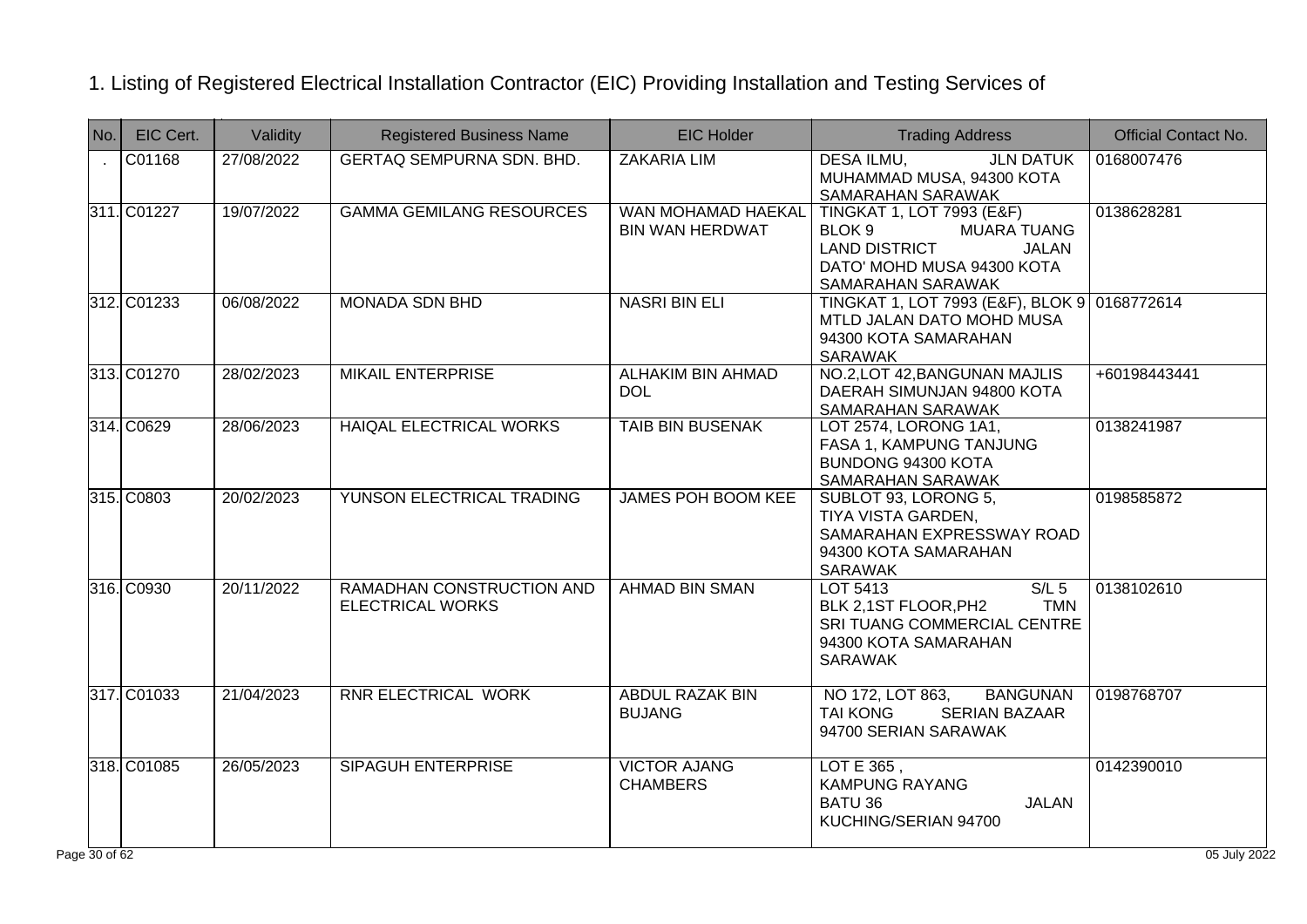# 1. Listing of Registered Electrical Installation Contractor (EIC) Providing Installation and Testing Services of

| No. | EIC Cert. | Validity | Registered Business Name | EIC Holder | Trading Address | Official Contact No. |
|---|---|---|---|---|---|---|
| . | C01168 | 27/08/2022 | GERTAQ SEMPURNA SDN. BHD. | ZAKARIA LIM | DESA ILMU, JLN DATUK MUHAMMAD MUSA, 94300 KOTA SAMARAHAN SARAWAK | 0168007476 |
| 311. | C01227 | 19/07/2022 | GAMMA GEMILANG RESOURCES | WAN MOHAMAD HAEKAL BIN WAN HERDWAT | TINGKAT 1, LOT 7993 (E&F) BLOK 9 MUARA TUANG LAND DISTRICT JALAN DATO' MOHD MUSA 94300 KOTA SAMARAHAN SARAWAK | 0138628281 |
| 312. | C01233 | 06/08/2022 | MONADA SDN BHD | NASRI BIN ELI | TINGKAT 1, LOT 7993 (E&F), BLOK 9 MTLD JALAN DATO MOHD MUSA 94300 KOTA SAMARAHAN SARAWAK | 0168772614 |
| 313. | C01270 | 28/02/2023 | MIKAIL ENTERPRISE | ALHAKIM BIN AHMAD DOL | NO.2,LOT 42,BANGUNAN MAJLIS DAERAH SIMUNJAN 94800 KOTA SAMARAHAN SARAWAK | +60198443441 |
| 314. | C0629 | 28/06/2023 | HAIQAL ELECTRICAL WORKS | TAIB BIN BUSENAK | LOT 2574, LORONG 1A1, FASA 1, KAMPUNG TANJUNG BUNDONG 94300 KOTA SAMARAHAN SARAWAK | 0138241987 |
| 315. | C0803 | 20/02/2023 | YUNSON ELECTRICAL TRADING | JAMES POH BOOM KEE | SUBLOT 93, LORONG 5, TIYA VISTA GARDEN, SAMARAHAN EXPRESSWAY ROAD 94300 KOTA SAMARAHAN SARAWAK | 0198585872 |
| 316. | C0930 | 20/11/2022 | RAMADHAN CONSTRUCTION AND ELECTRICAL WORKS | AHMAD BIN SMAN | LOT 5413 S/L 5 BLK 2,1ST FLOOR,PH2 TMN SRI TUANG COMMERCIAL CENTRE 94300 KOTA SAMARAHAN SARAWAK | 0138102610 |
| 317. | C01033 | 21/04/2023 | RNR ELECTRICAL WORK | ABDUL RAZAK BIN BUJANG | NO 172, LOT 863, BANGUNAN TAI KONG SERIAN BAZAAR 94700 SERIAN SARAWAK | 0198768707 |
| 318. | C01085 | 26/05/2023 | SIPAGUH ENTERPRISE | VICTOR AJANG CHAMBERS | LOT E 365 , KAMPUNG RAYANG BATU 36 JALAN KUCHING/SERIAN 94700 | 0142390010 |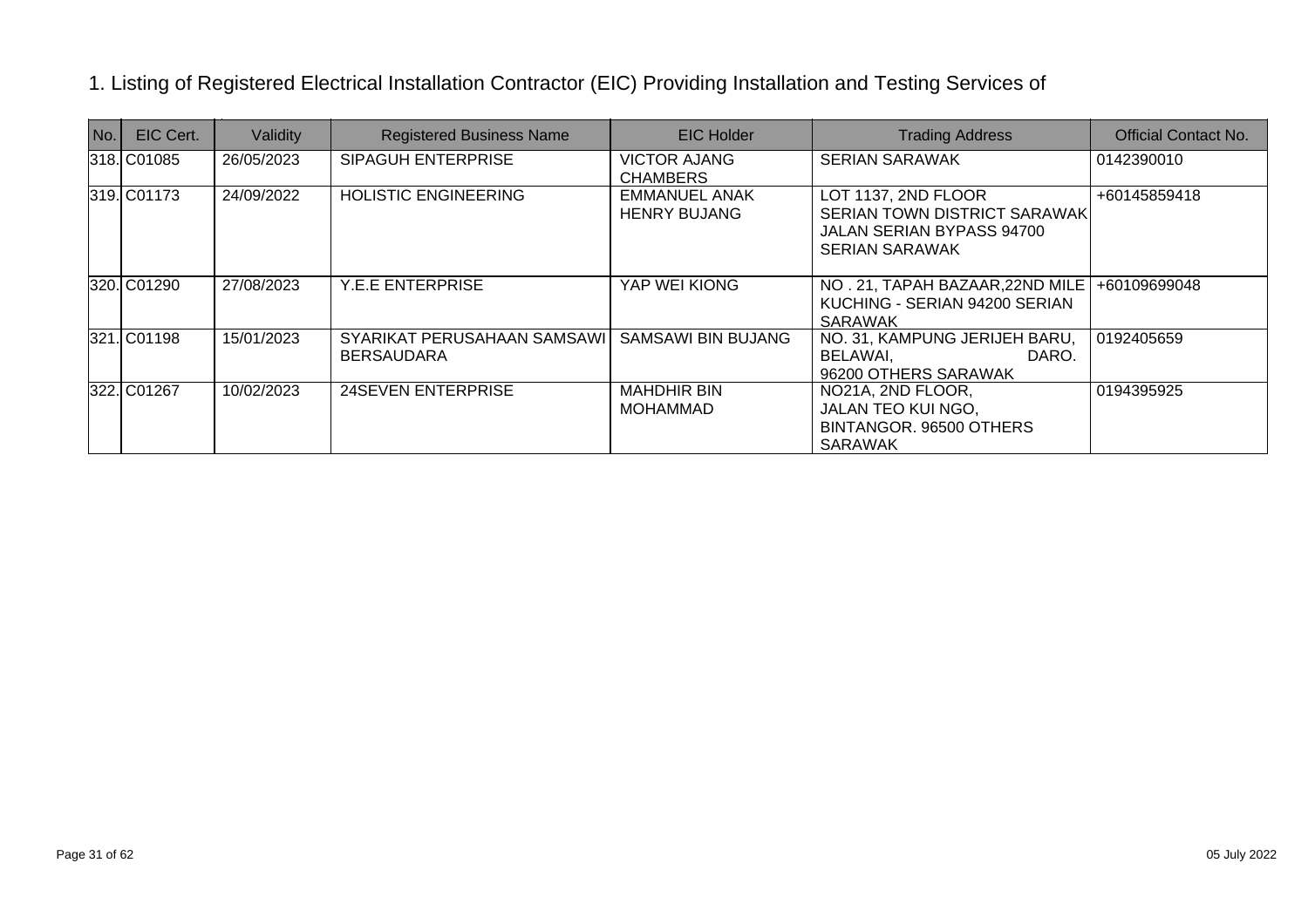1. Listing of Registered Electrical Installation Contractor (EIC) Providing Installation and Testing Services of

| No. | EIC Cert. | Validity | Registered Business Name | EIC Holder | Trading Address | Official Contact No. |
|---|---|---|---|---|---|---|
| 318. | C01085 | 26/05/2023 | SIPAGUH ENTERPRISE | VICTOR AJANG CHAMBERS | SERIAN SARAWAK | 0142390010 |
| 319. | C01173 | 24/09/2022 | HOLISTIC ENGINEERING | EMMANUEL ANAK HENRY BUJANG | LOT 1137, 2ND FLOOR SERIAN TOWN DISTRICT SARAWAK JALAN SERIAN BYPASS 94700 SERIAN SARAWAK | +60145859418 |
| 320. | C01290 | 27/08/2023 | Y.E.E ENTERPRISE | YAP WEI KIONG | NO . 21, TAPAH BAZAAR,22ND MILE KUCHING - SERIAN 94200 SERIAN SARAWAK | +60109699048 |
| 321. | C01198 | 15/01/2023 | SYARIKAT PERUSAHAAN SAMSAWI BERSAUDARA | SAMSAWI BIN BUJANG | NO. 31, KAMPUNG JERIJEH BARU, BELAWAI, DARO. 96200 OTHERS SARAWAK | 0192405659 |
| 322. | C01267 | 10/02/2023 | 24SEVEN ENTERPRISE | MAHDHIR BIN MOHAMMAD | NO21A, 2ND FLOOR, JALAN TEO KUI NGO, BINTANGOR. 96500 OTHERS SARAWAK | 0194395925 |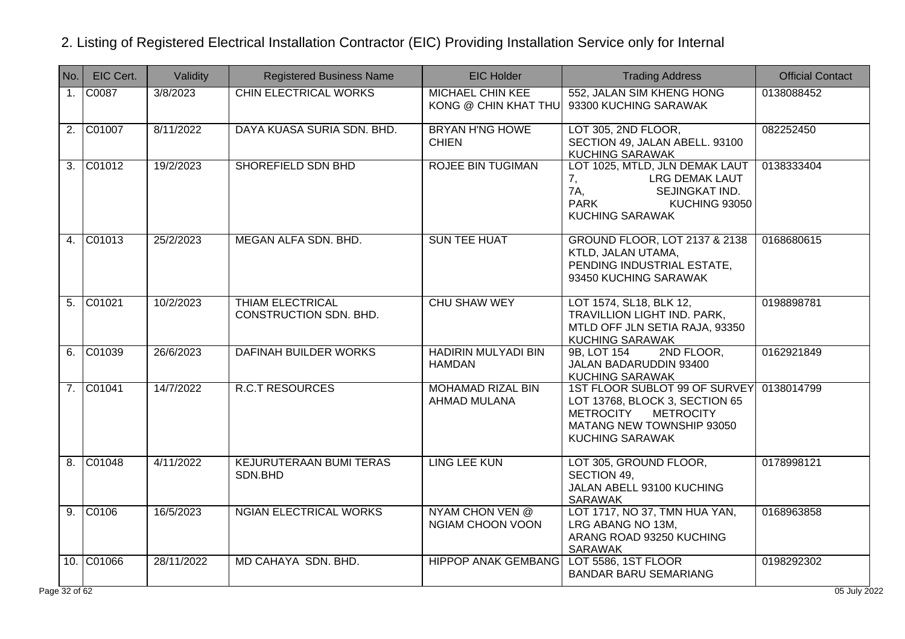## 2. Listing of Registered Electrical Installation Contractor (EIC) Providing Installation Service only for Internal

| No. | EIC Cert. | Validity | Registered Business Name | EIC Holder | Trading Address | Official Contact |
|---|---|---|---|---|---|---|
| 1. | C0087 | 3/8/2023 | CHIN ELECTRICAL WORKS | MICHAEL CHIN KEE KONG @ CHIN KHAT THU | 552, JALAN SIM KHENG HONG 93300 KUCHING SARAWAK | 0138088452 |
| 2. | C01007 | 8/11/2022 | DAYA KUASA SURIA SDN. BHD. | BRYAN H'NG HOWE CHIEN | LOT 305, 2ND FLOOR, SECTION 49, JALAN ABELL. 93100 KUCHING SARAWAK | 082252450 |
| 3. | C01012 | 19/2/2023 | SHOREFIELD SDN BHD | ROJEE BIN TUGIMAN | LOT 1025, MTLD, JLN DEMAK LAUT 7, LRG DEMAK LAUT 7A, SEJINGKAT IND. PARK KUCHING 93050 KUCHING SARAWAK | 0138333404 |
| 4. | C01013 | 25/2/2023 | MEGAN ALFA SDN. BHD. | SUN TEE HUAT | GROUND FLOOR, LOT 2137 & 2138 KTLD, JALAN UTAMA, PENDING INDUSTRIAL ESTATE, 93450 KUCHING SARAWAK | 0168680615 |
| 5. | C01021 | 10/2/2023 | THIAM ELECTRICAL CONSTRUCTION SDN. BHD. | CHU SHAW WEY | LOT 1574, SL18, BLK 12, TRAVILLION LIGHT IND. PARK, MTLD OFF JLN SETIA RAJA, 93350 KUCHING SARAWAK | 0198898781 |
| 6. | C01039 | 26/6/2023 | DAFINAH BUILDER WORKS | HADIRIN MULYADI BIN HAMDAN | 9B, LOT 154 2ND FLOOR, JALAN BADARUDDIN 93400 KUCHING SARAWAK | 0162921849 |
| 7. | C01041 | 14/7/2022 | R.C.T RESOURCES | MOHAMAD RIZAL BIN AHMAD MULANA | 1ST FLOOR SUBLOT 99 OF SURVEY LOT 13768, BLOCK 3, SECTION 65 METROCITY METROCITY MATANG NEW TOWNSHIP 93050 KUCHING SARAWAK | 0138014799 |
| 8. | C01048 | 4/11/2022 | KEJURUTERAAN BUMI TERAS SDN.BHD | LING LEE KUN | LOT 305, GROUND FLOOR, SECTION 49, JALAN ABELL 93100 KUCHING SARAWAK | 0178998121 |
| 9. | C0106 | 16/5/2023 | NGIAN ELECTRICAL WORKS | NYAM CHON VEN @ NGIAM CHOON VOON | LOT 1717, NO 37, TMN HUA YAN, LRG ABANG NO 13M, ARANG ROAD 93250 KUCHING SARAWAK | 0168963858 |
| 10. | C01066 | 28/11/2022 | MD CAHAYA SDN. BHD. | HIPPOP ANAK GEMBANG | LOT 5586, 1ST FLOOR BANDAR BARU SEMARIANG | 0198292302 |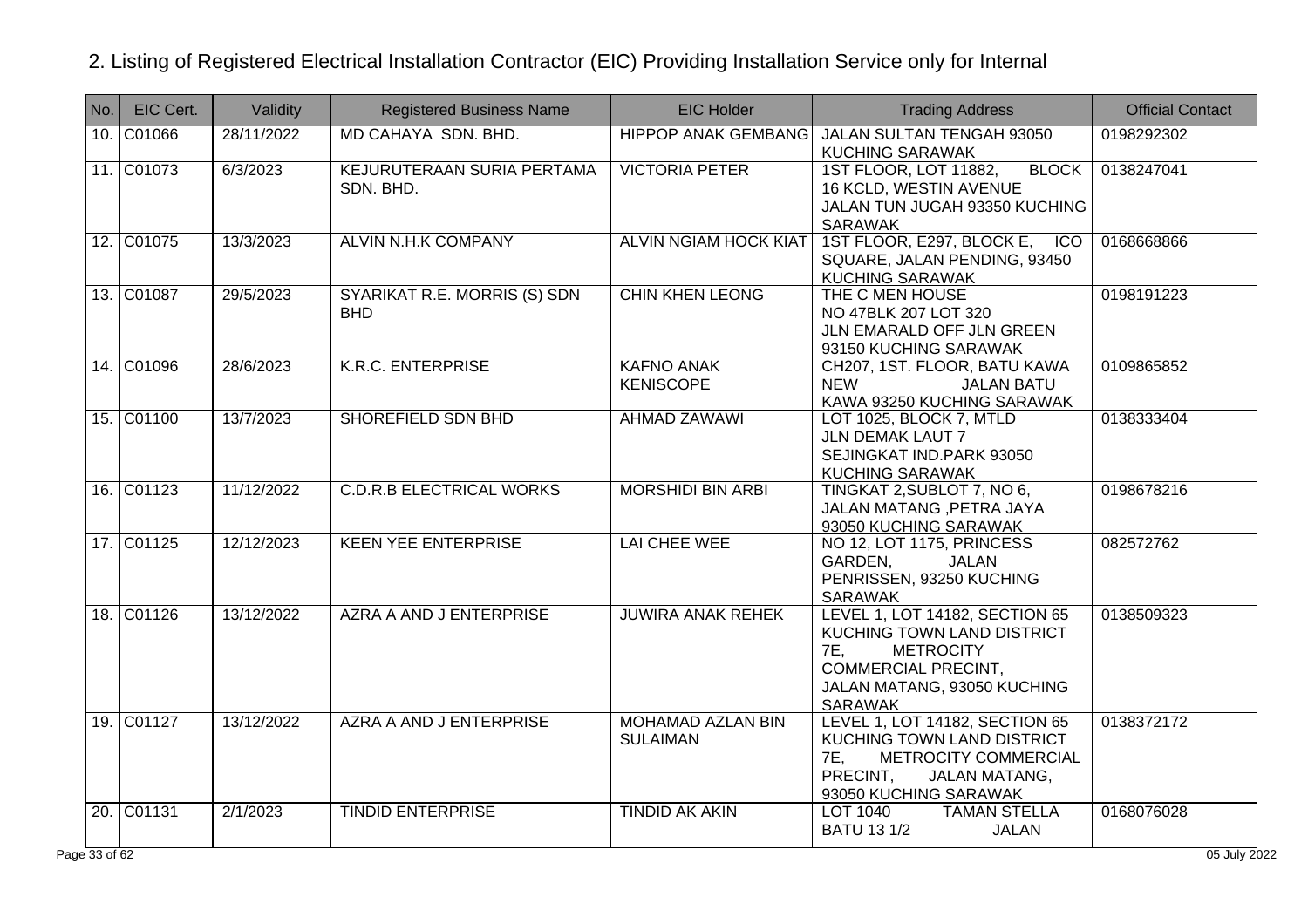## 2. Listing of Registered Electrical Installation Contractor (EIC) Providing Installation Service only for Internal

| No. | EIC Cert. | Validity | Registered Business Name | EIC Holder | Trading Address | Official Contact |
|---|---|---|---|---|---|---|
| 10. | C01066 | 28/11/2022 | MD CAHAYA SDN. BHD. | HIPPOP ANAK GEMBANG | JALAN SULTAN TENGAH 93050 KUCHING SARAWAK | 0198292302 |
| 11. | C01073 | 6/3/2023 | KEJURUTERAAN SURIA PERTAMA SDN. BHD. | VICTORIA PETER | 1ST FLOOR, LOT 11882, BLOCK 16 KCLD, WESTIN AVENUE JALAN TUN JUGAH 93350 KUCHING SARAWAK | 0138247041 |
| 12. | C01075 | 13/3/2023 | ALVIN N.H.K COMPANY | ALVIN NGIAM HOCK KIAT | 1ST FLOOR, E297, BLOCK E, ICO SQUARE, JALAN PENDING, 93450 KUCHING SARAWAK | 0168668866 |
| 13. | C01087 | 29/5/2023 | SYARIKAT R.E. MORRIS (S) SDN BHD | CHIN KHEN LEONG | THE C MEN HOUSE NO 47BLK 207 LOT 320 JLN EMARALD OFF JLN GREEN 93150 KUCHING SARAWAK | 0198191223 |
| 14. | C01096 | 28/6/2023 | K.R.C. ENTERPRISE | KAFNO ANAK KENISCOPE | CH207, 1ST. FLOOR, BATU KAWA NEW JALAN BATU KAWA 93250 KUCHING SARAWAK | 0109865852 |
| 15. | C01100 | 13/7/2023 | SHOREFIELD SDN BHD | AHMAD ZAWAWI | LOT 1025, BLOCK 7, MTLD JLN DEMAK LAUT 7 SEJINGKAT IND.PARK 93050 KUCHING SARAWAK | 0138333404 |
| 16. | C01123 | 11/12/2022 | C.D.R.B ELECTRICAL WORKS | MORSHIDI BIN ARBI | TINGKAT 2,SUBLOT 7, NO 6, JALAN MATANG ,PETRA JAYA 93050 KUCHING SARAWAK | 0198678216 |
| 17. | C01125 | 12/12/2023 | KEEN YEE ENTERPRISE | LAI CHEE WEE | NO 12, LOT 1175, PRINCESS GARDEN, JALAN PENRISSEN, 93250 KUCHING SARAWAK | 082572762 |
| 18. | C01126 | 13/12/2022 | AZRA A AND J ENTERPRISE | JUWIRA ANAK REHEK | LEVEL 1, LOT 14182, SECTION 65 KUCHING TOWN LAND DISTRICT 7E, METROCITY COMMERCIAL PRECINT, JALAN MATANG, 93050 KUCHING SARAWAK | 0138509323 |
| 19. | C01127 | 13/12/2022 | AZRA A AND J ENTERPRISE | MOHAMAD AZLAN BIN SULAIMAN | LEVEL 1, LOT 14182, SECTION 65 KUCHING TOWN LAND DISTRICT 7E, METROCITY COMMERCIAL PRECINT, JALAN MATANG, 93050 KUCHING SARAWAK | 0138372172 |
| 20. | C01131 | 2/1/2023 | TINDID ENTERPRISE | TINDID AK AKIN | LOT 1040 TAMAN STELLA BATU 13 1/2 JALAN | 0168076028 |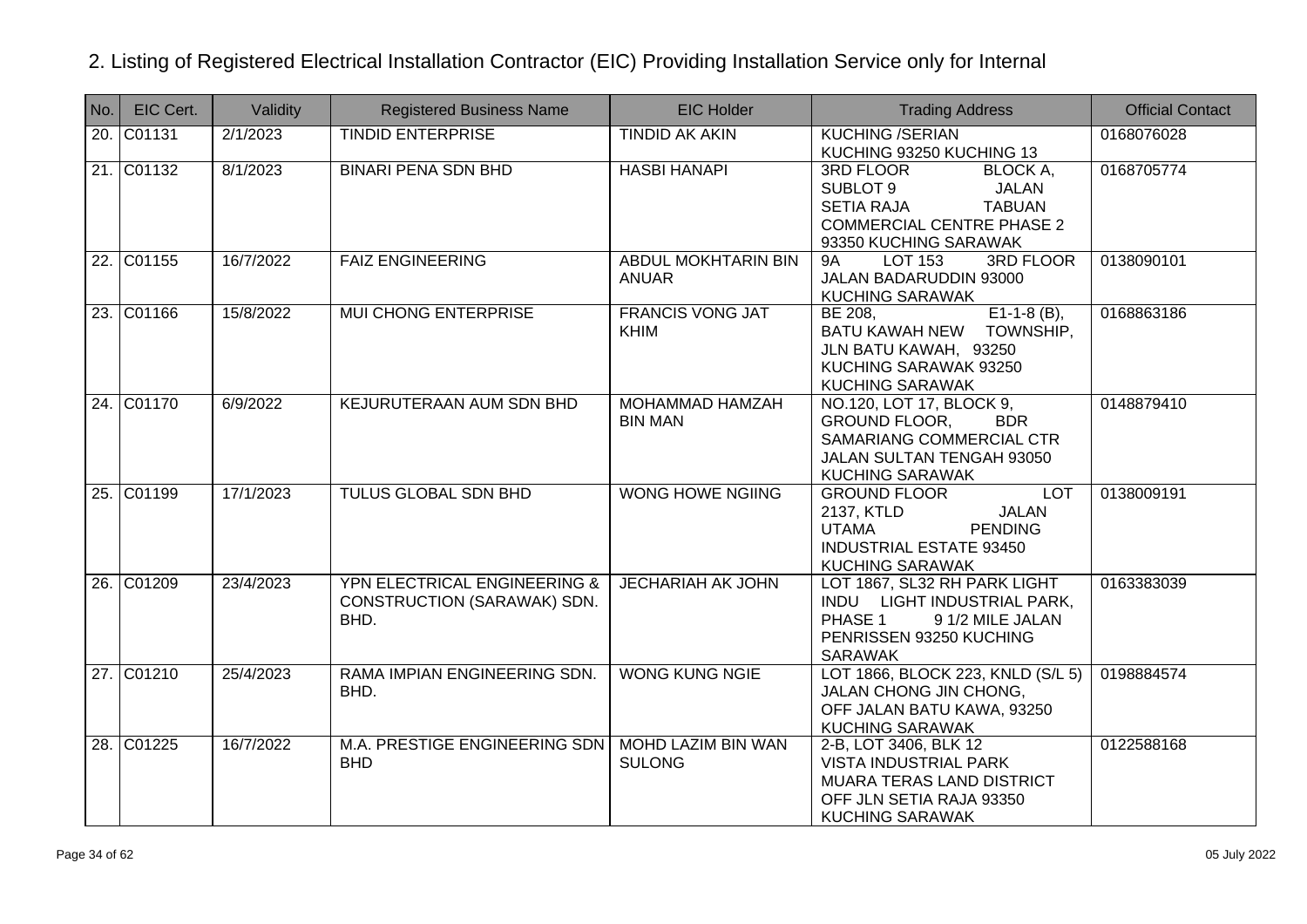## 2. Listing of Registered Electrical Installation Contractor (EIC) Providing Installation Service only for Internal

| No. | EIC Cert. | Validity | Registered Business Name | EIC Holder | Trading Address | Official Contact |
|---|---|---|---|---|---|---|
| 20. | C01131 | 2/1/2023 | TINDID ENTERPRISE | TINDID AK AKIN | KUCHING /SERIAN KUCHING 93250 KUCHING 13 | 0168076028 |
| 21. | C01132 | 8/1/2023 | BINARI PENA SDN BHD | HASBI HANAPI | 3RD FLOOR BLOCK A, SUBLOT 9 JALAN SETIA RAJA TABUAN COMMERCIAL CENTRE PHASE 2 93350 KUCHING SARAWAK | 0168705774 |
| 22. | C01155 | 16/7/2022 | FAIZ ENGINEERING | ABDUL MOKHTARIN BIN ANUAR | 9A LOT 153 3RD FLOOR JALAN BADARUDDIN 93000 KUCHING SARAWAK | 0138090101 |
| 23. | C01166 | 15/8/2022 | MUI CHONG ENTERPRISE | FRANCIS VONG JAT KHIM | BE 208, E1-1-8 (B), BATU KAWAH NEW TOWNSHIP, JLN BATU KAWAH, 93250 KUCHING SARAWAK 93250 KUCHING SARAWAK | 0168863186 |
| 24. | C01170 | 6/9/2022 | KEJURUTERAAN AUM SDN BHD | MOHAMMAD HAMZAH BIN MAN | NO.120, LOT 17, BLOCK 9, GROUND FLOOR, BDR SAMARIANG COMMERCIAL CTR JALAN SULTAN TENGAH 93050 KUCHING SARAWAK | 0148879410 |
| 25. | C01199 | 17/1/2023 | TULUS GLOBAL SDN BHD | WONG HOWE NGIING | GROUND FLOOR LOT 2137, KTLD JALAN UTAMA PENDING INDUSTRIAL ESTATE 93450 KUCHING SARAWAK | 0138009191 |
| 26. | C01209 | 23/4/2023 | YPN ELECTRICAL ENGINEERING & CONSTRUCTION (SARAWAK) SDN. BHD. | JECHARIAH AK JOHN | LOT 1867, SL32 RH PARK LIGHT INDU LIGHT INDUSTRIAL PARK, PHASE 1 9 1/2 MILE JALAN PENRISSEN 93250 KUCHING SARAWAK | 0163383039 |
| 27. | C01210 | 25/4/2023 | RAMA IMPIAN ENGINEERING SDN. BHD. | WONG KUNG NGIE | LOT 1866, BLOCK 223, KNLD (S/L 5) JALAN CHONG JIN CHONG, OFF JALAN BATU KAWA, 93250 KUCHING SARAWAK | 0198884574 |
| 28. | C01225 | 16/7/2022 | M.A. PRESTIGE ENGINEERING SDN BHD | MOHD LAZIM BIN WAN SULONG | 2-B, LOT 3406, BLK 12 VISTA INDUSTRIAL PARK MUARA TERAS LAND DISTRICT OFF JLN SETIA RAJA 93350 KUCHING SARAWAK | 0122588168 |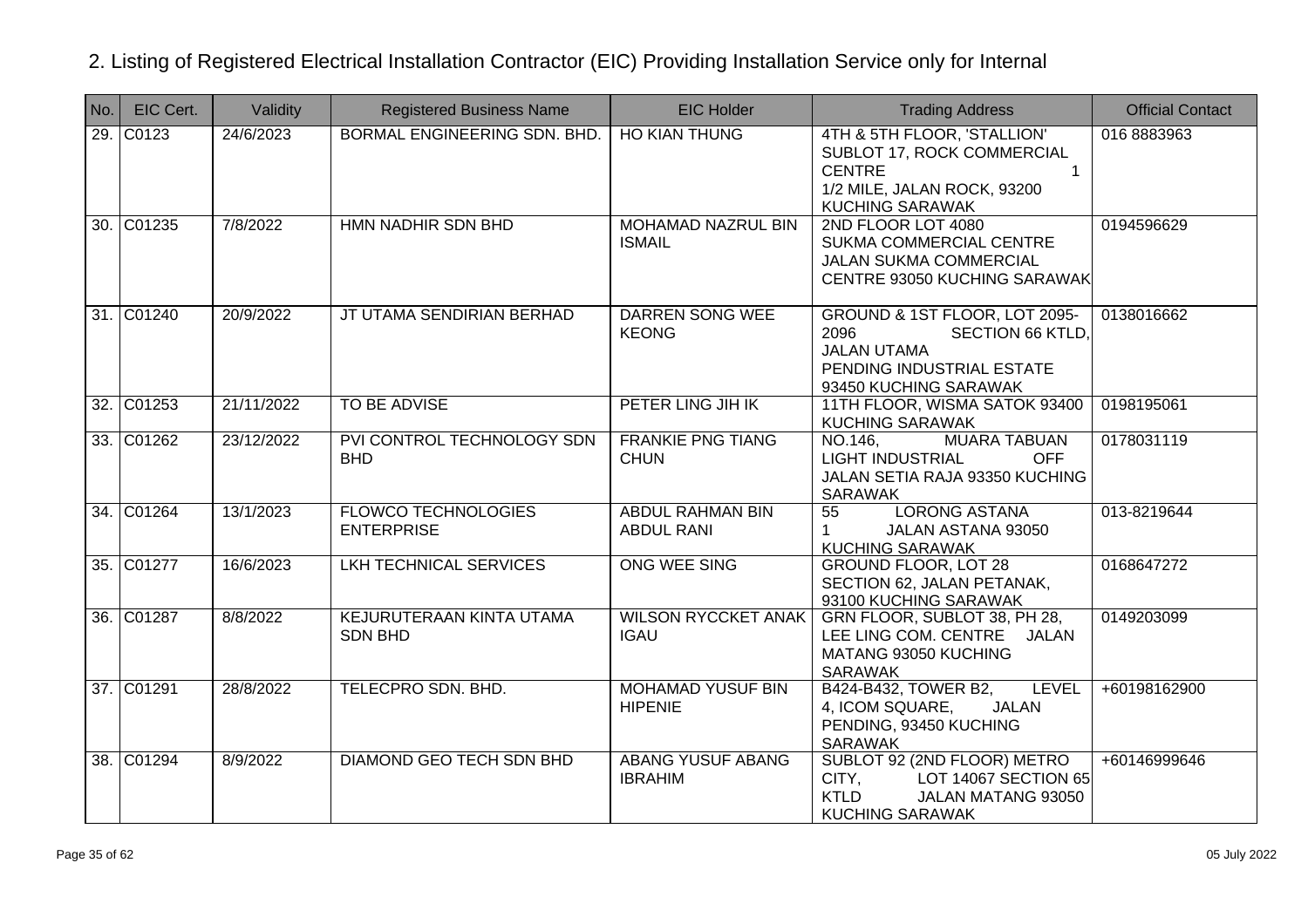## 2. Listing of Registered Electrical Installation Contractor (EIC) Providing Installation Service only for Internal

| No. | EIC Cert. | Validity | Registered Business Name | EIC Holder | Trading Address | Official Contact |
|---|---|---|---|---|---|---|
| 29. | C0123 | 24/6/2023 | BORMAL ENGINEERING SDN. BHD. | HO KIAN THUNG | 4TH & 5TH FLOOR, 'STALLION' SUBLOT 17, ROCK COMMERCIAL CENTRE 1 1/2 MILE, JALAN ROCK, 93200 KUCHING SARAWAK | 016 8883963 |
| 30. | C01235 | 7/8/2022 | HMN NADHIR SDN BHD | MOHAMAD NAZRUL BIN ISMAIL | 2ND FLOOR LOT 4080 SUKMA COMMERCIAL CENTRE JALAN SUKMA COMMERCIAL CENTRE 93050 KUCHING SARAWAK | 0194596629 |
| 31. | C01240 | 20/9/2022 | JT UTAMA SENDIRIAN BERHAD | DARREN SONG WEE KEONG | GROUND & 1ST FLOOR, LOT 2095-2096 SECTION 66 KTLD, JALAN UTAMA PENDING INDUSTRIAL ESTATE 93450 KUCHING SARAWAK | 0138016662 |
| 32. | C01253 | 21/11/2022 | TO BE ADVISE | PETER LING JIH IK | 11TH FLOOR, WISMA SATOK 93400 KUCHING SARAWAK | 0198195061 |
| 33. | C01262 | 23/12/2022 | PVI CONTROL TECHNOLOGY SDN BHD | FRANKIE PNG TIANG CHUN | NO.146, MUARA TABUAN LIGHT INDUSTRIAL OFF JALAN SETIA RAJA 93350 KUCHING SARAWAK | 0178031119 |
| 34. | C01264 | 13/1/2023 | FLOWCO TECHNOLOGIES ENTERPRISE | ABDUL RAHMAN BIN ABDUL RANI | 55 LORONG ASTANA 1 JALAN ASTANA 93050 KUCHING SARAWAK | 013-8219644 |
| 35. | C01277 | 16/6/2023 | LKH TECHNICAL SERVICES | ONG WEE SING | GROUND FLOOR, LOT 28 SECTION 62, JALAN PETANAK, 93100 KUCHING SARAWAK | 0168647272 |
| 36. | C01287 | 8/8/2022 | KEJURUTERAAN KINTA UTAMA SDN BHD | WILSON RYCCKET ANAK IGAU | GRN FLOOR, SUBLOT 38, PH 28, LEE LING COM. CENTRE JALAN MATANG 93050 KUCHING SARAWAK | 0149203099 |
| 37. | C01291 | 28/8/2022 | TELECPRO SDN. BHD. | MOHAMAD YUSUF BIN HIPENIE | B424-B432, TOWER B2, LEVEL 4, ICOM SQUARE, JALAN PENDING, 93450 KUCHING SARAWAK | +60198162900 |
| 38. | C01294 | 8/9/2022 | DIAMOND GEO TECH SDN BHD | ABANG YUSUF ABANG IBRAHIM | SUBLOT 92 (2ND FLOOR) METRO CITY, LOT 14067 SECTION 65 KTLD JALAN MATANG 93050 KUCHING SARAWAK | +60146999646 |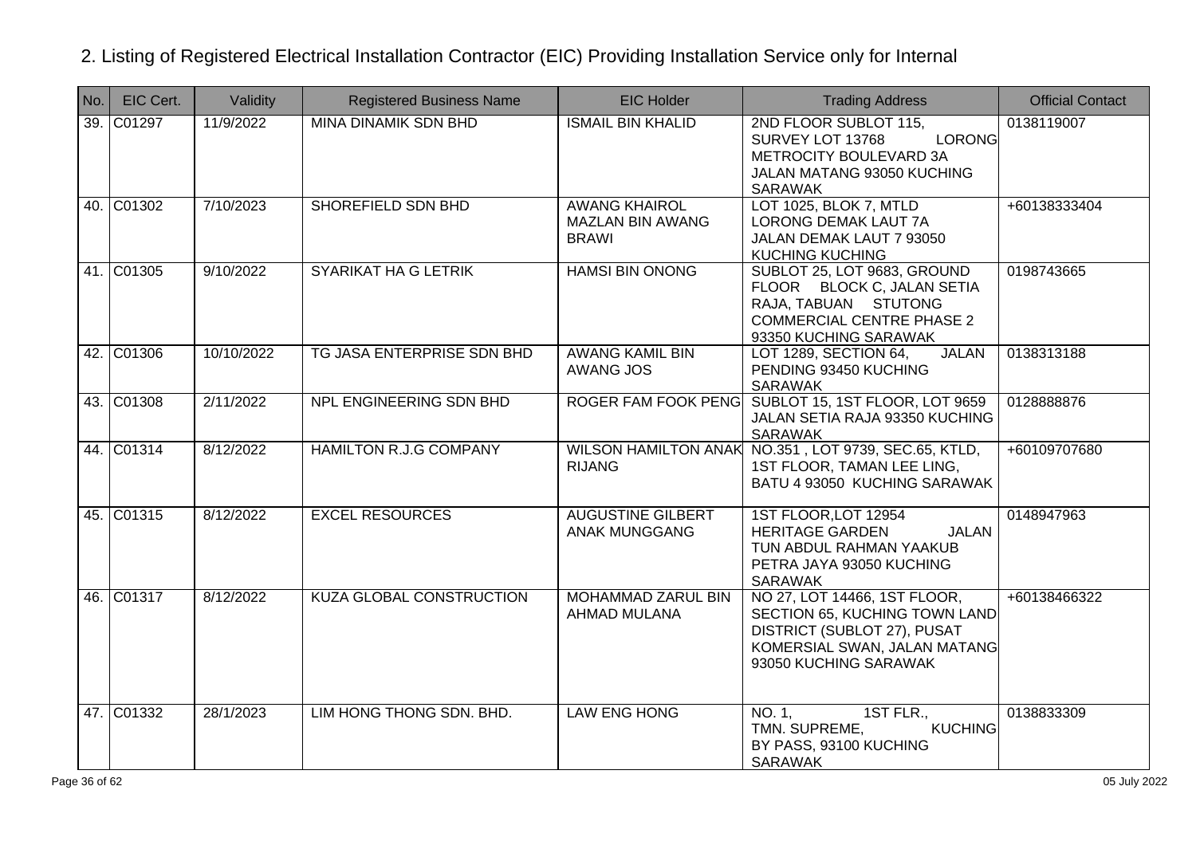## 2. Listing of Registered Electrical Installation Contractor (EIC) Providing Installation Service only for Internal

| No. | EIC Cert. | Validity | Registered Business Name | EIC Holder | Trading Address | Official Contact |
|---|---|---|---|---|---|---|
| 39. | C01297 | 11/9/2022 | MINA DINAMIK SDN BHD | ISMAIL BIN KHALID | 2ND FLOOR SUBLOT 115, SURVEY LOT 13768 LORONG METROCITY BOULEVARD 3A JALAN MATANG 93050 KUCHING SARAWAK | 0138119007 |
| 40. | C01302 | 7/10/2023 | SHOREFIELD SDN BHD | AWANG KHAIROL MAZLAN BIN AWANG BRAWI | LOT 1025, BLOK 7, MTLD LORONG DEMAK LAUT 7A JALAN DEMAK LAUT 7 93050 KUCHING KUCHING | +60138333404 |
| 41. | C01305 | 9/10/2022 | SYARIKAT HA G LETRIK | HAMSI BIN ONONG | SUBLOT 25, LOT 9683, GROUND FLOOR BLOCK C, JALAN SETIA RAJA, TABUAN STUTONG COMMERCIAL CENTRE PHASE 2 93350 KUCHING SARAWAK | 0198743665 |
| 42. | C01306 | 10/10/2022 | TG JASA ENTERPRISE SDN BHD | AWANG KAMIL BIN AWANG JOS | LOT 1289, SECTION 64, JALAN PENDING 93450 KUCHING SARAWAK | 0138313188 |
| 43. | C01308 | 2/11/2022 | NPL ENGINEERING SDN BHD | ROGER FAM FOOK PENG | SUBLOT 15, 1ST FLOOR, LOT 9659 JALAN SETIA RAJA 93350 KUCHING SARAWAK | 0128888876 |
| 44. | C01314 | 8/12/2022 | HAMILTON R.J.G COMPANY | WILSON HAMILTON ANAK RIJANG | NO.351 , LOT 9739, SEC.65, KTLD, 1ST FLOOR, TAMAN LEE LING, BATU 4 93050 KUCHING SARAWAK | +60109707680 |
| 45. | C01315 | 8/12/2022 | EXCEL RESOURCES | AUGUSTINE GILBERT ANAK MUNGGANG | 1ST FLOOR,LOT 12954 HERITAGE GARDEN JALAN TUN ABDUL RAHMAN YAAKUB PETRA JAYA 93050 KUCHING SARAWAK | 0148947963 |
| 46. | C01317 | 8/12/2022 | KUZA GLOBAL CONSTRUCTION | MOHAMMAD ZARUL BIN AHMAD MULANA | NO 27, LOT 14466, 1ST FLOOR, SECTION 65, KUCHING TOWN LAND DISTRICT (SUBLOT 27), PUSAT KOMERSIAL SWAN, JALAN MATANG 93050 KUCHING SARAWAK | +60138466322 |
| 47. | C01332 | 28/1/2023 | LIM HONG THONG SDN. BHD. | LAW ENG HONG | NO. 1, 1ST FLR., TMN. SUPREME, KUCHING BY PASS, 93100 KUCHING SARAWAK | 0138833309 |

05 July 2022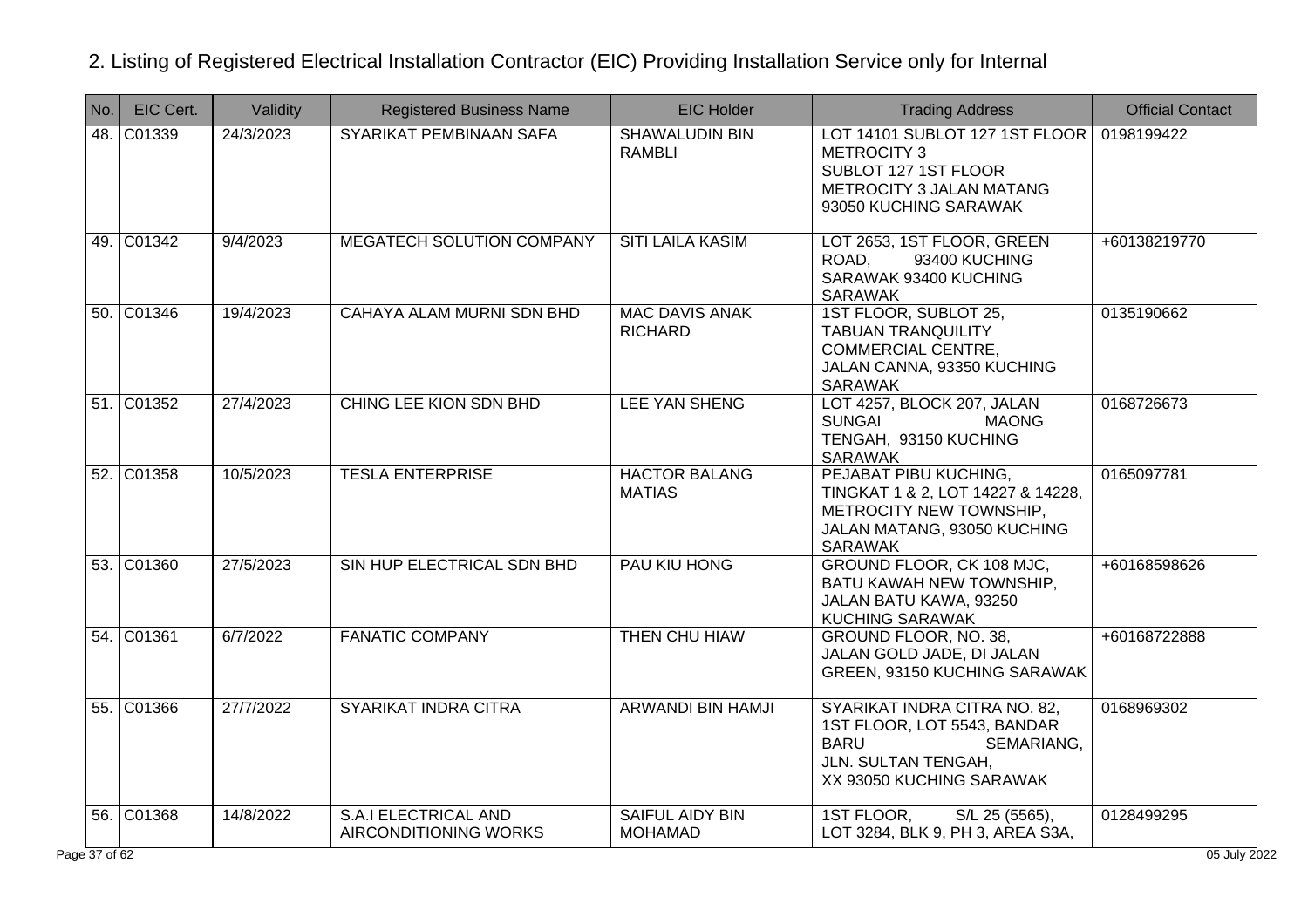## 2. Listing of Registered Electrical Installation Contractor (EIC) Providing Installation Service only for Internal

| No. | EIC Cert. | Validity | Registered Business Name | EIC Holder | Trading Address | Official Contact |
|---|---|---|---|---|---|---|
| 48. | C01339 | 24/3/2023 | SYARIKAT PEMBINAAN SAFA | SHAWALUDIN BIN RAMBLI | LOT 14101 SUBLOT 127 1ST FLOOR METROCITY 3 SUBLOT 127 1ST FLOOR METROCITY 3 JALAN MATANG 93050 KUCHING SARAWAK | 0198199422 |
| 49. | C01342 | 9/4/2023 | MEGATECH SOLUTION COMPANY | SITI LAILA KASIM | LOT 2653, 1ST FLOOR, GREEN ROAD, 93400 KUCHING SARAWAK 93400 KUCHING SARAWAK | +60138219770 |
| 50. | C01346 | 19/4/2023 | CAHAYA ALAM MURNI SDN BHD | MAC DAVIS ANAK RICHARD | 1ST FLOOR, SUBLOT 25, TABUAN TRANQUILITY COMMERCIAL CENTRE, JALAN CANNA, 93350 KUCHING SARAWAK | 0135190662 |
| 51. | C01352 | 27/4/2023 | CHING LEE KION SDN BHD | LEE YAN SHENG | LOT 4257, BLOCK 207, JALAN SUNGAI MAONG TENGAH, 93150 KUCHING SARAWAK | 0168726673 |
| 52. | C01358 | 10/5/2023 | TESLA ENTERPRISE | HACTOR BALANG MATIAS | PEJABAT PIBU KUCHING, TINGKAT 1 & 2, LOT 14227 & 14228, METROCITY NEW TOWNSHIP, JALAN MATANG, 93050 KUCHING SARAWAK | 0165097781 |
| 53. | C01360 | 27/5/2023 | SIN HUP ELECTRICAL SDN BHD | PAU KIU HONG | GROUND FLOOR, CK 108 MJC, BATU KAWAH NEW TOWNSHIP, JALAN BATU KAWA, 93250 KUCHING SARAWAK | +60168598626 |
| 54. | C01361 | 6/7/2022 | FANATIC COMPANY | THEN CHU HIAW | GROUND FLOOR, NO. 38, JALAN GOLD JADE, DI JALAN GREEN, 93150 KUCHING SARAWAK | +60168722888 |
| 55. | C01366 | 27/7/2022 | SYARIKAT INDRA CITRA | ARWANDI BIN HAMJI | SYARIKAT INDRA CITRA NO. 82, 1ST FLOOR, LOT 5543, BANDAR BARU SEMARIANG, JLN. SULTAN TENGAH, XX 93050 KUCHING SARAWAK | 0168969302 |
| 56. | C01368 | 14/8/2022 | S.A.I ELECTRICAL AND AIRCONDITIONING WORKS | SAIFUL AIDY BIN MOHAMAD | 1ST FLOOR, S/L 25 (5565), LOT 3284, BLK 9, PH 3, AREA S3A, | 0128499295 |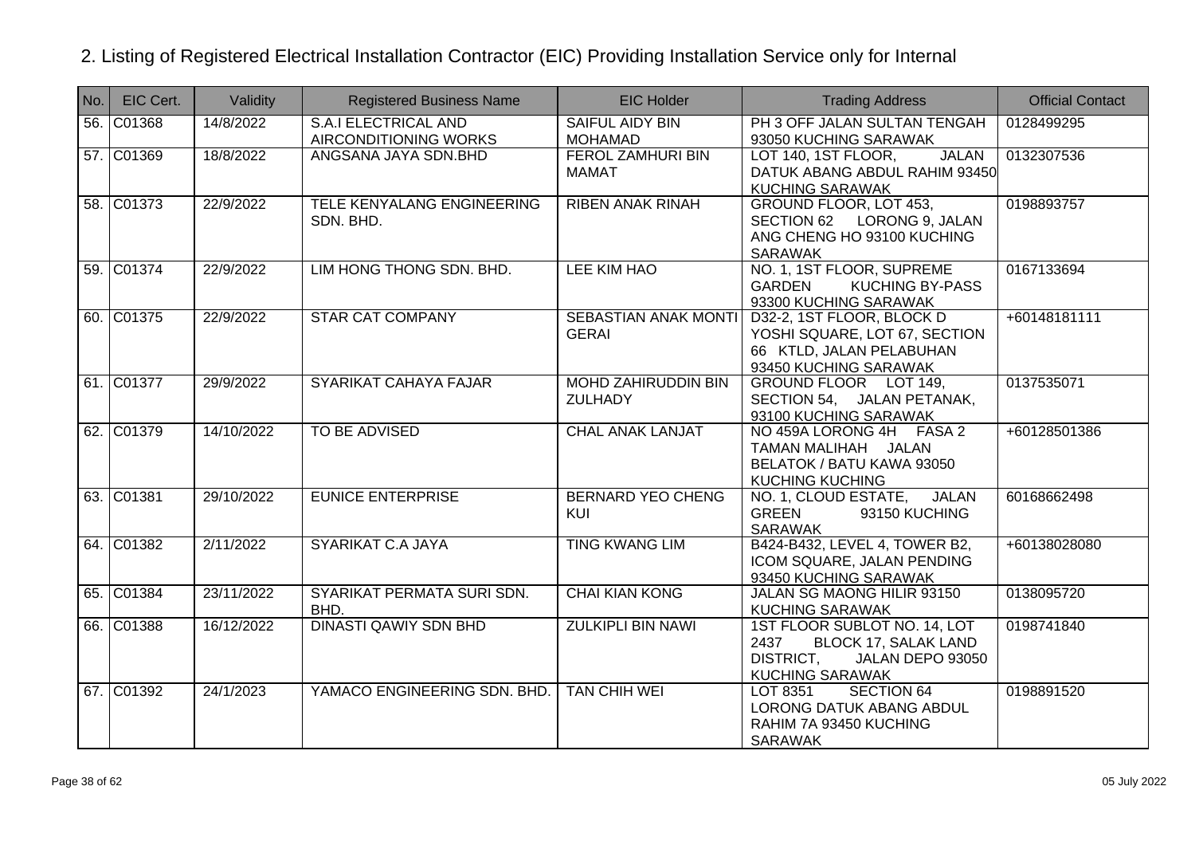## 2. Listing of Registered Electrical Installation Contractor (EIC) Providing Installation Service only for Internal

| No. | EIC Cert. | Validity | Registered Business Name | EIC Holder | Trading Address | Official Contact |
|---|---|---|---|---|---|---|
| 56. | C01368 | 14/8/2022 | S.A.I ELECTRICAL AND AIRCONDITIONING WORKS | SAIFUL AIDY BIN MOHAMAD | PH 3 OFF JALAN SULTAN TENGAH 93050 KUCHING SARAWAK | 0128499295 |
| 57. | C01369 | 18/8/2022 | ANGSANA JAYA SDN.BHD | FEROL ZAMHURI BIN MAMAT | LOT 140, 1ST FLOOR, JALAN DATUK ABANG ABDUL RAHIM 93450 KUCHING SARAWAK | 0132307536 |
| 58. | C01373 | 22/9/2022 | TELE KENYALANG ENGINEERING SDN. BHD. | RIBEN ANAK RINAH | GROUND FLOOR, LOT 453, SECTION 62 LORONG 9, JALAN ANG CHENG HO 93100 KUCHING SARAWAK | 0198893757 |
| 59. | C01374 | 22/9/2022 | LIM HONG THONG SDN. BHD. | LEE KIM HAO | NO. 1, 1ST FLOOR, SUPREME GARDEN KUCHING BY-PASS 93300 KUCHING SARAWAK | 0167133694 |
| 60. | C01375 | 22/9/2022 | STAR CAT COMPANY | SEBASTIAN ANAK MONTI GERAI | D32-2, 1ST FLOOR, BLOCK D YOSHI SQUARE, LOT 67, SECTION 66 KTLD, JALAN PELABUHAN 93450 KUCHING SARAWAK | +60148181111 |
| 61. | C01377 | 29/9/2022 | SYARIKAT CAHAYA FAJAR | MOHD ZAHIRUDDIN BIN ZULHADY | GROUND FLOOR LOT 149, SECTION 54, JALAN PETANAK, 93100 KUCHING SARAWAK | 0137535071 |
| 62. | C01379 | 14/10/2022 | TO BE ADVISED | CHAL ANAK LANJAT | NO 459A LORONG 4H FASA 2 TAMAN MALIHAH JALAN BELATOK / BATU KAWA 93050 KUCHING KUCHING | +60128501386 |
| 63. | C01381 | 29/10/2022 | EUNICE ENTERPRISE | BERNARD YEO CHENG KUI | NO. 1, CLOUD ESTATE, JALAN GREEN 93150 KUCHING SARAWAK | 60168662498 |
| 64. | C01382 | 2/11/2022 | SYARIKAT C.A JAYA | TING KWANG LIM | B424-B432, LEVEL 4, TOWER B2, ICOM SQUARE, JALAN PENDING 93450 KUCHING SARAWAK | +60138028080 |
| 65. | C01384 | 23/11/2022 | SYARIKAT PERMATA SURI SDN. BHD. | CHAI KIAN KONG | JALAN SG MAONG HILIR 93150 KUCHING SARAWAK | 0138095720 |
| 66. | C01388 | 16/12/2022 | DINASTI QAWIY SDN BHD | ZULKIPLI BIN NAWI | 1ST FLOOR SUBLOT NO. 14, LOT 2437 BLOCK 17, SALAK LAND DISTRICT, JALAN DEPO 93050 KUCHING SARAWAK | 0198741840 |
| 67. | C01392 | 24/1/2023 | YAMACO ENGINEERING SDN. BHD. | TAN CHIH WEI | LOT 8351 SECTION 64 LORONG DATUK ABANG ABDUL RAHIM 7A 93450 KUCHING SARAWAK | 0198891520 |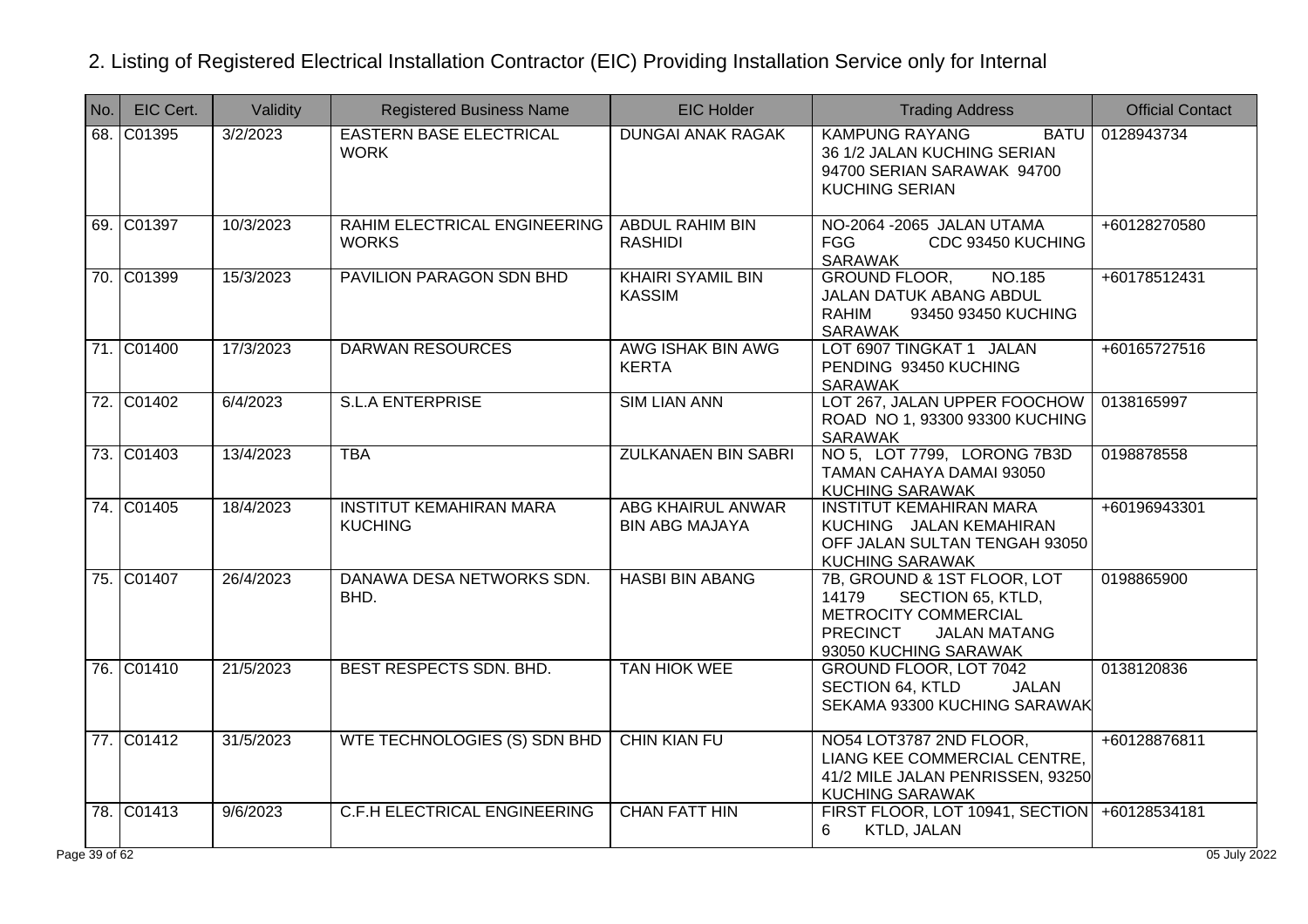## 2. Listing of Registered Electrical Installation Contractor (EIC) Providing Installation Service only for Internal

| No. | EIC Cert. | Validity | Registered Business Name | EIC Holder | Trading Address | Official Contact |
|---|---|---|---|---|---|---|
| 68. | C01395 | 3/2/2023 | EASTERN BASE ELECTRICAL WORK | DUNGAI ANAK RAGAK | KAMPUNG RAYANG BATU 36 1/2 JALAN KUCHING SERIAN 94700 SERIAN SARAWAK 94700 KUCHING SERIAN | 0128943734 |
| 69. | C01397 | 10/3/2023 | RAHIM ELECTRICAL ENGINEERING WORKS | ABDUL RAHIM BIN RASHIDI | NO-2064 -2065 JALAN UTAMA FGG CDC 93450 KUCHING SARAWAK | +60128270580 |
| 70. | C01399 | 15/3/2023 | PAVILION PARAGON SDN BHD | KHAIRI SYAMIL BIN KASSIM | GROUND FLOOR, NO.185 JALAN DATUK ABANG ABDUL RAHIM 93450 93450 KUCHING SARAWAK | +60178512431 |
| 71. | C01400 | 17/3/2023 | DARWAN RESOURCES | AWG ISHAK BIN AWG KERTA | LOT 6907 TINGKAT 1 JALAN PENDING 93450 KUCHING SARAWAK | +60165727516 |
| 72. | C01402 | 6/4/2023 | S.L.A ENTERPRISE | SIM LIAN ANN | LOT 267, JALAN UPPER FOOCHOW ROAD NO 1, 93300 93300 KUCHING SARAWAK | 0138165997 |
| 73. | C01403 | 13/4/2023 | TBA | ZULKANAEN BIN SABRI | NO 5, LOT 7799, LORONG 7B3D TAMAN CAHAYA DAMAI 93050 KUCHING SARAWAK | 0198878558 |
| 74. | C01405 | 18/4/2023 | INSTITUT KEMAHIRAN MARA KUCHING | ABG KHAIRUL ANWAR BIN ABG MAJAYA | INSTITUT KEMAHIRAN MARA KUCHING JALAN KEMAHIRAN OFF JALAN SULTAN TENGAH 93050 KUCHING SARAWAK | +60196943301 |
| 75. | C01407 | 26/4/2023 | DANAWA DESA NETWORKS SDN. BHD. | HASBI BIN ABANG | 7B, GROUND & 1ST FLOOR, LOT 14179 SECTION 65, KTLD, METROCITY COMMERCIAL PRECINCT JALAN MATANG 93050 KUCHING SARAWAK | 0198865900 |
| 76. | C01410 | 21/5/2023 | BEST RESPECTS SDN. BHD. | TAN HIOK WEE | GROUND FLOOR, LOT 7042 SECTION 64, KTLD JALAN SEKAMA 93300 KUCHING SARAWAK | 0138120836 |
| 77. | C01412 | 31/5/2023 | WTE TECHNOLOGIES (S) SDN BHD | CHIN KIAN FU | NO54 LOT3787 2ND FLOOR, LIANG KEE COMMERCIAL CENTRE, 41/2 MILE JALAN PENRISSEN, 93250 KUCHING SARAWAK | +60128876811 |
| 78. | C01413 | 9/6/2023 | C.F.H ELECTRICAL ENGINEERING | CHAN FATT HIN | FIRST FLOOR, LOT 10941, SECTION 6 KTLD, JALAN | +60128534181 |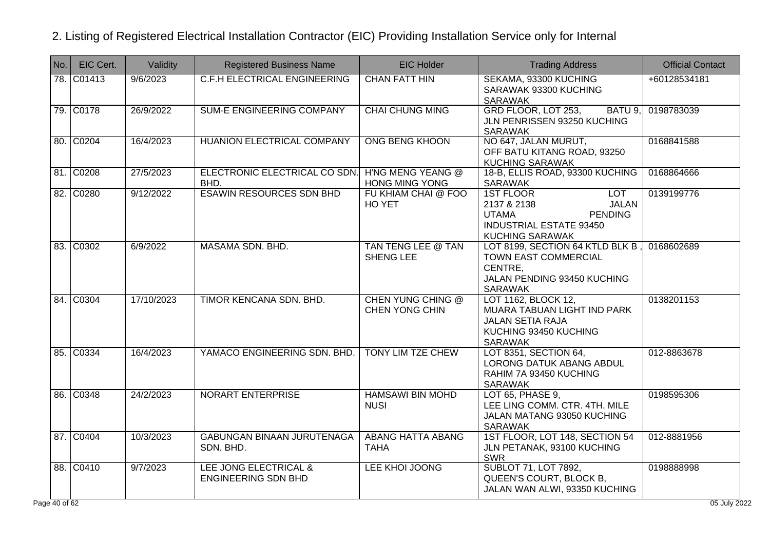## 2. Listing of Registered Electrical Installation Contractor (EIC) Providing Installation Service only for Internal

| No. | EIC Cert. | Validity | Registered Business Name | EIC Holder | Trading Address | Official Contact |
|---|---|---|---|---|---|---|
| 78. | C01413 | 9/6/2023 | C.F.H ELECTRICAL ENGINEERING | CHAN FATT HIN | SEKAMA, 93300 KUCHING SARAWAK 93300 KUCHING SARAWAK | +60128534181 |
| 79. | C0178 | 26/9/2022 | SUM-E ENGINEERING COMPANY | CHAI CHUNG MING | GRD FLOOR, LOT 253, BATU 9, JLN PENRISSEN 93250 KUCHING SARAWAK | 0198783039 |
| 80. | C0204 | 16/4/2023 | HUANION ELECTRICAL COMPANY | ONG BENG KHOON | NO 647, JALAN MURUT, OFF BATU KITANG ROAD, 93250 KUCHING SARAWAK | 0168841588 |
| 81. | C0208 | 27/5/2023 | ELECTRONIC ELECTRICAL CO SDN. BHD. | H'NG MENG YEANG @ HONG MING YONG | 18-B, ELLIS ROAD, 93300 KUCHING SARAWAK | 0168864666 |
| 82. | C0280 | 9/12/2022 | ESAWIN RESOURCES SDN BHD | FU KHIAM CHAI @ FOO HO YET | 1ST FLOOR LOT 2137 & 2138 JALAN UTAMA PENDING INDUSTRIAL ESTATE 93450 KUCHING SARAWAK | 0139199776 |
| 83. | C0302 | 6/9/2022 | MASAMA SDN. BHD. | TAN TENG LEE @ TAN SHENG LEE | LOT 8199, SECTION 64 KTLD BLK B , TOWN EAST COMMERCIAL CENTRE, JALAN PENDING 93450 KUCHING SARAWAK | 0168602689 |
| 84. | C0304 | 17/10/2023 | TIMOR KENCANA SDN. BHD. | CHEN YUNG CHING @ CHEN YONG CHIN | LOT 1162, BLOCK 12, MUARA TABUAN LIGHT IND PARK JALAN SETIA RAJA KUCHING 93450 KUCHING SARAWAK | 0138201153 |
| 85. | C0334 | 16/4/2023 | YAMACO ENGINEERING SDN. BHD. | TONY LIM TZE CHEW | LOT 8351, SECTION 64, LORONG DATUK ABANG ABDUL RAHIM 7A 93450 KUCHING SARAWAK | 012-8863678 |
| 86. | C0348 | 24/2/2023 | NORART ENTERPRISE | HAMSAWI BIN MOHD NUSI | LOT 65, PHASE 9, LEE LING COMM. CTR. 4TH. MILE JALAN MATANG 93050 KUCHING SARAWAK | 0198595306 |
| 87. | C0404 | 10/3/2023 | GABUNGAN BINAAN JURUTENAGA SDN. BHD. | ABANG HATTA ABANG TAHA | 1ST FLOOR, LOT 148, SECTION 54 JLN PETANAK, 93100 KUCHING SWR | 012-8881956 |
| 88. | C0410 | 9/7/2023 | LEE JONG ELECTRICAL & ENGINEERING SDN BHD | LEE KHOI JOONG | SUBLOT 71, LOT 7892, QUEEN'S COURT, BLOCK B, JALAN WAN ALWI, 93350 KUCHING | 0198888998 |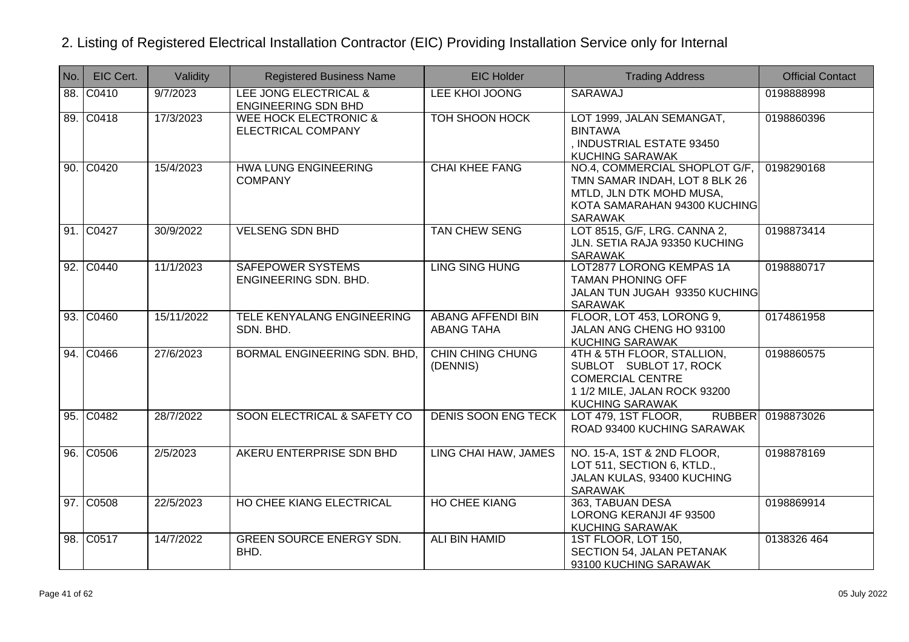## 2. Listing of Registered Electrical Installation Contractor (EIC) Providing Installation Service only for Internal

| No. | EIC Cert. | Validity | Registered Business Name | EIC Holder | Trading Address | Official Contact |
|---|---|---|---|---|---|---|
| 88. | C0410 | 9/7/2023 | LEE JONG ELECTRICAL & ENGINEERING SDN BHD | LEE KHOI JOONG | SARAWAJ | 0198888998 |
| 89. | C0418 | 17/3/2023 | WEE HOCK ELECTRONIC & ELECTRICAL COMPANY | TOH SHOON HOCK | LOT 1999, JALAN SEMANGAT, BINTAWA , INDUSTRIAL ESTATE 93450 KUCHING SARAWAK | 0198860396 |
| 90. | C0420 | 15/4/2023 | HWA LUNG ENGINEERING COMPANY | CHAI KHEE FANG | NO.4, COMMERCIAL SHOPLOT G/F, TMN SAMAR INDAH, LOT 8 BLK 26 MTLD, JLN DTK MOHD MUSA, KOTA SAMARAHAN 94300 KUCHING SARAWAK | 0198290168 |
| 91. | C0427 | 30/9/2022 | VELSENG SDN BHD | TAN CHEW SENG | LOT 8515, G/F, LRG. CANNA 2, JLN. SETIA RAJA 93350 KUCHING SARAWAK | 0198873414 |
| 92. | C0440 | 11/1/2023 | SAFEPOWER SYSTEMS ENGINEERING SDN. BHD. | LING SING HUNG | LOT2877 LORONG KEMPAS 1A TAMAN PHONING OFF JALAN TUN JUGAH 93350 KUCHING SARAWAK | 0198880717 |
| 93. | C0460 | 15/11/2022 | TELE KENYALANG ENGINEERING SDN. BHD. | ABANG AFFENDI BIN ABANG TAHA | FLOOR, LOT 453, LORONG 9, JALAN ANG CHENG HO 93100 KUCHING SARAWAK | 0174861958 |
| 94. | C0466 | 27/6/2023 | BORMAL ENGINEERING SDN. BHD, | CHIN CHING CHUNG (DENNIS) | 4TH & 5TH FLOOR, STALLION, SUBLOT SUBLOT 17, ROCK COMERCIAL CENTRE 1 1/2 MILE, JALAN ROCK 93200 KUCHING SARAWAK | 0198860575 |
| 95. | C0482 | 28/7/2022 | SOON ELECTRICAL & SAFETY CO | DENIS SOON ENG TECK | LOT 479, 1ST FLOOR, RUBBER ROAD 93400 KUCHING SARAWAK | 0198873026 |
| 96. | C0506 | 2/5/2023 | AKERU ENTERPRISE SDN BHD | LING CHAI HAW, JAMES | NO. 15-A, 1ST & 2ND FLOOR, LOT 511, SECTION 6, KTLD., JALAN KULAS, 93400 KUCHING SARAWAK | 0198878169 |
| 97. | C0508 | 22/5/2023 | HO CHEE KIANG ELECTRICAL | HO CHEE KIANG | 363, TABUAN DESA LORONG KERANJI 4F 93500 KUCHING SARAWAK | 0198869914 |
| 98. | C0517 | 14/7/2022 | GREEN SOURCE ENERGY SDN. BHD. | ALI BIN HAMID | 1ST FLOOR, LOT 150, SECTION 54, JALAN PETANAK 93100 KUCHING SARAWAK | 0138326 464 |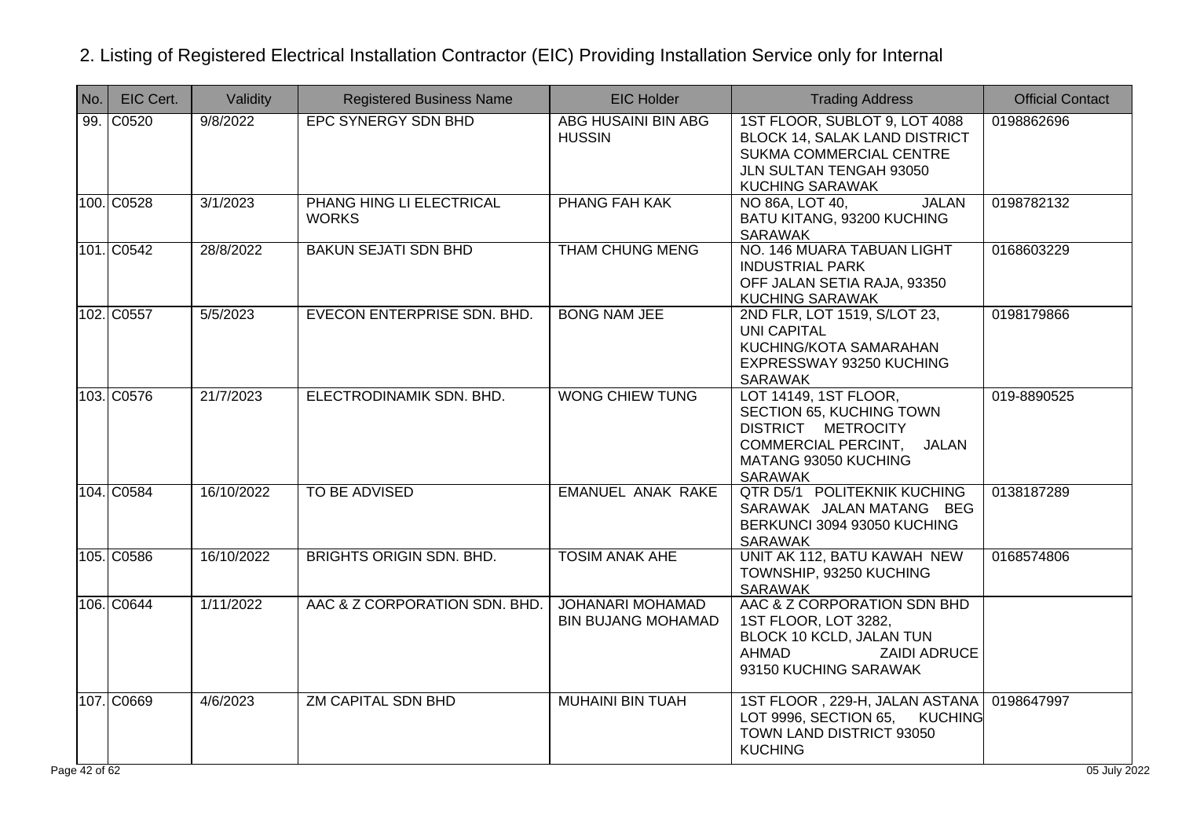## 2. Listing of Registered Electrical Installation Contractor (EIC) Providing Installation Service only for Internal

| No. | EIC Cert. | Validity | Registered Business Name | EIC Holder | Trading Address | Official Contact |
|---|---|---|---|---|---|---|
| 99. | C0520 | 9/8/2022 | EPC SYNERGY SDN BHD | ABG HUSAINI BIN ABG HUSSIN | 1ST FLOOR, SUBLOT 9, LOT 4088 BLOCK 14, SALAK LAND DISTRICT SUKMA COMMERCIAL CENTRE JLN SULTAN TENGAH 93050 KUCHING SARAWAK | 0198862696 |
| 100. | C0528 | 3/1/2023 | PHANG HING LI ELECTRICAL WORKS | PHANG FAH KAK | NO 86A, LOT 40, JALAN BATU KITANG, 93200 KUCHING SARAWAK | 0198782132 |
| 101. | C0542 | 28/8/2022 | BAKUN SEJATI SDN BHD | THAM CHUNG MENG | NO. 146 MUARA TABUAN LIGHT INDUSTRIAL PARK OFF JALAN SETIA RAJA, 93350 KUCHING SARAWAK | 0168603229 |
| 102. | C0557 | 5/5/2023 | EVECON ENTERPRISE SDN. BHD. | BONG NAM JEE | 2ND FLR, LOT 1519, S/LOT 23, UNI CAPITAL KUCHING/KOTA SAMARAHAN EXPRESSWAY 93250 KUCHING SARAWAK | 0198179866 |
| 103. | C0576 | 21/7/2023 | ELECTRODINAMIK SDN. BHD. | WONG CHIEW TUNG | LOT 14149, 1ST FLOOR, SECTION 65, KUCHING TOWN DISTRICT METROCITY COMMERCIAL PERCINT, JALAN MATANG 93050 KUCHING SARAWAK | 019-8890525 |
| 104. | C0584 | 16/10/2022 | TO BE ADVISED | EMANUEL ANAK RAKE | QTR D5/1 POLITEKNIK KUCHING SARAWAK JALAN MATANG BEG BERKUNCI 3094 93050 KUCHING SARAWAK | 0138187289 |
| 105. | C0586 | 16/10/2022 | BRIGHTS ORIGIN SDN. BHD. | TOSIM ANAK AHE | UNIT AK 112, BATU KAWAH NEW TOWNSHIP, 93250 KUCHING SARAWAK | 0168574806 |
| 106. | C0644 | 1/11/2022 | AAC & Z CORPORATION SDN. BHD. | JOHANARI MOHAMAD BIN BUJANG MOHAMAD | AAC & Z CORPORATION SDN BHD 1ST FLOOR, LOT 3282, BLOCK 10 KCLD, JALAN TUN AHMAD ZAIDI ADRUCE 93150 KUCHING SARAWAK | |
| 107. | C0669 | 4/6/2023 | ZM CAPITAL SDN BHD | MUHAINI BIN TUAH | 1ST FLOOR , 229-H, JALAN ASTANA LOT 9996, SECTION 65, KUCHING TOWN LAND DISTRICT 93050 KUCHING | 0198647997 |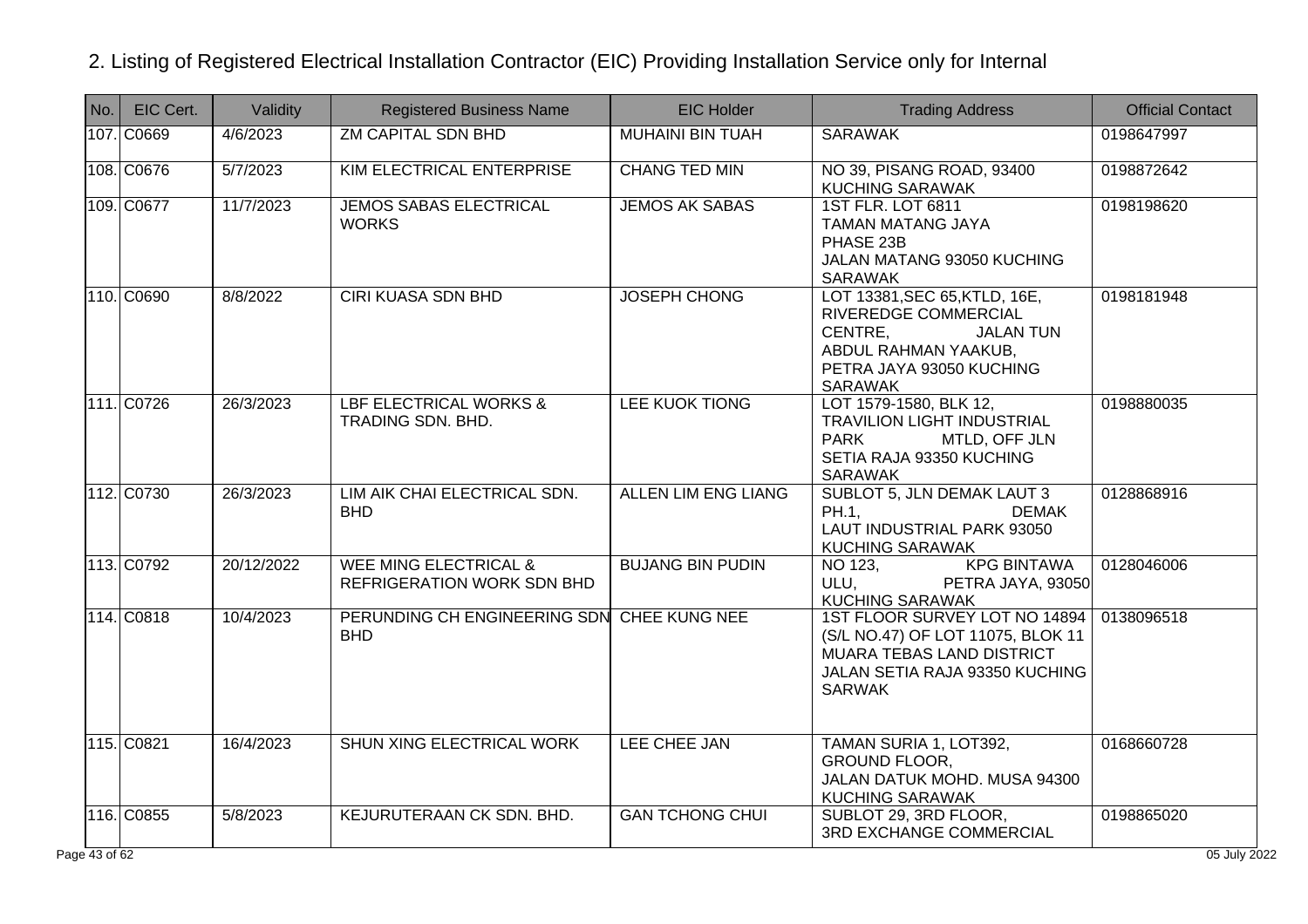## 2. Listing of Registered Electrical Installation Contractor (EIC) Providing Installation Service only for Internal

| No. | EIC Cert. | Validity | Registered Business Name | EIC Holder | Trading Address | Official Contact |
|---|---|---|---|---|---|---|
| 107. | C0669 | 4/6/2023 | ZM CAPITAL SDN BHD | MUHAINI BIN TUAH | SARAWAK | 0198647997 |
| 108. | C0676 | 5/7/2023 | KIM ELECTRICAL ENTERPRISE | CHANG TED MIN | NO 39, PISANG ROAD, 93400 KUCHING SARAWAK | 0198872642 |
| 109. | C0677 | 11/7/2023 | JEMOS SABAS ELECTRICAL WORKS | JEMOS AK SABAS | 1ST FLR. LOT 6811 TAMAN MATANG JAYA PHASE 23B JALAN MATANG 93050 KUCHING SARAWAK | 0198198620 |
| 110. | C0690 | 8/8/2022 | CIRI KUASA SDN BHD | JOSEPH CHONG | LOT 13381,SEC 65,KTLD, 16E, RIVEREDGE COMMERCIAL CENTRE, JALAN TUN ABDUL RAHMAN YAAKUB, PETRA JAYA 93050 KUCHING SARAWAK | 0198181948 |
| 111. | C0726 | 26/3/2023 | LBF ELECTRICAL WORKS & TRADING SDN. BHD. | LEE KUOK TIONG | LOT 1579-1580, BLK 12, TRAVILION LIGHT INDUSTRIAL PARK MTLD, OFF JLN SETIA RAJA 93350 KUCHING SARAWAK | 0198880035 |
| 112. | C0730 | 26/3/2023 | LIM AIK CHAI ELECTRICAL SDN. BHD | ALLEN LIM ENG LIANG | SUBLOT 5, JLN DEMAK LAUT 3 PH.1, DEMAK LAUT INDUSTRIAL PARK 93050 KUCHING SARAWAK | 0128868916 |
| 113. | C0792 | 20/12/2022 | WEE MING ELECTRICAL & REFRIGERATION WORK SDN BHD | BUJANG BIN PUDIN | NO 123, KPG BINTAWA ULU, PETRA JAYA, 93050 KUCHING SARAWAK | 0128046006 |
| 114. | C0818 | 10/4/2023 | PERUNDING CH ENGINEERING SDN BHD | CHEE KUNG NEE | 1ST FLOOR SURVEY LOT NO 14894 (S/L NO.47) OF LOT 11075, BLOK 11 MUARA TEBAS LAND DISTRICT JALAN SETIA RAJA 93350 KUCHING SARWAK | 0138096518 |
| 115. | C0821 | 16/4/2023 | SHUN XING ELECTRICAL WORK | LEE CHEE JAN | TAMAN SURIA 1, LOT392, GROUND FLOOR, JALAN DATUK MOHD. MUSA 94300 KUCHING SARAWAK | 0168660728 |
| 116. | C0855 | 5/8/2023 | KEJURUTERAAN CK SDN. BHD. | GAN TCHONG CHUI | SUBLOT 29, 3RD FLOOR, 3RD EXCHANGE COMMERCIAL | 0198865020 |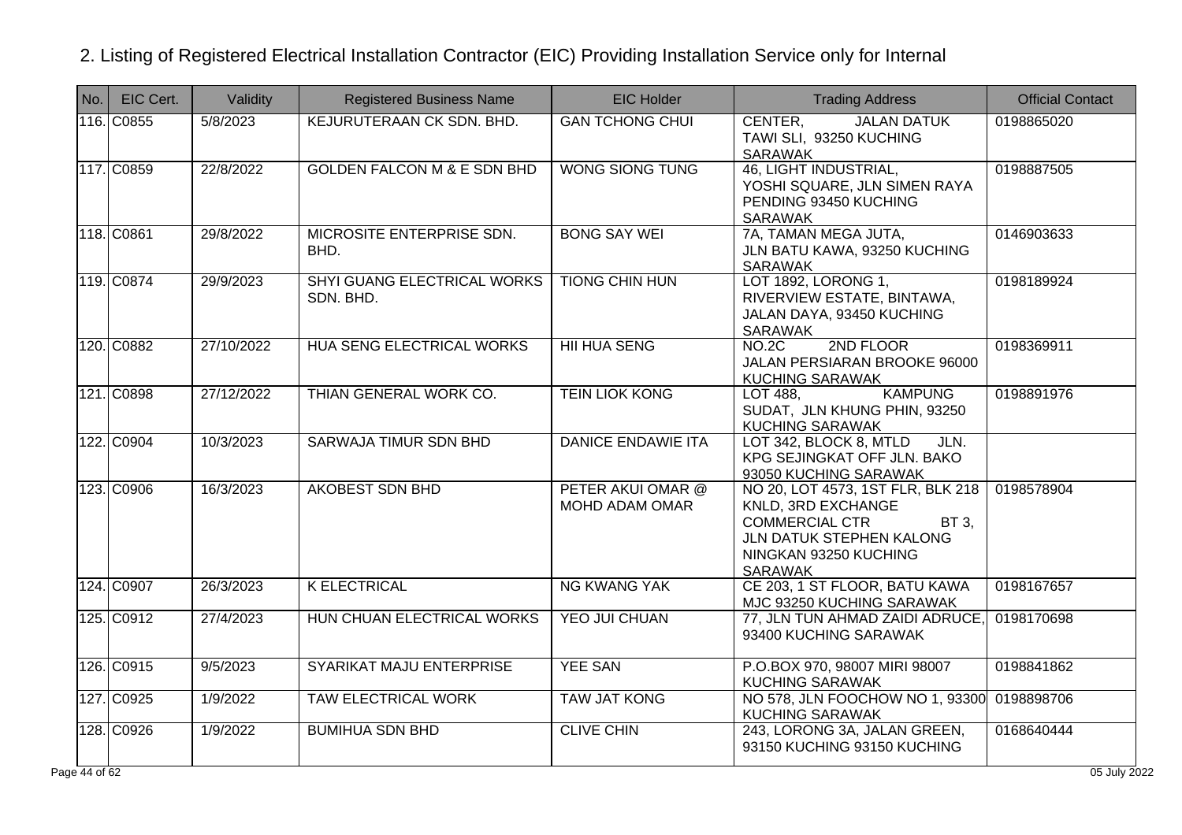## 2. Listing of Registered Electrical Installation Contractor (EIC) Providing Installation Service only for Internal

| No. | EIC Cert. | Validity | Registered Business Name | EIC Holder | Trading Address | Official Contact |
|---|---|---|---|---|---|---|
| 116. | C0855 | 5/8/2023 | KEJURUTERAAN CK SDN. BHD. | GAN TCHONG CHUI | CENTER, JALAN DATUK TAWI SLI, 93250 KUCHING SARAWAK | 0198865020 |
| 117. | C0859 | 22/8/2022 | GOLDEN FALCON M & E SDN BHD | WONG SIONG TUNG | 46, LIGHT INDUSTRIAL, YOSHI SQUARE, JLN SIMEN RAYA PENDING 93450 KUCHING SARAWAK | 0198887505 |
| 118. | C0861 | 29/8/2022 | MICROSITE ENTERPRISE SDN. BHD. | BONG SAY WEI | 7A, TAMAN MEGA JUTA, JLN BATU KAWA, 93250 KUCHING SARAWAK | 0146903633 |
| 119. | C0874 | 29/9/2023 | SHYI GUANG ELECTRICAL WORKS SDN. BHD. | TIONG CHIN HUN | LOT 1892, LORONG 1, RIVERVIEW ESTATE, BINTAWA, JALAN DAYA, 93450 KUCHING SARAWAK | 0198189924 |
| 120. | C0882 | 27/10/2022 | HUA SENG ELECTRICAL WORKS | HII HUA SENG | NO.2C 2ND FLOOR JALAN PERSIARAN BROOKE 96000 KUCHING SARAWAK | 0198369911 |
| 121. | C0898 | 27/12/2022 | THIAN GENERAL WORK CO. | TEIN LIOK KONG | LOT 488, KAMPUNG SUDAT, JLN KHUNG PHIN, 93250 KUCHING SARAWAK | 0198891976 |
| 122. | C0904 | 10/3/2023 | SARWAJA TIMUR SDN BHD | DANICE ENDAWIE ITA | LOT 342, BLOCK 8, MTLD JLN. KPG SEJINGKAT OFF JLN. BAKO 93050 KUCHING SARAWAK | |
| 123. | C0906 | 16/3/2023 | AKOBEST SDN BHD | PETER AKUI OMAR @ MOHD ADAM OMAR | NO 20, LOT 4573, 1ST FLR, BLK 218 KNLD, 3RD EXCHANGE COMMERCIAL CTR BT 3, JLN DATUK STEPHEN KALONG NINGKAN 93250 KUCHING SARAWAK | 0198578904 |
| 124. | C0907 | 26/3/2023 | K ELECTRICAL | NG KWANG YAK | CE 203, 1 ST FLOOR, BATU KAWA MJC 93250 KUCHING SARAWAK | 0198167657 |
| 125. | C0912 | 27/4/2023 | HUN CHUAN ELECTRICAL WORKS | YEO JUI CHUAN | 77, JLN TUN AHMAD ZAIDI ADRUCE, 93400 KUCHING SARAWAK | 0198170698 |
| 126. | C0915 | 9/5/2023 | SYARIKAT MAJU ENTERPRISE | YEE SAN | P.O.BOX 970, 98007 MIRI 98007 KUCHING SARAWAK | 0198841862 |
| 127. | C0925 | 1/9/2022 | TAW ELECTRICAL WORK | TAW JAT KONG | NO 578, JLN FOOCHOW NO 1, 93300 KUCHING SARAWAK | 0198898706 |
| 128. | C0926 | 1/9/2022 | BUMIHUA SDN BHD | CLIVE CHIN | 243, LORONG 3A, JALAN GREEN, 93150 KUCHING 93150 KUCHING | 0168640444 |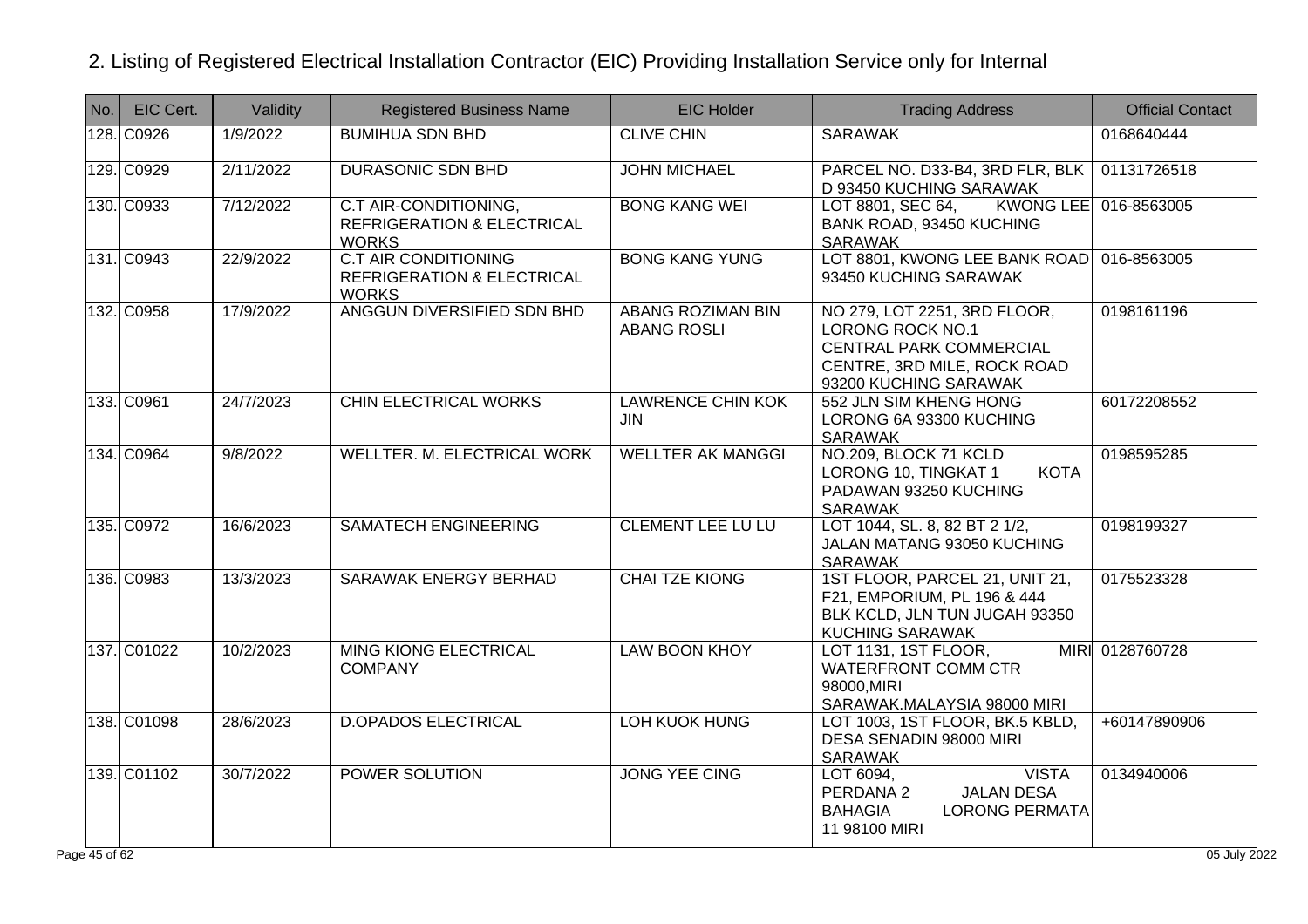## 2. Listing of Registered Electrical Installation Contractor (EIC) Providing Installation Service only for Internal

| No. | EIC Cert. | Validity | Registered Business Name | EIC Holder | Trading Address | Official Contact |
|---|---|---|---|---|---|---|
| 128. | C0926 | 1/9/2022 | BUMIHUA SDN BHD | CLIVE CHIN | SARAWAK | 0168640444 |
| 129. | C0929 | 2/11/2022 | DURASONIC SDN BHD | JOHN MICHAEL | PARCEL NO. D33-B4, 3RD FLR, BLK D 93450 KUCHING SARAWAK | 01131726518 |
| 130. | C0933 | 7/12/2022 | C.T AIR-CONDITIONING, REFRIGERATION & ELECTRICAL WORKS | BONG KANG WEI | LOT 8801, SEC 64, KWONG LEE BANK ROAD, 93450 KUCHING SARAWAK | 016-8563005 |
| 131. | C0943 | 22/9/2022 | C.T AIR CONDITIONING REFRIGERATION & ELECTRICAL WORKS | BONG KANG YUNG | LOT 8801, KWONG LEE BANK ROAD 93450 KUCHING SARAWAK | 016-8563005 |
| 132. | C0958 | 17/9/2022 | ANGGUN DIVERSIFIED SDN BHD | ABANG ROZIMAN BIN ABANG ROSLI | NO 279, LOT 2251, 3RD FLOOR, LORONG ROCK NO.1 CENTRAL PARK COMMERCIAL CENTRE, 3RD MILE, ROCK ROAD 93200 KUCHING SARAWAK | 0198161196 |
| 133. | C0961 | 24/7/2023 | CHIN ELECTRICAL WORKS | LAWRENCE CHIN KOK JIN | 552 JLN SIM KHENG HONG LORONG 6A 93300 KUCHING SARAWAK | 60172208552 |
| 134. | C0964 | 9/8/2022 | WELLTER. M. ELECTRICAL WORK | WELLTER AK MANGGI | NO.209, BLOCK 71 KCLD LORONG 10, TINGKAT 1 KOTA PADAWAN 93250 KUCHING SARAWAK | 0198595285 |
| 135. | C0972 | 16/6/2023 | SAMATECH ENGINEERING | CLEMENT LEE LU LU | LOT 1044, SL. 8, 82 BT 2 1/2, JALAN MATANG 93050 KUCHING SARAWAK | 0198199327 |
| 136. | C0983 | 13/3/2023 | SARAWAK ENERGY BERHAD | CHAI TZE KIONG | 1ST FLOOR, PARCEL 21, UNIT 21, F21, EMPORIUM, PL 196 & 444 BLK KCLD, JLN TUN JUGAH 93350 KUCHING SARAWAK | 0175523328 |
| 137. | C01022 | 10/2/2023 | MING KIONG ELECTRICAL COMPANY | LAW BOON KHOY | LOT 1131, 1ST FLOOR, MIRI WATERFRONT COMM CTR 98000,MIRI SARAWAK.MALAYSIA 98000 MIRI | 0128760728 |
| 138. | C01098 | 28/6/2023 | D.OPADOS ELECTRICAL | LOH KUOK HUNG | LOT 1003, 1ST FLOOR, BK.5 KBLD, DESA SENADIN 98000 MIRI SARAWAK | +60147890906 |
| 139. | C01102 | 30/7/2022 | POWER SOLUTION | JONG YEE CING | LOT 6094, VISTA PERDANA 2 JALAN DESA BAHAGIA LORONG PERMATA 11 98100 MIRI | 0134940006 |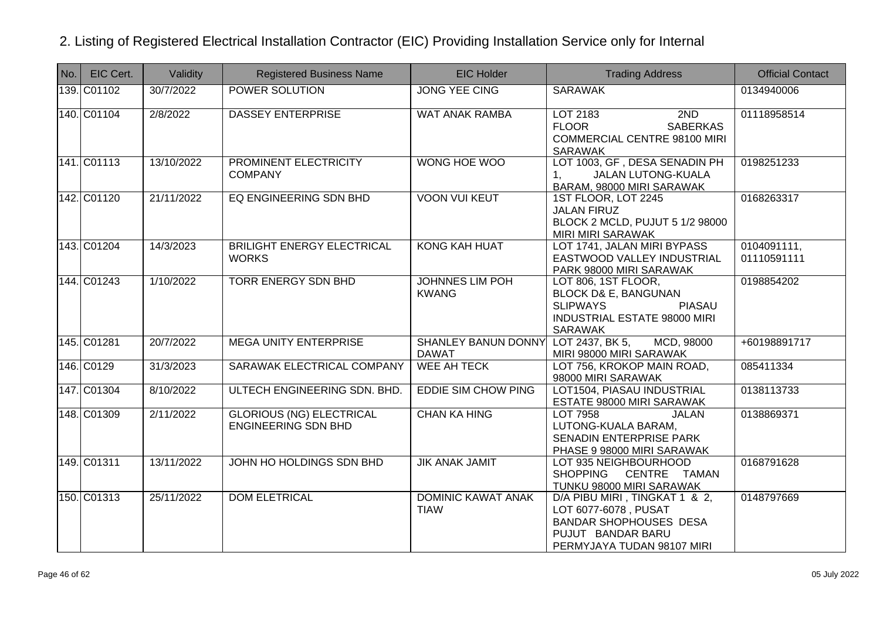## 2. Listing of Registered Electrical Installation Contractor (EIC) Providing Installation Service only for Internal

| No. | EIC Cert. | Validity | Registered Business Name | EIC Holder | Trading Address | Official Contact |
|---|---|---|---|---|---|---|
| 139. | C01102 | 30/7/2022 | POWER SOLUTION | JONG YEE CING | SARAWAK | 0134940006 |
| 140. | C01104 | 2/8/2022 | DASSEY ENTERPRISE | WAT ANAK RAMBA | LOT 2183 2ND FLOOR SABERKAS COMMERCIAL CENTRE 98100 MIRI SARAWAK | 01118958514 |
| 141. | C01113 | 13/10/2022 | PROMINENT ELECTRICITY COMPANY | WONG HOE WOO | LOT 1003, GF , DESA SENADIN PH 1, JALAN LUTONG-KUALA BARAM, 98000 MIRI SARAWAK | 0198251233 |
| 142. | C01120 | 21/11/2022 | EQ ENGINEERING SDN BHD | VOON VUI KEUT | 1ST FLOOR, LOT 2245 JALAN FIRUZ BLOCK 2 MCLD, PUJUT 5 1/2 98000 MIRI MIRI SARAWAK | 0168263317 |
| 143. | C01204 | 14/3/2023 | BRILIGHT ENERGY ELECTRICAL WORKS | KONG KAH HUAT | LOT 1741, JALAN MIRI BYPASS EASTWOOD VALLEY INDUSTRIAL PARK 98000 MIRI SARAWAK | 0104091111, 01110591111 |
| 144. | C01243 | 1/10/2022 | TORR ENERGY SDN BHD | JOHNNES LIM POH KWANG | LOT 806, 1ST FLOOR, BLOCK D& E, BANGUNAN SLIPWAYS PIASAU INDUSTRIAL ESTATE 98000 MIRI SARAWAK | 0198854202 |
| 145. | C01281 | 20/7/2022 | MEGA UNITY ENTERPRISE | SHANLEY BANUN DONNY DAWAT | LOT 2437, BK 5, MCD, 98000 MIRI 98000 MIRI SARAWAK | +60198891717 |
| 146. | C0129 | 31/3/2023 | SARAWAK ELECTRICAL COMPANY | WEE AH TECK | LOT 756, KROKOP MAIN ROAD, 98000 MIRI SARAWAK | 085411334 |
| 147. | C01304 | 8/10/2022 | ULTECH ENGINEERING SDN. BHD. | EDDIE SIM CHOW PING | LOT1504, PIASAU INDUSTRIAL ESTATE 98000 MIRI SARAWAK | 0138113733 |
| 148. | C01309 | 2/11/2022 | GLORIOUS (NG) ELECTRICAL ENGINEERING SDN BHD | CHAN KA HING | LOT 7958 JALAN LUTONG-KUALA BARAM, SENADIN ENTERPRISE PARK PHASE 9 98000 MIRI SARAWAK | 0138869371 |
| 149. | C01311 | 13/11/2022 | JOHN HO HOLDINGS SDN BHD | JIK ANAK JAMIT | LOT 935 NEIGHBOURHOOD SHOPPING CENTRE TAMAN TUNKU 98000 MIRI SARAWAK | 0168791628 |
| 150. | C01313 | 25/11/2022 | DOM ELETRICAL | DOMINIC KAWAT ANAK TIAW | D/A PIBU MIRI , TINGKAT 1 & 2, LOT 6077-6078 , PUSAT BANDAR SHOPHOUSES DESA PUJUT BANDAR BARU PERMYJAYA TUDAN 98107 MIRI | 0148797669 |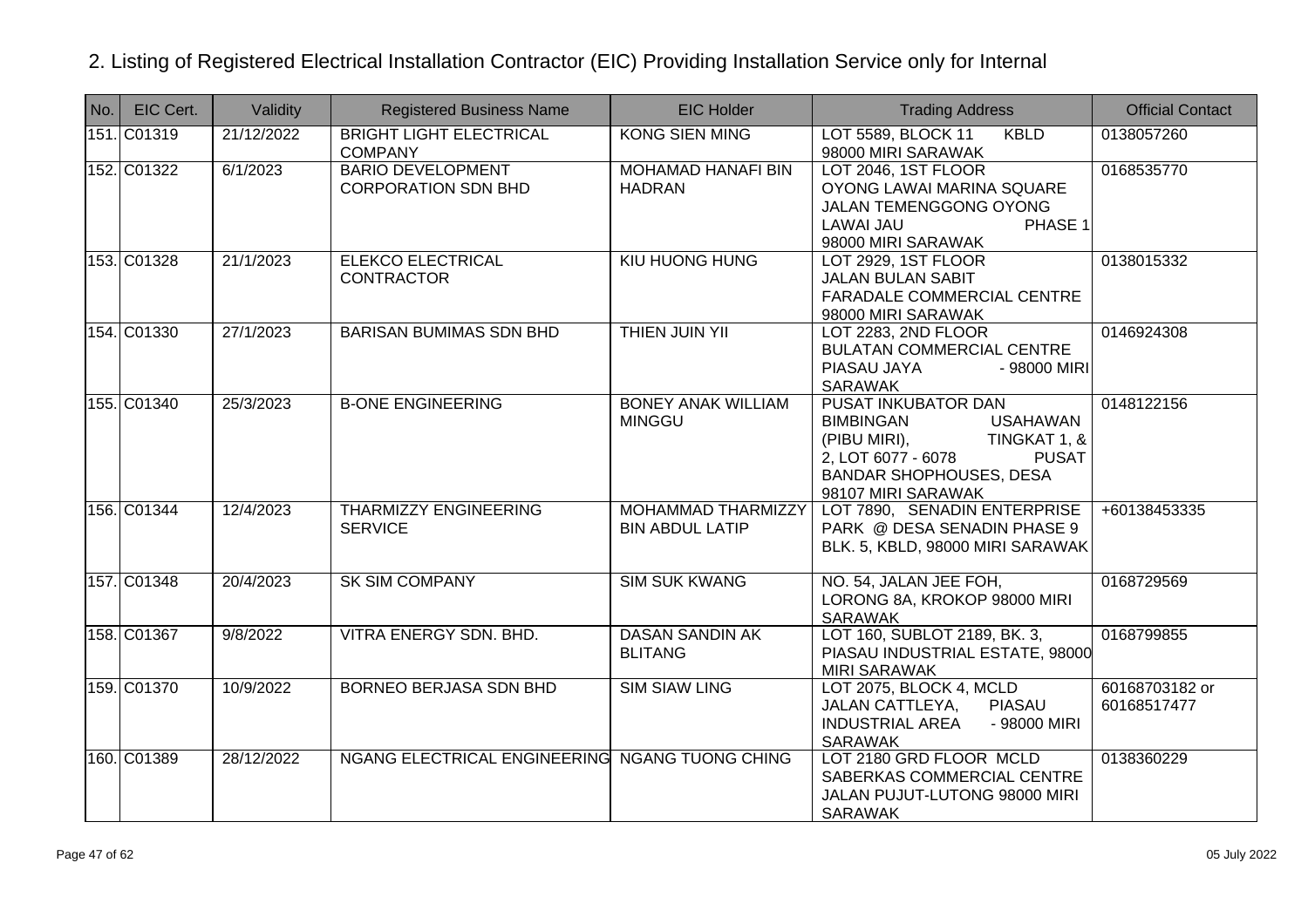## 2. Listing of Registered Electrical Installation Contractor (EIC) Providing Installation Service only for Internal

| No. | EIC Cert. | Validity | Registered Business Name | EIC Holder | Trading Address | Official Contact |
|---|---|---|---|---|---|---|
| 151. | C01319 | 21/12/2022 | BRIGHT LIGHT ELECTRICAL COMPANY | KONG SIEN MING | LOT 5589, BLOCK 11 KBLD 98000 MIRI SARAWAK | 0138057260 |
| 152. | C01322 | 6/1/2023 | BARIO DEVELOPMENT CORPORATION SDN BHD | MOHAMAD HANAFI BIN HADRAN | LOT 2046, 1ST FLOOR OYONG LAWAI MARINA SQUARE JALAN TEMENGGONG OYONG LAWAI JAU PHASE 1 98000 MIRI SARAWAK | 0168535770 |
| 153. | C01328 | 21/1/2023 | ELEKCO ELECTRICAL CONTRACTOR | KIU HUONG HUNG | LOT 2929, 1ST FLOOR JALAN BULAN SABIT FARADALE COMMERCIAL CENTRE 98000 MIRI SARAWAK | 0138015332 |
| 154. | C01330 | 27/1/2023 | BARISAN BUMIMAS SDN BHD | THIEN JUIN YII | LOT 2283, 2ND FLOOR BULATAN COMMERCIAL CENTRE PIASAU JAYA - 98000 MIRI SARAWAK | 0146924308 |
| 155. | C01340 | 25/3/2023 | B-ONE ENGINEERING | BONEY ANAK WILLIAM MINGGU | PUSAT INKUBATOR DAN BIMBINGAN USAHAWAN (PIBU MIRI), TINGKAT 1, & 2, LOT 6077 - 6078 PUSAT BANDAR SHOPHOUSES, DESA 98107 MIRI SARAWAK | 0148122156 |
| 156. | C01344 | 12/4/2023 | THARMIZZY ENGINEERING SERVICE | MOHAMMAD THARMIZZY BIN ABDUL LATIP | LOT 7890, SENADIN ENTERPRISE PARK @ DESA SENADIN PHASE 9 BLK. 5, KBLD, 98000 MIRI SARAWAK | +60138453335 |
| 157. | C01348 | 20/4/2023 | SK SIM COMPANY | SIM SUK KWANG | NO. 54, JALAN JEE FOH, LORONG 8A, KROKOP 98000 MIRI SARAWAK | 0168729569 |
| 158. | C01367 | 9/8/2022 | VITRA ENERGY SDN. BHD. | DASAN SANDIN AK BLITANG | LOT 160, SUBLOT 2189, BK. 3, PIASAU INDUSTRIAL ESTATE, 98000 MIRI SARAWAK | 0168799855 |
| 159. | C01370 | 10/9/2022 | BORNEO BERJASA SDN BHD | SIM SIAW LING | LOT 2075, BLOCK 4, MCLD JALAN CATTLEYA, PIASAU INDUSTRIAL AREA - 98000 MIRI SARAWAK | 60168703182 or 60168517477 |
| 160. | C01389 | 28/12/2022 | NGANG ELECTRICAL ENGINEERING | NGANG TUONG CHING | LOT 2180 GRD FLOOR MCLD SABERKAS COMMERCIAL CENTRE JALAN PUJUT-LUTONG 98000 MIRI SARAWAK | 0138360229 |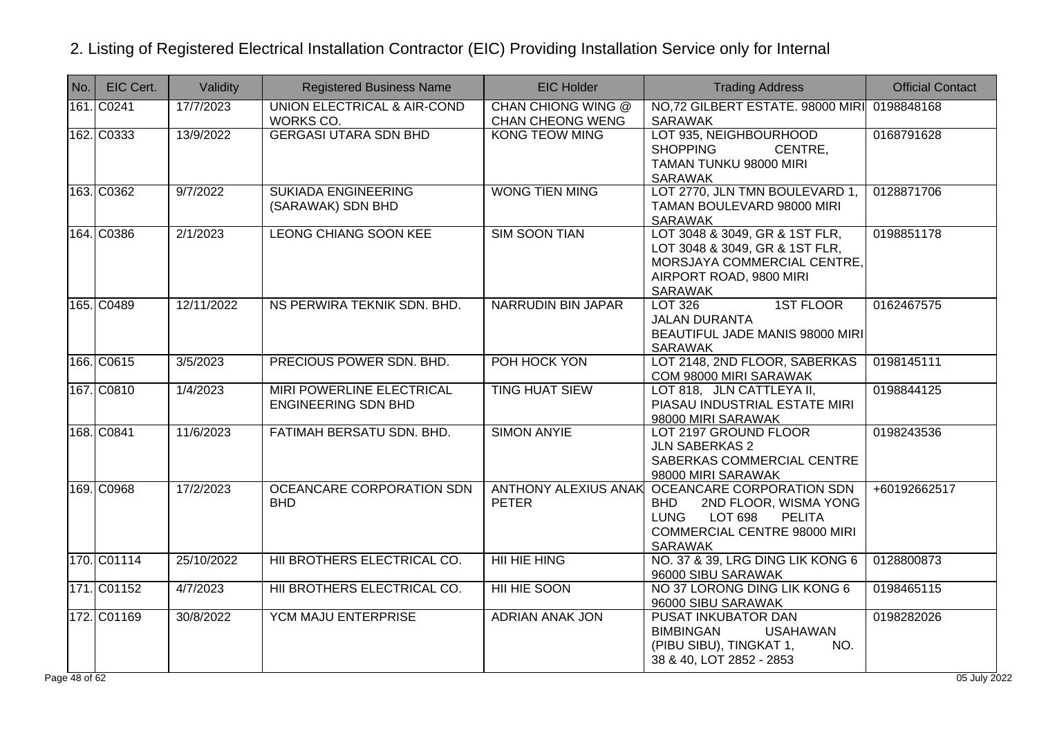## 2. Listing of Registered Electrical Installation Contractor (EIC) Providing Installation Service only for Internal

| No. | EIC Cert. | Validity | Registered Business Name | EIC Holder | Trading Address | Official Contact |
|---|---|---|---|---|---|---|
| 161. | C0241 | 17/7/2023 | UNION ELECTRICAL & AIR-COND WORKS CO. | CHAN CHIONG WING @ CHAN CHEONG WENG | NO,72 GILBERT ESTATE. 98000 MIRI SARAWAK | 0198848168 |
| 162. | C0333 | 13/9/2022 | GERGASI UTARA SDN BHD | KONG TEOW MING | LOT 935, NEIGHBOURHOOD SHOPPING CENTRE, TAMAN TUNKU 98000 MIRI SARAWAK | 0168791628 |
| 163. | C0362 | 9/7/2022 | SUKIADA ENGINEERING (SARAWAK) SDN BHD | WONG TIEN MING | LOT 2770, JLN TMN BOULEVARD 1, TAMAN BOULEVARD 98000 MIRI SARAWAK | 0128871706 |
| 164. | C0386 | 2/1/2023 | LEONG CHIANG SOON KEE | SIM SOON TIAN | LOT 3048 & 3049, GR & 1ST FLR, LOT 3048 & 3049, GR & 1ST FLR, MORSJAYA COMMERCIAL CENTRE, AIRPORT ROAD, 9800 MIRI SARAWAK | 0198851178 |
| 165. | C0489 | 12/11/2022 | NS PERWIRA TEKNIK SDN. BHD. | NARRUDIN BIN JAPAR | LOT 326 1ST FLOOR JALAN DURANTA BEAUTIFUL JADE MANIS 98000 MIRI SARAWAK | 0162467575 |
| 166. | C0615 | 3/5/2023 | PRECIOUS POWER SDN. BHD. | POH HOCK YON | LOT 2148, 2ND FLOOR, SABERKAS COM 98000 MIRI SARAWAK | 0198145111 |
| 167. | C0810 | 1/4/2023 | MIRI POWERLINE ELECTRICAL ENGINEERING SDN BHD | TING HUAT SIEW | LOT 818, JLN CATTLEYA II, PIASAU INDUSTRIAL ESTATE MIRI 98000 MIRI SARAWAK | 0198844125 |
| 168. | C0841 | 11/6/2023 | FATIMAH BERSATU SDN. BHD. | SIMON ANYIE | LOT 2197 GROUND FLOOR JLN SABERKAS 2 SABERKAS COMMERCIAL CENTRE 98000 MIRI SARAWAK | 0198243536 |
| 169. | C0968 | 17/2/2023 | OCEANCARE CORPORATION SDN BHD | ANTHONY ALEXIUS ANAK PETER | OCEANCARE CORPORATION SDN BHD 2ND FLOOR, WISMA YONG LUNG LOT 698 PELITA COMMERCIAL CENTRE 98000 MIRI SARAWAK | +60192662517 |
| 170. | C01114 | 25/10/2022 | HII BROTHERS ELECTRICAL CO. | HII HIE HING | NO. 37 & 39, LRG DING LIK KONG 6 96000 SIBU SARAWAK | 0128800873 |
| 171. | C01152 | 4/7/2023 | HII BROTHERS ELECTRICAL CO. | HII HIE SOON | NO 37 LORONG DING LIK KONG 6 96000 SIBU SARAWAK | 0198465115 |
| 172. | C01169 | 30/8/2022 | YCM MAJU ENTERPRISE | ADRIAN ANAK JON | PUSAT INKUBATOR DAN BIMBINGAN USAHAWAN (PIBU SIBU), TINGKAT 1, NO. 38 & 40, LOT 2852 - 2853 | 0198282026 |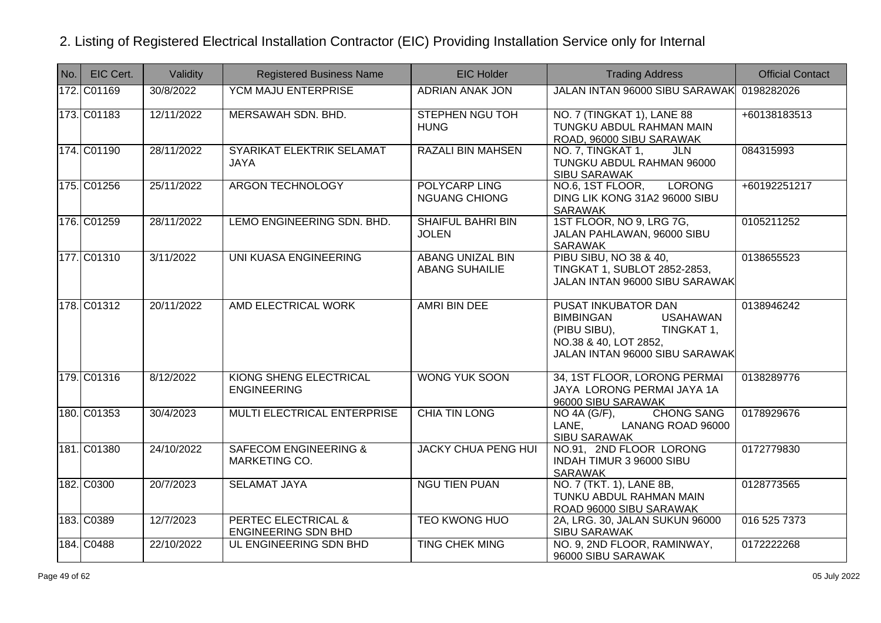## 2. Listing of Registered Electrical Installation Contractor (EIC) Providing Installation Service only for Internal

| No. | EIC Cert. | Validity | Registered Business Name | EIC Holder | Trading Address | Official Contact |
|---|---|---|---|---|---|---|
| 172. | C01169 | 30/8/2022 | YCM MAJU ENTERPRISE | ADRIAN ANAK JON | JALAN INTAN 96000 SIBU SARAWAK | 0198282026 |
| 173. | C01183 | 12/11/2022 | MERSAWAH SDN. BHD. | STEPHEN NGU TOH HUNG | NO. 7 (TINGKAT 1), LANE 88 TUNGKU ABDUL RAHMAN MAIN ROAD, 96000 SIBU SARAWAK | +60138183513 |
| 174. | C01190 | 28/11/2022 | SYARIKAT ELEKTRIK SELAMAT JAYA | RAZALI BIN MAHSEN | NO. 7, TINGKAT 1, JLN TUNGKU ABDUL RAHMAN 96000 SIBU SARAWAK | 084315993 |
| 175. | C01256 | 25/11/2022 | ARGON TECHNOLOGY | POLYCARP LING NGUANG CHIONG | NO.6, 1ST FLOOR, LORONG DING LIK KONG 31A2 96000 SIBU SARAWAK | +60192251217 |
| 176. | C01259 | 28/11/2022 | LEMO ENGINEERING SDN. BHD. | SHAIFUL BAHRI BIN JOLEN | 1ST FLOOR, NO 9, LRG 7G, JALAN PAHLAWAN, 96000 SIBU SARAWAK | 0105211252 |
| 177. | C01310 | 3/11/2022 | UNI KUASA ENGINEERING | ABANG UNIZAL BIN ABANG SUHAILIE | PIBU SIBU, NO 38 & 40, TINGKAT 1, SUBLOT 2852-2853, JALAN INTAN 96000 SIBU SARAWAK | 0138655523 |
| 178. | C01312 | 20/11/2022 | AMD ELECTRICAL WORK | AMRI BIN DEE | PUSAT INKUBATOR DAN BIMBINGAN USAHAWAN (PIBU SIBU), TINGKAT 1, NO.38 & 40, LOT 2852, JALAN INTAN 96000 SIBU SARAWAK | 0138946242 |
| 179. | C01316 | 8/12/2022 | KIONG SHENG ELECTRICAL ENGINEERING | WONG YUK SOON | 34, 1ST FLOOR, LORONG PERMAI JAYA LORONG PERMAI JAYA 1A 96000 SIBU SARAWAK | 0138289776 |
| 180. | C01353 | 30/4/2023 | MULTI ELECTRICAL ENTERPRISE | CHIA TIN LONG | NO 4A (G/F), CHONG SANG LANE, LANANG ROAD 96000 SIBU SARAWAK | 0178929676 |
| 181. | C01380 | 24/10/2022 | SAFECOM ENGINEERING & MARKETING CO. | JACKY CHUA PENG HUI | NO.91, 2ND FLOOR LORONG INDAH TIMUR 3 96000 SIBU SARAWAK | 0172779830 |
| 182. | C0300 | 20/7/2023 | SELAMAT JAYA | NGU TIEN PUAN | NO. 7 (TKT. 1), LANE 8B, TUNKU ABDUL RAHMAN MAIN ROAD 96000 SIBU SARAWAK | 0128773565 |
| 183. | C0389 | 12/7/2023 | PERTEC ELECTRICAL & ENGINEERING SDN BHD | TEO KWONG HUO | 2A, LRG. 30, JALAN SUKUN 96000 SIBU SARAWAK | 016 525 7373 |
| 184. | C0488 | 22/10/2022 | UL ENGINEERING SDN BHD | TING CHEK MING | NO. 9, 2ND FLOOR, RAMINWAY, 96000 SIBU SARAWAK | 0172222268 |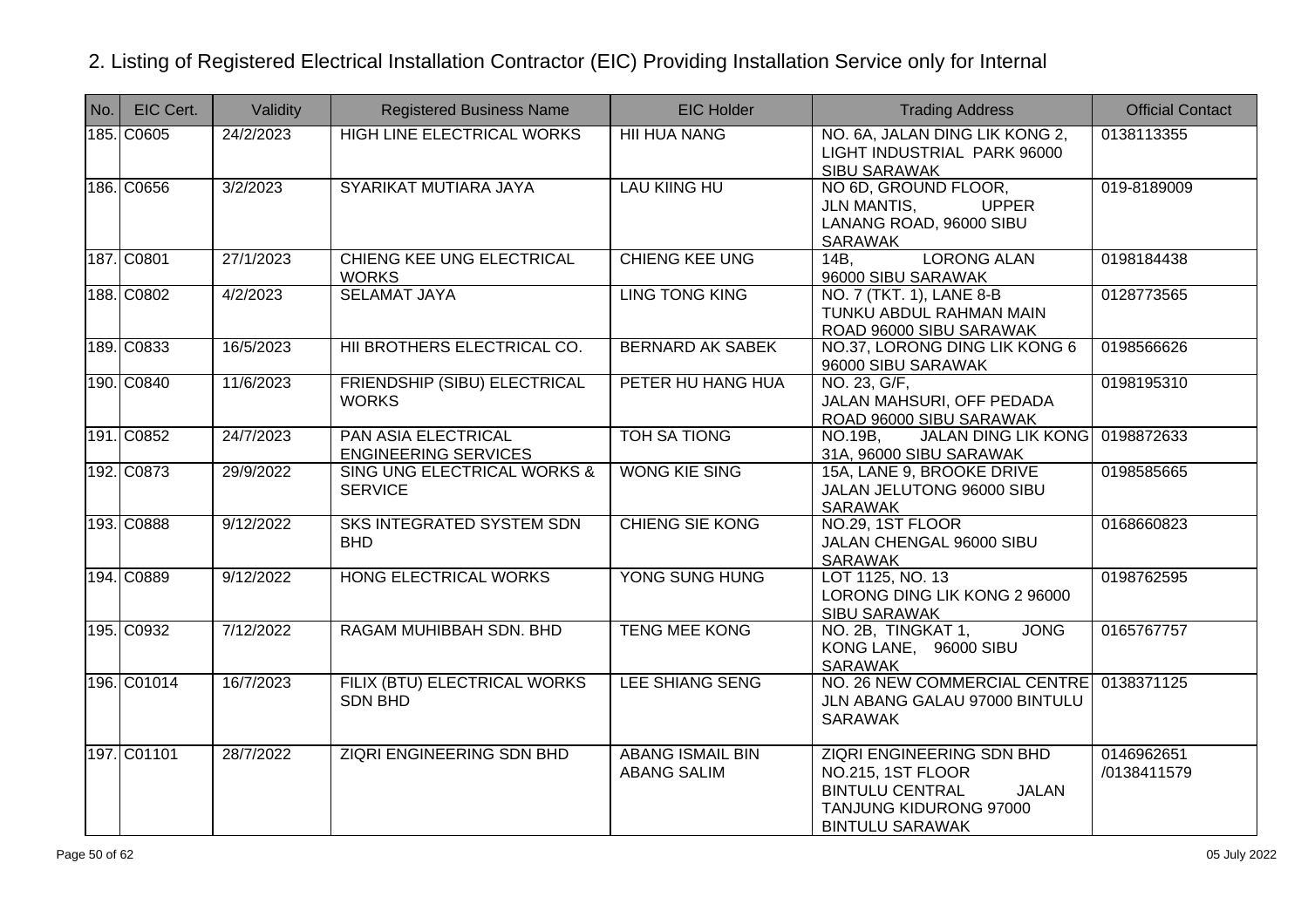## 2. Listing of Registered Electrical Installation Contractor (EIC) Providing Installation Service only for Internal

| No. | EIC Cert. | Validity | Registered Business Name | EIC Holder | Trading Address | Official Contact |
|---|---|---|---|---|---|---|
| 185. | C0605 | 24/2/2023 | HIGH LINE ELECTRICAL WORKS | HII HUA NANG | NO. 6A, JALAN DING LIK KONG 2, LIGHT INDUSTRIAL PARK 96000 SIBU SARAWAK | 0138113355 |
| 186. | C0656 | 3/2/2023 | SYARIKAT MUTIARA JAYA | LAU KIING HU | NO 6D, GROUND FLOOR, JLN MANTIS, UPPER LANANG ROAD, 96000 SIBU SARAWAK | 019-8189009 |
| 187. | C0801 | 27/1/2023 | CHIENG KEE UNG ELECTRICAL WORKS | CHIENG KEE UNG | 14B, LORONG ALAN 96000 SIBU SARAWAK | 0198184438 |
| 188. | C0802 | 4/2/2023 | SELAMAT JAYA | LING TONG KING | NO. 7 (TKT. 1), LANE 8-B TUNKU ABDUL RAHMAN MAIN ROAD 96000 SIBU SARAWAK | 0128773565 |
| 189. | C0833 | 16/5/2023 | HII BROTHERS ELECTRICAL CO. | BERNARD AK SABEK | NO.37, LORONG DING LIK KONG 6 96000 SIBU SARAWAK | 0198566626 |
| 190. | C0840 | 11/6/2023 | FRIENDSHIP (SIBU) ELECTRICAL WORKS | PETER HU HANG HUA | NO. 23, G/F, JALAN MAHSURI, OFF PEDADA ROAD 96000 SIBU SARAWAK | 0198195310 |
| 191. | C0852 | 24/7/2023 | PAN ASIA ELECTRICAL ENGINEERING SERVICES | TOH SA TIONG | NO.19B, JALAN DING LIK KONG 31A, 96000 SIBU SARAWAK | 0198872633 |
| 192. | C0873 | 29/9/2022 | SING UNG ELECTRICAL WORKS & SERVICE | WONG KIE SING | 15A, LANE 9, BROOKE DRIVE JALAN JELUTONG 96000 SIBU SARAWAK | 0198585665 |
| 193. | C0888 | 9/12/2022 | SKS INTEGRATED SYSTEM SDN BHD | CHIENG SIE KONG | NO.29, 1ST FLOOR JALAN CHENGAL 96000 SIBU SARAWAK | 0168660823 |
| 194. | C0889 | 9/12/2022 | HONG ELECTRICAL WORKS | YONG SUNG HUNG | LOT 1125, NO. 13 LORONG DING LIK KONG 2 96000 SIBU SARAWAK | 0198762595 |
| 195. | C0932 | 7/12/2022 | RAGAM MUHIBBAH SDN. BHD | TENG MEE KONG | NO. 2B, TINGKAT 1, JONG KONG LANE, 96000 SIBU SARAWAK | 0165767757 |
| 196. | C01014 | 16/7/2023 | FILIX (BTU) ELECTRICAL WORKS SDN BHD | LEE SHIANG SENG | NO. 26 NEW COMMERCIAL CENTRE JLN ABANG GALAU 97000 BINTULU SARAWAK | 0138371125 |
| 197. | C01101 | 28/7/2022 | ZIQRI ENGINEERING SDN BHD | ABANG ISMAIL BIN ABANG SALIM | ZIQRI ENGINEERING SDN BHD NO.215, 1ST FLOOR BINTULU CENTRAL JALAN TANJUNG KIDURONG 97000 BINTULU SARAWAK | 0146962651 /0138411579 |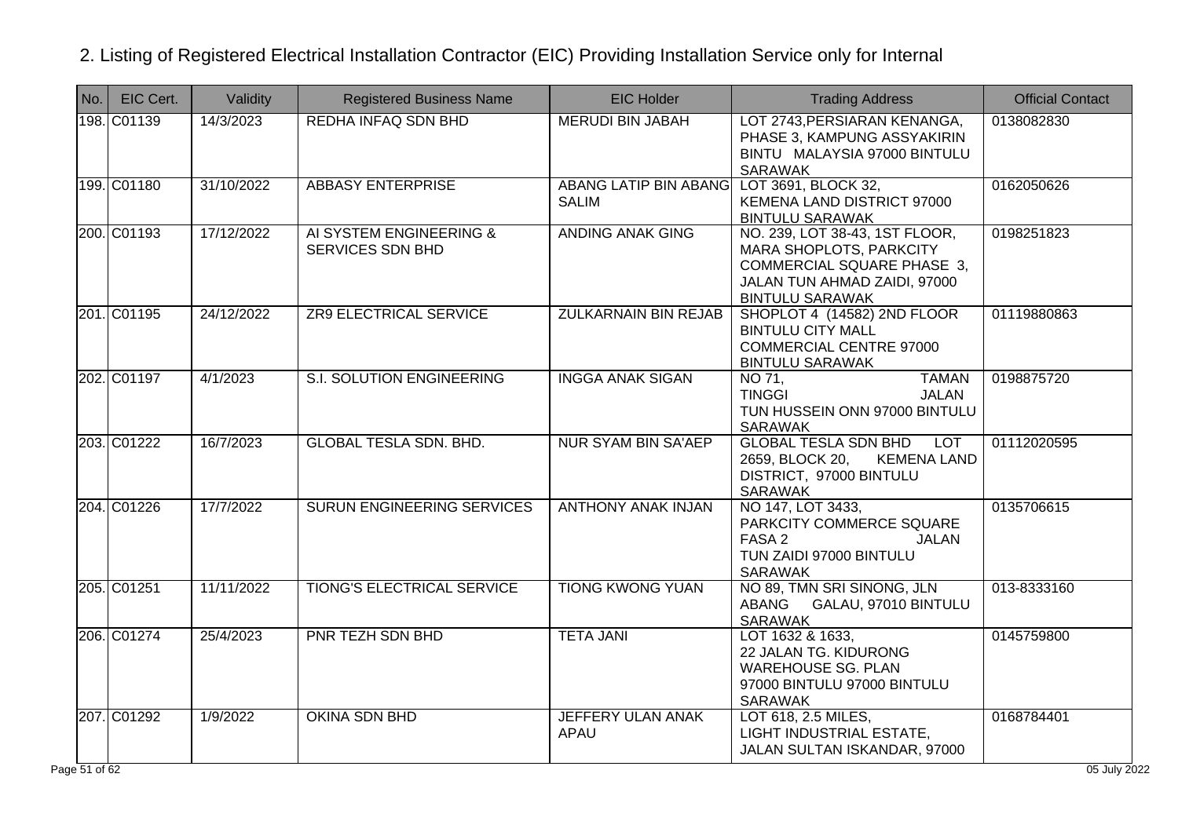## 2. Listing of Registered Electrical Installation Contractor (EIC) Providing Installation Service only for Internal

| No. | EIC Cert. | Validity | Registered Business Name | EIC Holder | Trading Address | Official Contact |
|---|---|---|---|---|---|---|
| 198. | C01139 | 14/3/2023 | REDHA INFAQ SDN BHD | MERUDI BIN JABAH | LOT 2743,PERSIARAN KENANGA, PHASE 3, KAMPUNG ASSYAKIRIN BINTU MALAYSIA 97000 BINTULU SARAWAK | 0138082830 |
| 199. | C01180 | 31/10/2022 | ABBASY ENTERPRISE | ABANG LATIP BIN ABANG SALIM | LOT 3691, BLOCK 32, KEMENA LAND DISTRICT 97000 BINTULU SARAWAK | 0162050626 |
| 200. | C01193 | 17/12/2022 | AI SYSTEM ENGINEERING & SERVICES SDN BHD | ANDING ANAK GING | NO. 239, LOT 38-43, 1ST FLOOR, MARA SHOPLOTS, PARKCITY COMMERCIAL SQUARE PHASE 3, JALAN TUN AHMAD ZAIDI, 97000 BINTULU SARAWAK | 0198251823 |
| 201. | C01195 | 24/12/2022 | ZR9 ELECTRICAL SERVICE | ZULKARNAIN BIN REJAB | SHOPLOT 4 (14582) 2ND FLOOR BINTULU CITY MALL COMMERCIAL CENTRE 97000 BINTULU SARAWAK | 01119880863 |
| 202. | C01197 | 4/1/2023 | S.I. SOLUTION ENGINEERING | INGGA ANAK SIGAN | NO 71, TAMAN TINGGI JALAN TUN HUSSEIN ONN 97000 BINTULU SARAWAK | 0198875720 |
| 203. | C01222 | 16/7/2023 | GLOBAL TESLA SDN. BHD. | NUR SYAM BIN SA'AEP | GLOBAL TESLA SDN BHD LOT 2659, BLOCK 20, KEMENA LAND DISTRICT, 97000 BINTULU SARAWAK | 01112020595 |
| 204. | C01226 | 17/7/2022 | SURUN ENGINEERING SERVICES | ANTHONY ANAK INJAN | NO 147, LOT 3433, PARKCITY COMMERCE SQUARE FASA 2 JALAN TUN ZAIDI 97000 BINTULU SARAWAK | 0135706615 |
| 205. | C01251 | 11/11/2022 | TIONG'S ELECTRICAL SERVICE | TIONG KWONG YUAN | NO 89, TMN SRI SINONG, JLN ABANG GALAU, 97010 BINTULU SARAWAK | 013-8333160 |
| 206. | C01274 | 25/4/2023 | PNR TEZH SDN BHD | TETA JANI | LOT 1632 & 1633, 22 JALAN TG. KIDURONG WAREHOUSE SG. PLAN 97000 BINTULU 97000 BINTULU SARAWAK | 0145759800 |
| 207. | C01292 | 1/9/2022 | OKINA SDN BHD | JEFFERY ULAN ANAK APAU | LOT 618, 2.5 MILES, LIGHT INDUSTRIAL ESTATE, JALAN SULTAN ISKANDAR, 97000 | 0168784401 |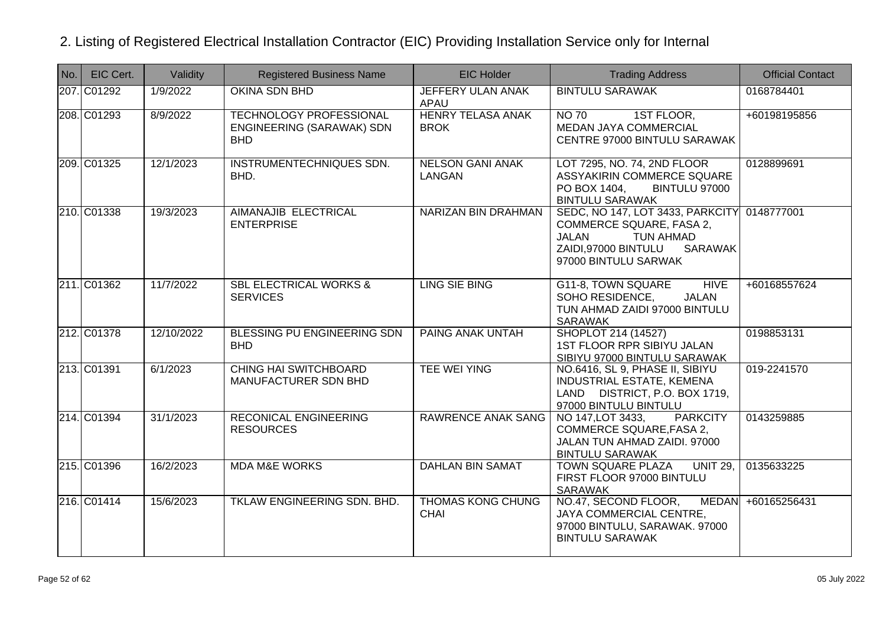## 2. Listing of Registered Electrical Installation Contractor (EIC) Providing Installation Service only for Internal

| No. | EIC Cert. | Validity | Registered Business Name | EIC Holder | Trading Address | Official Contact |
|---|---|---|---|---|---|---|
| 207. | C01292 | 1/9/2022 | OKINA SDN BHD | JEFFERY ULAN ANAK APAU | BINTULU SARAWAK | 0168784401 |
| 208. | C01293 | 8/9/2022 | TECHNOLOGY PROFESSIONAL ENGINEERING (SARAWAK) SDN BHD | HENRY TELASA ANAK BROK | NO 70 1ST FLOOR, MEDAN JAYA COMMERCIAL CENTRE 97000 BINTULU SARAWAK | +60198195856 |
| 209. | C01325 | 12/1/2023 | INSTRUMENTECHNIQUES SDN. BHD. | NELSON GANI ANAK LANGAN | LOT 7295, NO. 74, 2ND FLOOR ASSYAKIRIN COMMERCE SQUARE PO BOX 1404, BINTULU 97000 BINTULU SARAWAK | 0128899691 |
| 210. | C01338 | 19/3/2023 | AIMANAJIB ELECTRICAL ENTERPRISE | NARIZAN BIN DRAHMAN | SEDC, NO 147, LOT 3433, PARKCITY COMMERCE SQUARE, FASA 2, JALAN TUN AHMAD ZAIDI,97000 BINTULU SARAWAK 97000 BINTULU SARWAK | 0148777001 |
| 211. | C01362 | 11/7/2022 | SBL ELECTRICAL WORKS & SERVICES | LING SIE BING | G11-8, TOWN SQUARE HIVE SOHO RESIDENCE, JALAN TUN AHMAD ZAIDI 97000 BINTULU SARAWAK | +60168557624 |
| 212. | C01378 | 12/10/2022 | BLESSING PU ENGINEERING SDN BHD | PAING ANAK UNTAH | SHOPLOT 214 (14527) 1ST FLOOR RPR SIBIYU JALAN SIBIYU 97000 BINTULU SARAWAK | 0198853131 |
| 213. | C01391 | 6/1/2023 | CHING HAI SWITCHBOARD MANUFACTURER SDN BHD | TEE WEI YING | NO.6416, SL 9, PHASE II, SIBIYU INDUSTRIAL ESTATE, KEMENA LAND DISTRICT, P.O. BOX 1719, 97000 BINTULU BINTULU | 019-2241570 |
| 214. | C01394 | 31/1/2023 | RECONICAL ENGINEERING RESOURCES | RAWRENCE ANAK SANG | NO 147,LOT 3433, PARKCITY COMMERCE SQUARE,FASA 2, JALAN TUN AHMAD ZAIDI. 97000 BINTULU SARAWAK | 0143259885 |
| 215. | C01396 | 16/2/2023 | MDA M&E WORKS | DAHLAN BIN SAMAT | TOWN SQUARE PLAZA UNIT 29, FIRST FLOOR 97000 BINTULU SARAWAK | 0135633225 |
| 216. | C01414 | 15/6/2023 | TKLAW ENGINEERING SDN. BHD. | THOMAS KONG CHUNG CHAI | NO.47, SECOND FLOOR, MEDAN JAYA COMMERCIAL CENTRE, 97000 BINTULU, SARAWAK. 97000 BINTULU SARAWAK | +60165256431 |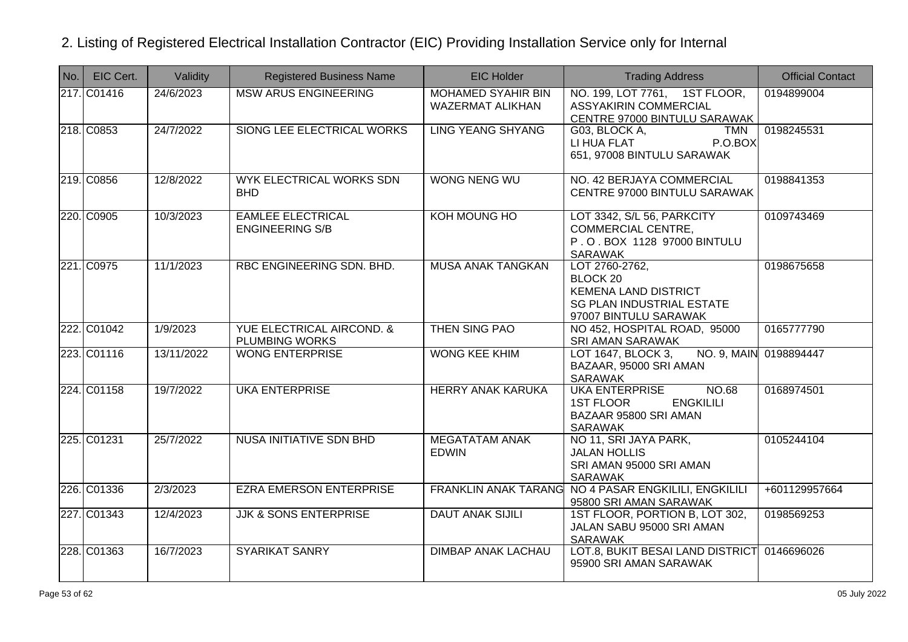## 2. Listing of Registered Electrical Installation Contractor (EIC) Providing Installation Service only for Internal

| No. | EIC Cert. | Validity | Registered Business Name | EIC Holder | Trading Address | Official Contact |
|---|---|---|---|---|---|---|
| 217. | C01416 | 24/6/2023 | MSW ARUS ENGINEERING | MOHAMED SYAHIR BIN WAZERMAT ALIKHAN | NO. 199, LOT 7761, 1ST FLOOR, ASSYAKIRIN COMMERCIAL CENTRE 97000 BINTULU SARAWAK | 0194899004 |
| 218. | C0853 | 24/7/2022 | SIONG LEE ELECTRICAL WORKS | LING YEANG SHYANG | G03, BLOCK A, TMN LI HUA FLAT P.O.BOX 651, 97008 BINTULU SARAWAK | 0198245531 |
| 219. | C0856 | 12/8/2022 | WYK ELECTRICAL WORKS SDN BHD | WONG NENG WU | NO. 42 BERJAYA COMMERCIAL CENTRE 97000 BINTULU SARAWAK | 0198841353 |
| 220. | C0905 | 10/3/2023 | EAMLEE ELECTRICAL ENGINEERING S/B | KOH MOUNG HO | LOT 3342, S/L 56, PARKCITY COMMERCIAL CENTRE, P . O . BOX 1128 97000 BINTULU SARAWAK | 0109743469 |
| 221. | C0975 | 11/1/2023 | RBC ENGINEERING SDN. BHD. | MUSA ANAK TANGKAN | LOT 2760-2762, BLOCK 20 KEMENA LAND DISTRICT SG PLAN INDUSTRIAL ESTATE 97007 BINTULU SARAWAK | 0198675658 |
| 222. | C01042 | 1/9/2023 | YUE ELECTRICAL AIRCOND. & PLUMBING WORKS | THEN SING PAO | NO 452, HOSPITAL ROAD, 95000 SRI AMAN SARAWAK | 0165777790 |
| 223. | C01116 | 13/11/2022 | WONG ENTERPRISE | WONG KEE KHIM | LOT 1647, BLOCK 3, NO. 9, MAIN BAZAAR, 95000 SRI AMAN SARAWAK | 0198894447 |
| 224. | C01158 | 19/7/2022 | UKA ENTERPRISE | HERRY ANAK KARUKA | UKA ENTERPRISE NO.68 1ST FLOOR ENGKILILI BAZAAR 95800 SRI AMAN SARAWAK | 0168974501 |
| 225. | C01231 | 25/7/2022 | NUSA INITIATIVE SDN BHD | MEGATATAM ANAK EDWIN | NO 11, SRI JAYA PARK, JALAN HOLLIS SRI AMAN 95000 SRI AMAN SARAWAK | 0105244104 |
| 226. | C01336 | 2/3/2023 | EZRA EMERSON ENTERPRISE | FRANKLIN ANAK TARANG | NO 4 PASAR ENGKILILI, ENGKILILI 95800 SRI AMAN SARAWAK | +601129957664 |
| 227. | C01343 | 12/4/2023 | JJK & SONS ENTERPRISE | DAUT ANAK SIJILI | 1ST FLOOR, PORTION B, LOT 302, JALAN SABU 95000 SRI AMAN SARAWAK | 0198569253 |
| 228. | C01363 | 16/7/2023 | SYARIKAT SANRY | DIMBAP ANAK LACHAU | LOT.8, BUKIT BESAI LAND DISTRICT 95900 SRI AMAN SARAWAK | 0146696026 |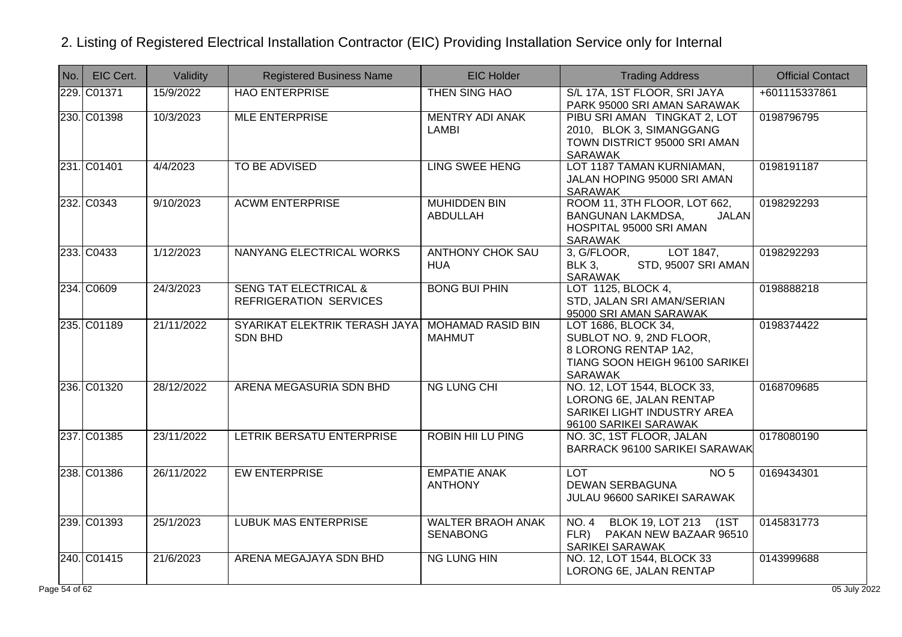## 2. Listing of Registered Electrical Installation Contractor (EIC) Providing Installation Service only for Internal

| No. | EIC Cert. | Validity | Registered Business Name | EIC Holder | Trading Address | Official Contact |
|---|---|---|---|---|---|---|
| 229. | C01371 | 15/9/2022 | HAO ENTERPRISE | THEN SING HAO | S/L 17A, 1ST FLOOR, SRI JAYA PARK 95000 SRI AMAN SARAWAK | +601115337861 |
| 230. | C01398 | 10/3/2023 | MLE ENTERPRISE | MENTRY ADI ANAK LAMBI | PIBU SRI AMAN TINGKAT 2, LOT 2010, BLOK 3, SIMANGGANG TOWN DISTRICT 95000 SRI AMAN SARAWAK | 0198796795 |
| 231. | C01401 | 4/4/2023 | TO BE ADVISED | LING SWEE HENG | LOT 1187 TAMAN KURNIAMAN, JALAN HOPING 95000 SRI AMAN SARAWAK | 0198191187 |
| 232. | C0343 | 9/10/2023 | ACWM ENTERPRISE | MUHIDDEN BIN ABDULLAH | ROOM 11, 3TH FLOOR, LOT 662, BANGUNAN LAKMDSA, JALAN HOSPITAL 95000 SRI AMAN SARAWAK | 0198292293 |
| 233. | C0433 | 1/12/2023 | NANYANG ELECTRICAL WORKS | ANTHONY CHOK SAU HUA | 3, G/FLOOR, LOT 1847, BLK 3, STD, 95007 SRI AMAN SARAWAK | 0198292293 |
| 234. | C0609 | 24/3/2023 | SENG TAT ELECTRICAL & REFRIGERATION SERVICES | BONG BUI PHIN | LOT 1125, BLOCK 4, STD, JALAN SRI AMAN/SERIAN 95000 SRI AMAN SARAWAK | 0198888218 |
| 235. | C01189 | 21/11/2022 | SYARIKAT ELEKTRIK TERASH JAYA SDN BHD | MOHAMAD RASID BIN MAHMUT | LOT 1686, BLOCK 34, SUBLOT NO. 9, 2ND FLOOR, 8 LORONG RENTAP 1A2, TIANG SOON HEIGH 96100 SARIKEI SARAWAK | 0198374422 |
| 236. | C01320 | 28/12/2022 | ARENA MEGASURIA SDN BHD | NG LUNG CHI | NO. 12, LOT 1544, BLOCK 33, LORONG 6E, JALAN RENTAP SARIKEI LIGHT INDUSTRY AREA 96100 SARIKEI SARAWAK | 0168709685 |
| 237. | C01385 | 23/11/2022 | LETRIK BERSATU ENTERPRISE | ROBIN HII LU PING | NO. 3C, 1ST FLOOR, JALAN BARRACK 96100 SARIKEI SARAWAK | 0178080190 |
| 238. | C01386 | 26/11/2022 | EW ENTERPRISE | EMPATIE ANAK ANTHONY | LOT NO 5 DEWAN SERBAGUNA JULAU 96600 SARIKEI SARAWAK | 0169434301 |
| 239. | C01393 | 25/1/2023 | LUBUK MAS ENTERPRISE | WALTER BRAOH ANAK SENABONG | NO. 4 BLOK 19, LOT 213 (1ST FLR) PAKAN NEW BAZAAR 96510 SARIKEI SARAWAK | 0145831773 |
| 240. | C01415 | 21/6/2023 | ARENA MEGAJAYA SDN BHD | NG LUNG HIN | NO. 12, LOT 1544, BLOCK 33 LORONG 6E, JALAN RENTAP | 0143999688 |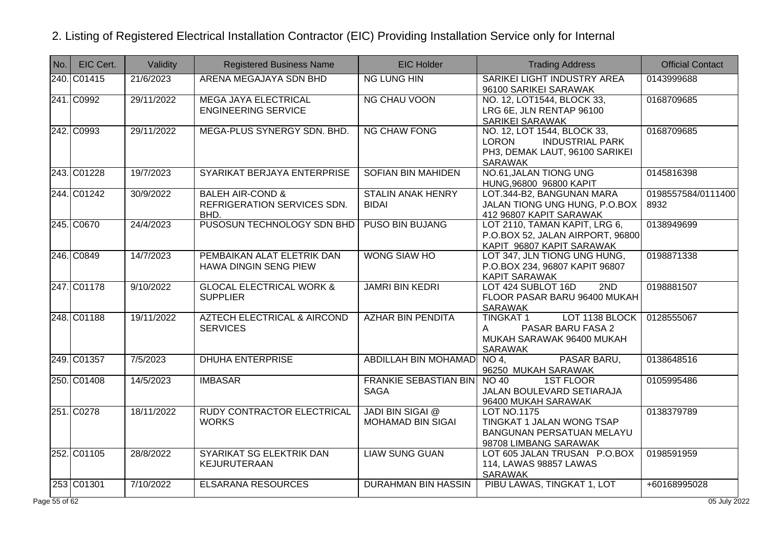## 2. Listing of Registered Electrical Installation Contractor (EIC) Providing Installation Service only for Internal

| No. | EIC Cert. | Validity | Registered Business Name | EIC Holder | Trading Address | Official Contact |
|---|---|---|---|---|---|---|
| 240. | C01415 | 21/6/2023 | ARENA MEGAJAYA SDN BHD | NG LUNG HIN | SARIKEI LIGHT INDUSTRY AREA 96100 SARIKEI SARAWAK | 0143999688 |
| 241. | C0992 | 29/11/2022 | MEGA JAYA ELECTRICAL ENGINEERING SERVICE | NG CHAU VOON | NO. 12, LOT1544, BLOCK 33, LRG 6E, JLN RENTAP 96100 SARIKEI SARAWAK | 0168709685 |
| 242. | C0993 | 29/11/2022 | MEGA-PLUS SYNERGY SDN. BHD. | NG CHAW FONG | NO. 12, LOT 1544, BLOCK 33, LORON INDUSTRIAL PARK PH3, DEMAK LAUT, 96100 SARIKEI SARAWAK | 0168709685 |
| 243. | C01228 | 19/7/2023 | SYARIKAT BERJAYA ENTERPRISE | SOFIAN BIN MAHIDEN | NO.61,JALAN TIONG UNG HUNG,96800 96800 KAPIT | 0145816398 |
| 244. | C01242 | 30/9/2022 | BALEH AIR-COND & REFRIGERATION SERVICES SDN. BHD. | STALIN ANAK HENRY BIDAI | LOT.344-B2, BANGUNAN MARA JALAN TIONG UNG HUNG, P.O.BOX 412 96807 KAPIT SARAWAK | 0198557584/0111400 8932 |
| 245. | C0670 | 24/4/2023 | PUSOSUN TECHNOLOGY SDN BHD | PUSO BIN BUJANG | LOT 2110, TAMAN KAPIT, LRG 6, P.O.BOX 52, JALAN AIRPORT, 96800 KAPIT 96807 KAPIT SARAWAK | 0138949699 |
| 246. | C0849 | 14/7/2023 | PEMBAIKAN ALAT ELETRIK DAN HAWA DINGIN SENG PIEW | WONG SIAW HO | LOT 347, JLN TIONG UNG HUNG, P.O.BOX 234, 96807 KAPIT 96807 KAPIT SARAWAK | 0198871338 |
| 247. | C01178 | 9/10/2022 | GLOCAL ELECTRICAL WORK & SUPPLIER | JAMRI BIN KEDRI | LOT 424 SUBLOT 16D 2ND FLOOR PASAR BARU 96400 MUKAH SARAWAK | 0198881507 |
| 248. | C01188 | 19/11/2022 | AZTECH ELECTRICAL & AIRCOND SERVICES | AZHAR BIN PENDITA | TINGKAT 1 LOT 1138 BLOCK A PASAR BARU FASA 2 MUKAH SARAWAK 96400 MUKAH SARAWAK | 0128555067 |
| 249. | C01357 | 7/5/2023 | DHUHA ENTERPRISE | ABDILLAH BIN MOHAMAD | NO 4, PASAR BARU, 96250 MUKAH SARAWAK | 0138648516 |
| 250. | C01408 | 14/5/2023 | IMBASAR | FRANKIE SEBASTIAN BIN SAGA | NO 40 1ST FLOOR JALAN BOULEVARD SETIARAJA 96400 MUKAH SARAWAK | 0105995486 |
| 251. | C0278 | 18/11/2022 | RUDY CONTRACTOR ELECTRICAL WORKS | JADI BIN SIGAI @ MOHAMAD BIN SIGAI | LOT NO.1175 TINGKAT 1 JALAN WONG TSAP BANGUNAN PERSATUAN MELAYU 98708 LIMBANG SARAWAK | 0138379789 |
| 252. | C01105 | 28/8/2022 | SYARIKAT SG ELEKTRIK DAN KEJURUTERAAN | LIAW SUNG GUAN | LOT 605 JALAN TRUSAN P.O.BOX 114, LAWAS 98857 LAWAS SARAWAK | 0198591959 |
| 253 | C01301 | 7/10/2022 | ELSARANA RESOURCES | DURAHMAN BIN HASSIN | PIBU LAWAS, TINGKAT 1, LOT | +60168995028 |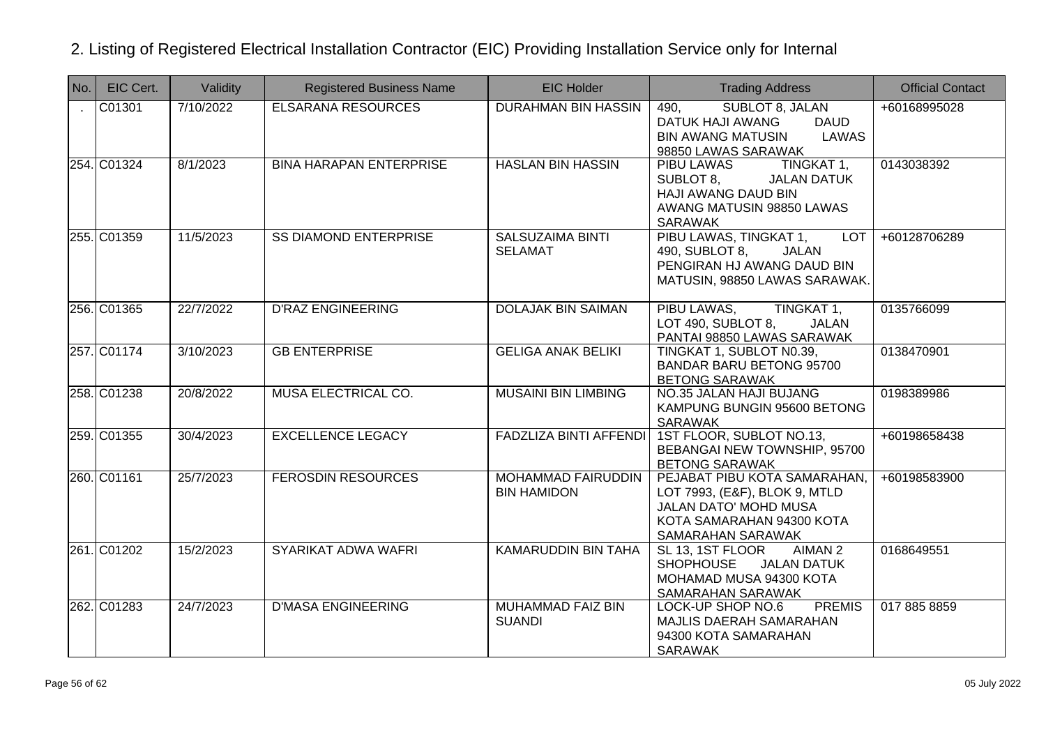## 2. Listing of Registered Electrical Installation Contractor (EIC) Providing Installation Service only for Internal

| No. | EIC Cert. | Validity | Registered Business Name | EIC Holder | Trading Address | Official Contact |
|---|---|---|---|---|---|---|
| . | C01301 | 7/10/2022 | ELSARANA RESOURCES | DURAHMAN BIN HASSIN | 490, SUBLOT 8, JALAN DATUK HAJI AWANG DAUD BIN AWANG MATUSIN LAWAS 98850 LAWAS SARAWAK | +60168995028 |
| 254. | C01324 | 8/1/2023 | BINA HARAPAN ENTERPRISE | HASLAN BIN HASSIN | PIBU LAWAS TINGKAT 1, SUBLOT 8, JALAN DATUK HAJI AWANG DAUD BIN AWANG MATUSIN 98850 LAWAS SARAWAK | 0143038392 |
| 255. | C01359 | 11/5/2023 | SS DIAMOND ENTERPRISE | SALSUZAIMA BINTI SELAMAT | PIBU LAWAS, TINGKAT 1, LOT 490, SUBLOT 8, JALAN PENGIRAN HJ AWANG DAUD BIN MATUSIN, 98850 LAWAS SARAWAK. | +60128706289 |
| 256. | C01365 | 22/7/2022 | D'RAZ ENGINEERING | DOLAJAK BIN SAIMAN | PIBU LAWAS, TINGKAT 1, LOT 490, SUBLOT 8, JALAN PANTAI 98850 LAWAS SARAWAK | 0135766099 |
| 257. | C01174 | 3/10/2023 | GB ENTERPRISE | GELIGA ANAK BELIKI | TINGKAT 1, SUBLOT N0.39, BANDAR BARU BETONG 95700 BETONG SARAWAK | 0138470901 |
| 258. | C01238 | 20/8/2022 | MUSA ELECTRICAL CO. | MUSAINI BIN LIMBING | NO.35 JALAN HAJI BUJANG KAMPUNG BUNGIN 95600 BETONG SARAWAK | 0198389986 |
| 259. | C01355 | 30/4/2023 | EXCELLENCE LEGACY | FADZLIZA BINTI AFFENDI | 1ST FLOOR, SUBLOT NO.13, BEBANGAI NEW TOWNSHIP, 95700 BETONG SARAWAK | +60198658438 |
| 260. | C01161 | 25/7/2023 | FEROSDIN RESOURCES | MOHAMMAD FAIRUDDIN BIN HAMIDON | PEJABAT PIBU KOTA SAMARAHAN, LOT 7993, (E&F), BLOK 9, MTLD JALAN DATO' MOHD MUSA KOTA SAMARAHAN 94300 KOTA SAMARAHAN SARAWAK | +60198583900 |
| 261. | C01202 | 15/2/2023 | SYARIKAT ADWA WAFRI | KAMARUDDIN BIN TAHA | SL 13, 1ST FLOOR AIMAN 2 SHOPHOUSE JALAN DATUK MOHAMAD MUSA 94300 KOTA SAMARAHAN SARAWAK | 0168649551 |
| 262. | C01283 | 24/7/2023 | D'MASA ENGINEERING | MUHAMMAD FAIZ BIN SUANDI | LOCK-UP SHOP NO.6 PREMIS MAJLIS DAERAH SAMARAHAN 94300 KOTA SAMARAHAN SARAWAK | 017 885 8859 |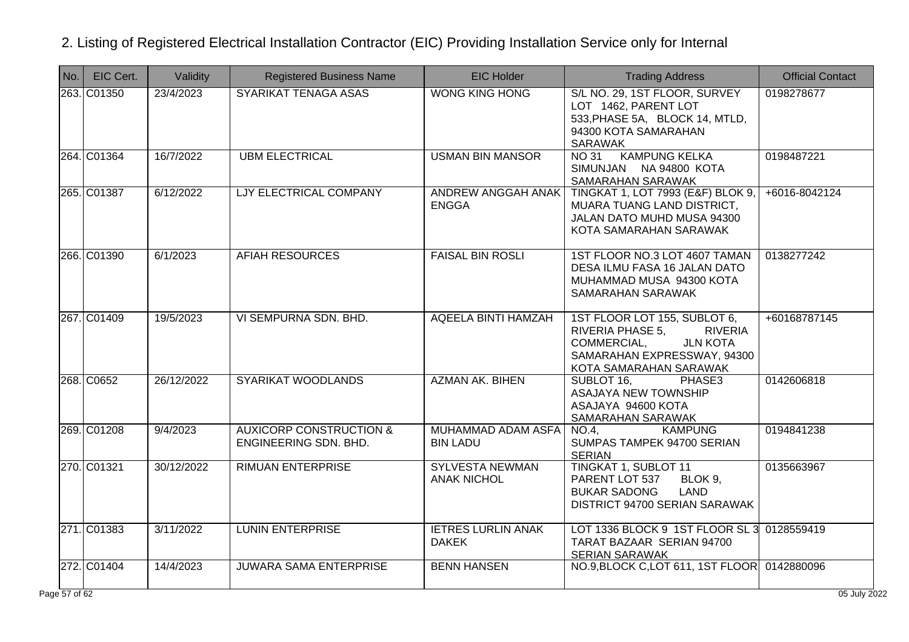## 2. Listing of Registered Electrical Installation Contractor (EIC) Providing Installation Service only for Internal

| No. | EIC Cert. | Validity | Registered Business Name | EIC Holder | Trading Address | Official Contact |
|---|---|---|---|---|---|---|
| 263. | C01350 | 23/4/2023 | SYARIKAT TENAGA ASAS | WONG KING HONG | S/L NO. 29, 1ST FLOOR, SURVEY LOT 1462, PARENT LOT 533,PHASE 5A, BLOCK 14, MTLD, 94300 KOTA SAMARAHAN SARAWAK | 0198278677 |
| 264. | C01364 | 16/7/2022 | UBM ELECTRICAL | USMAN BIN MANSOR | NO 31 KAMPUNG KELKA SIMUNJAN NA 94800 KOTA SAMARAHAN SARAWAK | 0198487221 |
| 265. | C01387 | 6/12/2022 | LJY ELECTRICAL COMPANY | ANDREW ANGGAH ANAK ENGGA | TINGKAT 1, LOT 7993 (E&F) BLOK 9, MUARA TUANG LAND DISTRICT, JALAN DATO MUHD MUSA 94300 KOTA SAMARAHAN SARAWAK | +6016-8042124 |
| 266. | C01390 | 6/1/2023 | AFIAH RESOURCES | FAISAL BIN ROSLI | 1ST FLOOR NO.3 LOT 4607 TAMAN DESA ILMU FASA 16 JALAN DATO MUHAMMAD MUSA 94300 KOTA SAMARAHAN SARAWAK | 0138277242 |
| 267. | C01409 | 19/5/2023 | VI SEMPURNA SDN. BHD. | AQEELA BINTI HAMZAH | 1ST FLOOR LOT 155, SUBLOT 6, RIVERIA PHASE 5, RIVERIA COMMERCIAL, JLN KOTA SAMARAHAN EXPRESSWAY, 94300 KOTA SAMARAHAN SARAWAK | +60168787145 |
| 268. | C0652 | 26/12/2022 | SYARIKAT WOODLANDS | AZMAN AK. BIHEN | SUBLOT 16, PHASE3 ASAJAYA NEW TOWNSHIP ASAJAYA 94600 KOTA SAMARAHAN SARAWAK | 0142606818 |
| 269. | C01208 | 9/4/2023 | AUXICORP CONSTRUCTION & ENGINEERING SDN. BHD. | MUHAMMAD ADAM ASFA BIN LADU | NO.4, KAMPUNG SUMPAS TAMPEK 94700 SERIAN SERIAN | 0194841238 |
| 270. | C01321 | 30/12/2022 | RIMUAN ENTERPRISE | SYLVESTA NEWMAN ANAK NICHOL | TINGKAT 1, SUBLOT 11 PARENT LOT 537 BLOK 9, BUKAR SADONG LAND DISTRICT 94700 SERIAN SARAWAK | 0135663967 |
| 271. | C01383 | 3/11/2022 | LUNIN ENTERPRISE | IETRES LURLIN ANAK DAKEK | LOT 1336 BLOCK 9 1ST FLOOR SL 3 TARAT BAZAAR SERIAN 94700 SERIAN SARAWAK | 0128559419 |
| 272. | C01404 | 14/4/2023 | JUWARA SAMA ENTERPRISE | BENN HANSEN | NO.9,BLOCK C,LOT 611, 1ST FLOOR | 0142880096 |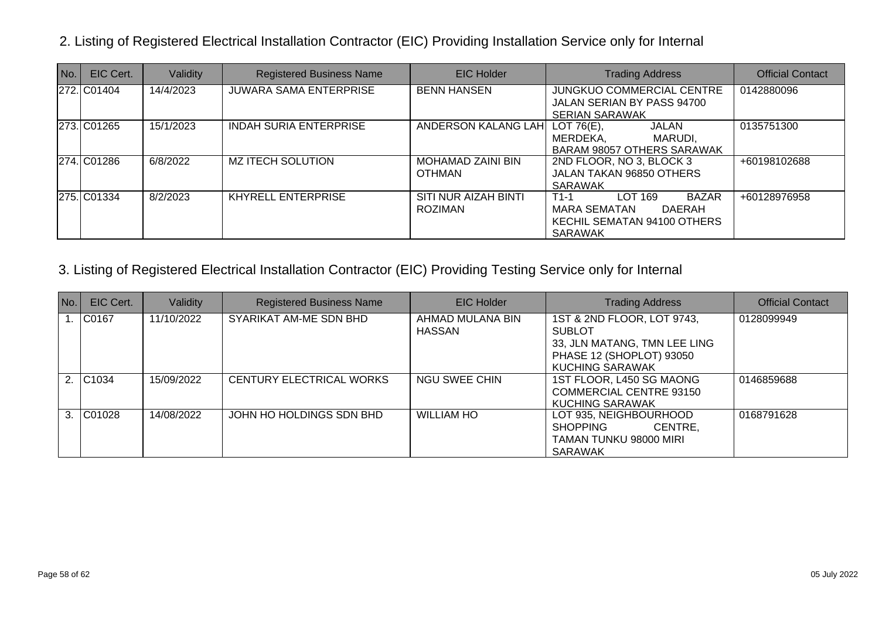## 2. Listing of Registered Electrical Installation Contractor (EIC) Providing Installation Service only for Internal

| No. | EIC Cert. | Validity | Registered Business Name | EIC Holder | Trading Address | Official Contact |
|---|---|---|---|---|---|---|
| 272. | C01404 | 14/4/2023 | JUWARA SAMA ENTERPRISE | BENN HANSEN | JUNGKUO COMMERCIAL CENTRE JALAN SERIAN BY PASS 94700 SERIAN SARAWAK | 0142880096 |
| 273. | C01265 | 15/1/2023 | INDAH SURIA ENTERPRISE | ANDERSON KALANG LAH | LOT 76(E), JALAN MERDEKA, MARUDI, BARAM 98057 OTHERS SARAWAK | 0135751300 |
| 274. | C01286 | 6/8/2022 | MZ ITECH SOLUTION | MOHAMAD ZAINI BIN OTHMAN | 2ND FLOOR, NO 3, BLOCK 3 JALAN TAKAN 96850 OTHERS SARAWAK | +60198102688 |
| 275. | C01334 | 8/2/2023 | KHYRELL ENTERPRISE | SITI NUR AIZAH BINTI ROZIMAN | T1-1 LOT 169 BAZAR MARA SEMATAN DAERAH KECHIL SEMATAN 94100 OTHERS SARAWAK | +60128976958 |

## 3. Listing of Registered Electrical Installation Contractor (EIC) Providing Testing Service only for Internal

| No. | EIC Cert. | Validity | Registered Business Name | EIC Holder | Trading Address | Official Contact |
|---|---|---|---|---|---|---|
| 1. | C0167 | 11/10/2022 | SYARIKAT AM-ME SDN BHD | AHMAD MULANA BIN HASSAN | 1ST & 2ND FLOOR, LOT 9743, SUBLOT 33, JLN MATANG, TMN LEE LING PHASE 12 (SHOPLOT) 93050 KUCHING SARAWAK | 0128099949 |
| 2. | C1034 | 15/09/2022 | CENTURY ELECTRICAL WORKS | NGU SWEE CHIN | 1ST FLOOR, L450 SG MAONG COMMERCIAL CENTRE 93150 KUCHING SARAWAK | 0146859688 |
| 3. | C01028 | 14/08/2022 | JOHN HO HOLDINGS SDN BHD | WILLIAM HO | LOT 935, NEIGHBOURHOOD SHOPPING CENTRE, TAMAN TUNKU 98000 MIRI SARAWAK | 0168791628 |

05 July 2022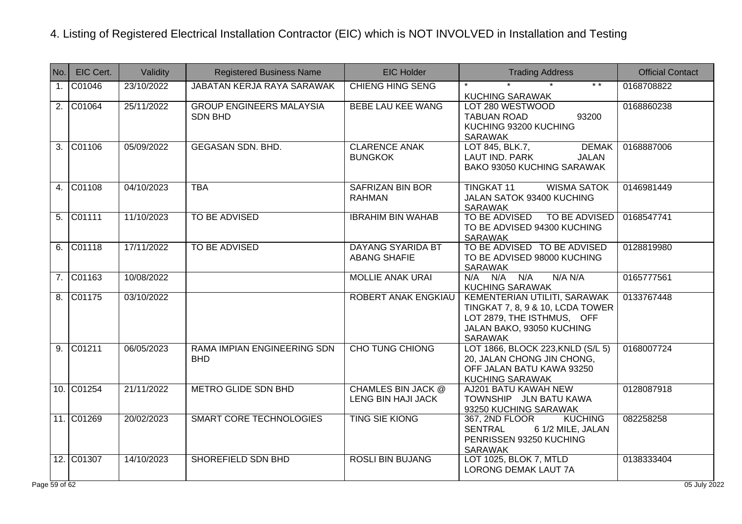# 4. Listing of Registered Electrical Installation Contractor (EIC) which is NOT INVOLVED in Installation and Testing

| No. | EIC Cert. | Validity | Registered Business Name | EIC Holder | Trading Address | Official Contact |
|---|---|---|---|---|---|---|
| 1. | C01046 | 23/10/2022 | JABATAN KERJA RAYA SARAWAK | CHIENG HING SENG | * * * * * KUCHING SARAWAK | 0168708822 |
| 2. | C01064 | 25/11/2022 | GROUP ENGINEERS MALAYSIA SDN BHD | BEBE LAU KEE WANG | LOT 280 WESTWOOD TABUAN ROAD 93200 KUCHING 93200 KUCHING SARAWAK | 0168860238 |
| 3. | C01106 | 05/09/2022 | GEGASAN SDN. BHD. | CLARENCE ANAK BUNGKOK | LOT 845, BLK.7, DEMAK LAUT IND. PARK JALAN BAKO 93050 KUCHING SARAWAK | 0168887006 |
| 4. | C01108 | 04/10/2023 | TBA | SAFRIZAN BIN BOR RAHMAN | TINGKAT 11 WISMA SATOK JALAN SATOK 93400 KUCHING SARAWAK | 0146981449 |
| 5. | C01111 | 11/10/2023 | TO BE ADVISED | IBRAHIM BIN WAHAB | TO BE ADVISED TO BE ADVISED TO BE ADVISED 94300 KUCHING SARAWAK | 0168547741 |
| 6. | C01118 | 17/11/2022 | TO BE ADVISED | DAYANG SYARIDA BT ABANG SHAFIE | TO BE ADVISED TO BE ADVISED TO BE ADVISED 98000 KUCHING SARAWAK | 0128819980 |
| 7. | C01163 | 10/08/2022 | | MOLLIE ANAK URAI | N/A N/A N/A N/A N/A KUCHING SARAWAK | 0165777561 |
| 8. | C01175 | 03/10/2022 | | ROBERT ANAK ENGKIAU | KEMENTERIAN UTILITI, SARAWAK TINGKAT 7, 8, 9 & 10, LCDA TOWER LOT 2879, THE ISTHMUS, OFF JALAN BAKO, 93050 KUCHING SARAWAK | 0133767448 |
| 9. | C01211 | 06/05/2023 | RAMA IMPIAN ENGINEERING SDN BHD | CHO TUNG CHIONG | LOT 1866, BLOCK 223,KNLD (S/L 5) 20, JALAN CHONG JIN CHONG, OFF JALAN BATU KAWA 93250 KUCHING SARAWAK | 0168007724 |
| 10. | C01254 | 21/11/2022 | METRO GLIDE SDN BHD | CHAMLES BIN JACK @ LENG BIN HAJI JACK | AJ201 BATU KAWAH NEW TOWNSHIP JLN BATU KAWA 93250 KUCHING SARAWAK | 0128087918 |
| 11. | C01269 | 20/02/2023 | SMART CORE TECHNOLOGIES | TING SIE KIONG | 367, 2ND FLOOR KUCHING SENTRAL 6 1/2 MILE, JALAN PENRISSEN 93250 KUCHING SARAWAK | 082258258 |
| 12. | C01307 | 14/10/2023 | SHOREFIELD SDN BHD | ROSLI BIN BUJANG | LOT 1025, BLOK 7, MTLD LORONG DEMAK LAUT 7A | 0138333404 |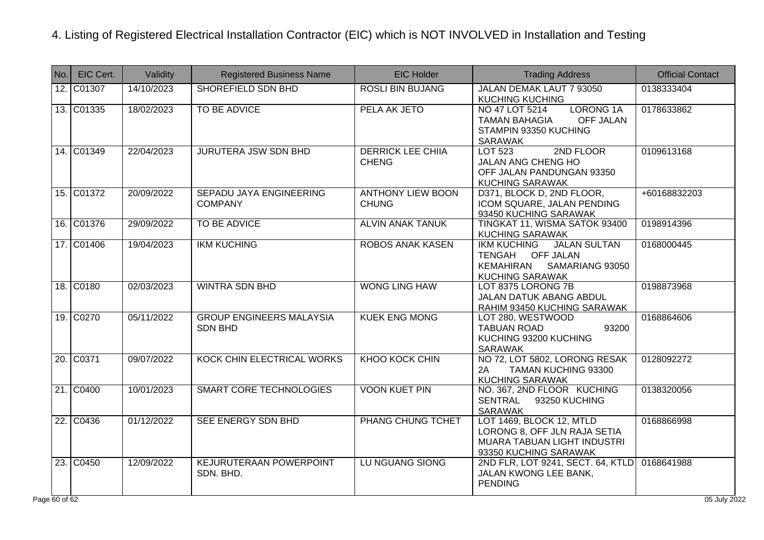# 4. Listing of Registered Electrical Installation Contractor (EIC) which is NOT INVOLVED in Installation and Testing

| No. | EIC Cert. | Validity | Registered Business Name | EIC Holder | Trading Address | Official Contact |
|---|---|---|---|---|---|---|
| 12. | C01307 | 14/10/2023 | SHOREFIELD SDN BHD | ROSLI BIN BUJANG | JALAN DEMAK LAUT 7 93050 KUCHING KUCHING | 0138333404 |
| 13. | C01335 | 18/02/2023 | TO BE ADVICE | PELA AK JETO | NO 47 LOT 5214 LORONG 1A TAMAN BAHAGIA OFF JALAN STAMPIN 93350 KUCHING SARAWAK | 0178633862 |
| 14. | C01349 | 22/04/2023 | JURUTERA JSW SDN BHD | DERRICK LEE CHIIA CHENG | LOT 523 2ND FLOOR JALAN ANG CHENG HO OFF JALAN PANDUNGAN 93350 KUCHING SARAWAK | 0109613168 |
| 15. | C01372 | 20/09/2022 | SEPADU JAYA ENGINEERING COMPANY | ANTHONY LIEW BOON CHUNG | D371, BLOCK D, 2ND FLOOR, ICOM SQUARE, JALAN PENDING 93450 KUCHING SARAWAK | +60168832203 |
| 16. | C01376 | 29/09/2022 | TO BE ADVICE | ALVIN ANAK TANUK | TINGKAT 11, WISMA SATOK 93400 KUCHING SARAWAK | 0198914396 |
| 17. | C01406 | 19/04/2023 | IKM KUCHING | ROBOS ANAK KASEN | IKM KUCHING JALAN SULTAN TENGAH OFF JALAN KEMAHIRAN SAMARIANG 93050 KUCHING SARAWAK | 0168000445 |
| 18. | C0180 | 02/03/2023 | WINTRA SDN BHD | WONG LING HAW | LOT 8375 LORONG 7B JALAN DATUK ABANG ABDUL RAHIM 93450 KUCHING SARAWAK | 0198873968 |
| 19. | C0270 | 05/11/2022 | GROUP ENGINEERS MALAYSIA SDN BHD | KUEK ENG MONG | LOT 280, WESTWOOD TABUAN ROAD 93200 KUCHING 93200 KUCHING SARAWAK | 0168864606 |
| 20. | C0371 | 09/07/2022 | KOCK CHIN ELECTRICAL WORKS | KHOO KOCK CHIN | NO 72, LOT 5802, LORONG RESAK 2A TAMAN KUCHING 93300 KUCHING SARAWAK | 0128092272 |
| 21. | C0400 | 10/01/2023 | SMART CORE TECHNOLOGIES | VOON KUET PIN | NO. 367, 2ND FLOOR KUCHING SENTRAL 93250 KUCHING SARAWAK | 0138320056 |
| 22. | C0436 | 01/12/2022 | SEE ENERGY SDN BHD | PHANG CHUNG TCHET | LOT 1469, BLOCK 12, MTLD LORONG 8, OFF JLN RAJA SETIA MUARA TABUAN LIGHT INDUSTRI 93350 KUCHING SARAWAK | 0168866998 |
| 23. | C0450 | 12/09/2022 | KEJURUTERAAN POWERPOINT SDN. BHD. | LU NGUANG SIONG | 2ND FLR, LOT 9241, SECT. 64, KTLD JALAN KWONG LEE BANK, PENDING | 0168641988 |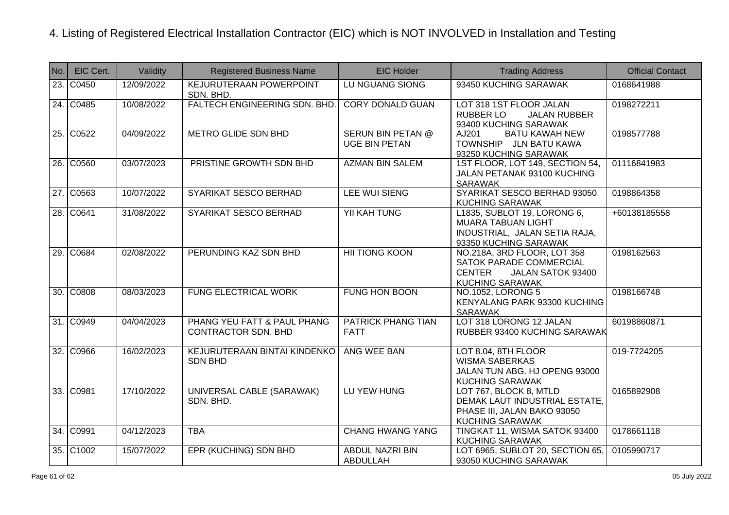# 4. Listing of Registered Electrical Installation Contractor (EIC) which is NOT INVOLVED in Installation and Testing

| No. | EIC Cert. | Validity | Registered Business Name | EIC Holder | Trading Address | Official Contact |
|---|---|---|---|---|---|---|
| 23. | C0450 | 12/09/2022 | KEJURUTERAAN POWERPOINT SDN. BHD. | LU NGUANG SIONG | 93450 KUCHING SARAWAK | 0168641988 |
| 24. | C0485 | 10/08/2022 | FALTECH ENGINEERING SDN. BHD. | CORY DONALD GUAN | LOT 318 1ST FLOOR JALAN RUBBER LO JALAN RUBBER 93400 KUCHING SARAWAK | 0198272211 |
| 25. | C0522 | 04/09/2022 | METRO GLIDE SDN BHD | SERUN BIN PETAN @ UGE BIN PETAN | AJ201 BATU KAWAH NEW TOWNSHIP JLN BATU KAWA 93250 KUCHING SARAWAK | 0198577788 |
| 26. | C0560 | 03/07/2023 | PRISTINE GROWTH SDN BHD | AZMAN BIN SALEM | 1ST FLOOR, LOT 149, SECTION 54, JALAN PETANAK 93100 KUCHING SARAWAK | 01116841983 |
| 27. | C0563 | 10/07/2022 | SYARIKAT SESCO BERHAD | LEE WUI SIENG | SYARIKAT SESCO BERHAD 93050 KUCHING SARAWAK | 0198864358 |
| 28. | C0641 | 31/08/2022 | SYARIKAT SESCO BERHAD | YII KAH TUNG | L1835, SUBLOT 19, LORONG 6, MUARA TABUAN LIGHT INDUSTRIAL, JALAN SETIA RAJA, 93350 KUCHING SARAWAK | +60138185558 |
| 29. | C0684 | 02/08/2022 | PERUNDING KAZ SDN BHD | HII TIONG KOON | NO.218A, 3RD FLOOR, LOT 358 SATOK PARADE COMMERCIAL CENTER JALAN SATOK 93400 KUCHING SARAWAK | 0198162563 |
| 30. | C0808 | 08/03/2023 | FUNG ELECTRICAL WORK | FUNG HON BOON | NO.1052, LORONG 5 KENYALANG PARK 93300 KUCHING SARAWAK | 0198166748 |
| 31. | C0949 | 04/04/2023 | PHANG YEU FATT & PAUL PHANG CONTRACTOR SDN. BHD | PATRICK PHANG TIAN FATT | LOT 318 LORONG 12 JALAN RUBBER 93400 KUCHING SARAWAK | 60198860871 |
| 32. | C0966 | 16/02/2023 | KEJURUTERAAN BINTAI KINDENKO SDN BHD | ANG WEE BAN | LOT 8.04, 8TH FLOOR WISMA SABERKAS JALAN TUN ABG. HJ OPENG 93000 KUCHING SARAWAK | 019-7724205 |
| 33. | C0981 | 17/10/2022 | UNIVERSAL CABLE (SARAWAK) SDN. BHD. | LU YEW HUNG | LOT 767, BLOCK 8, MTLD DEMAK LAUT INDUSTRIAL ESTATE, PHASE III, JALAN BAKO 93050 KUCHING SARAWAK | 0165892908 |
| 34. | C0991 | 04/12/2023 | TBA | CHANG HWANG YANG | TINGKAT 11, WISMA SATOK 93400 KUCHING SARAWAK | 0178661118 |
| 35. | C1002 | 15/07/2022 | EPR (KUCHING) SDN BHD | ABDUL NAZRI BIN ABDULLAH | LOT 6965, SUBLOT 20, SECTION 65, 93050 KUCHING SARAWAK | 0105990717 |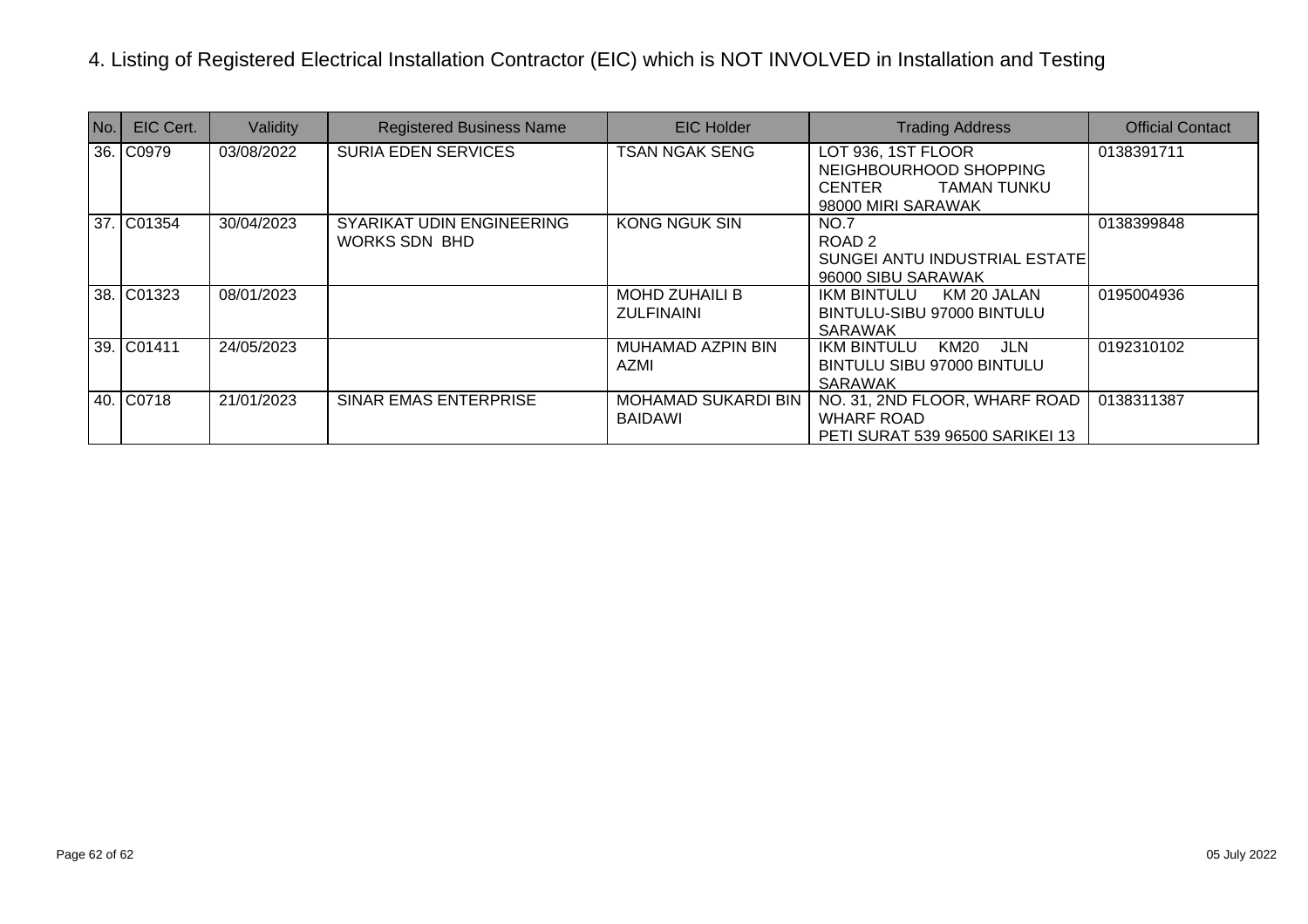## 4. Listing of Registered Electrical Installation Contractor (EIC) which is NOT INVOLVED in Installation and Testing

| No. | EIC Cert. | Validity | Registered Business Name | EIC Holder | Trading Address | Official Contact |
|---|---|---|---|---|---|---|
| 36. | C0979 | 03/08/2022 | SURIA EDEN SERVICES | TSAN NGAK SENG | LOT 936, 1ST FLOOR NEIGHBOURHOOD SHOPPING CENTER TAMAN TUNKU 98000 MIRI SARAWAK | 0138391711 |
| 37. | C01354 | 30/04/2023 | SYARIKAT UDIN ENGINEERING WORKS SDN BHD | KONG NGUK SIN | NO.7 ROAD 2 SUNGEI ANTU INDUSTRIAL ESTATE 96000 SIBU SARAWAK | 0138399848 |
| 38. | C01323 | 08/01/2023 | | MOHD ZUHAILI B ZULFINAINI | IKM BINTULU KM 20 JALAN BINTULU-SIBU 97000 BINTULU SARAWAK | 0195004936 |
| 39. | C01411 | 24/05/2023 | | MUHAMAD AZPIN BIN AZMI | IKM BINTULU KM20 JLN BINTULU SIBU 97000 BINTULU SARAWAK | 0192310102 |
| 40. | C0718 | 21/01/2023 | SINAR EMAS ENTERPRISE | MOHAMAD SUKARDI BIN BAIDAWI | NO. 31, 2ND FLOOR, WHARF ROAD WHARF ROAD PETI SURAT 539 96500 SARIKEI 13 | 0138311387 |

05 July 2022